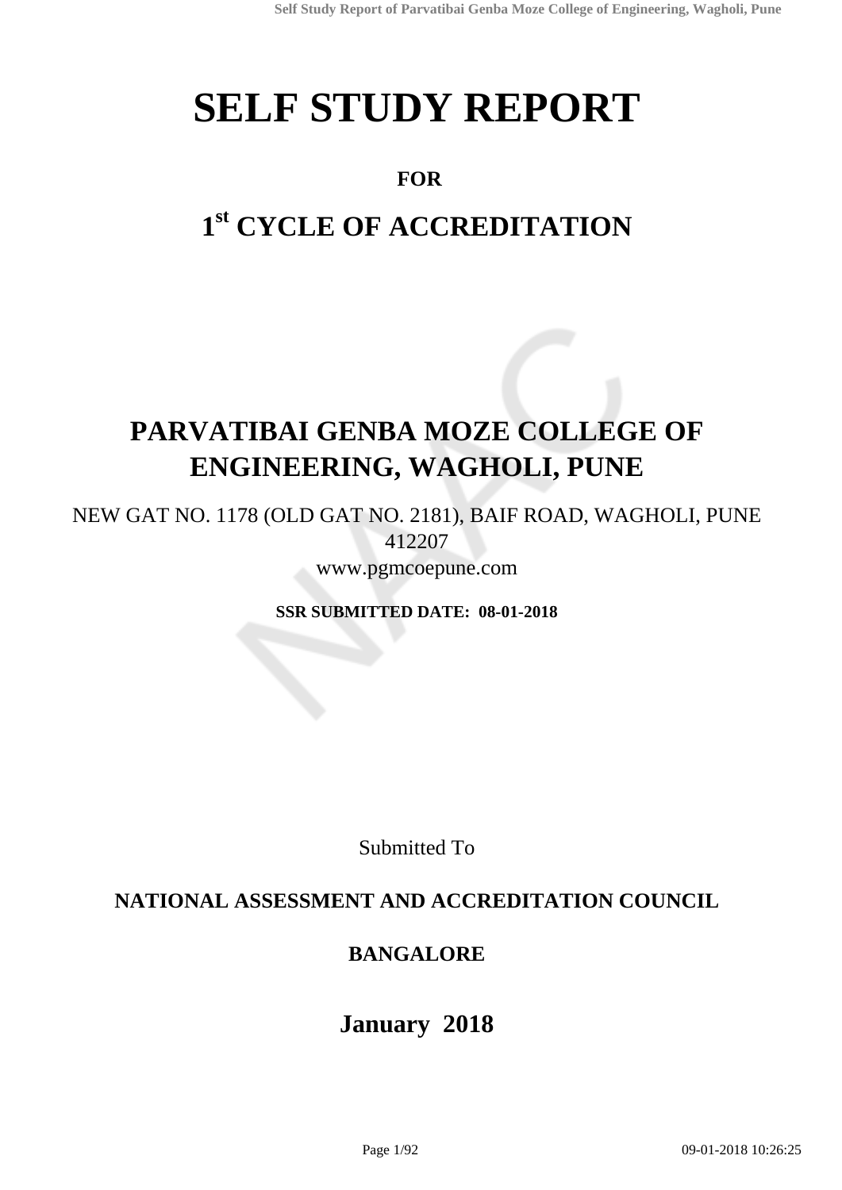# SELF STUDY REPORT

**FOR**

## 1st CYCLE OF ACCREDITATION

## PARVATIBAI GENBA MOZE COLLEGE OF ENGINEERING, WAGHOLI, PUNE

NEW GAT NO. 1178 (OLD GAT NO. 2181), BAIF ROAD, WAGHOLI, PUNE 412207

www.pgmcoepune.com

**SSR SUBMITTED DATE: 08-01-2018**

Submitted To

**NATIONAL ASSESSMENT AND ACCREDITATION COUNCIL**

**BANGALORE**

## January 2018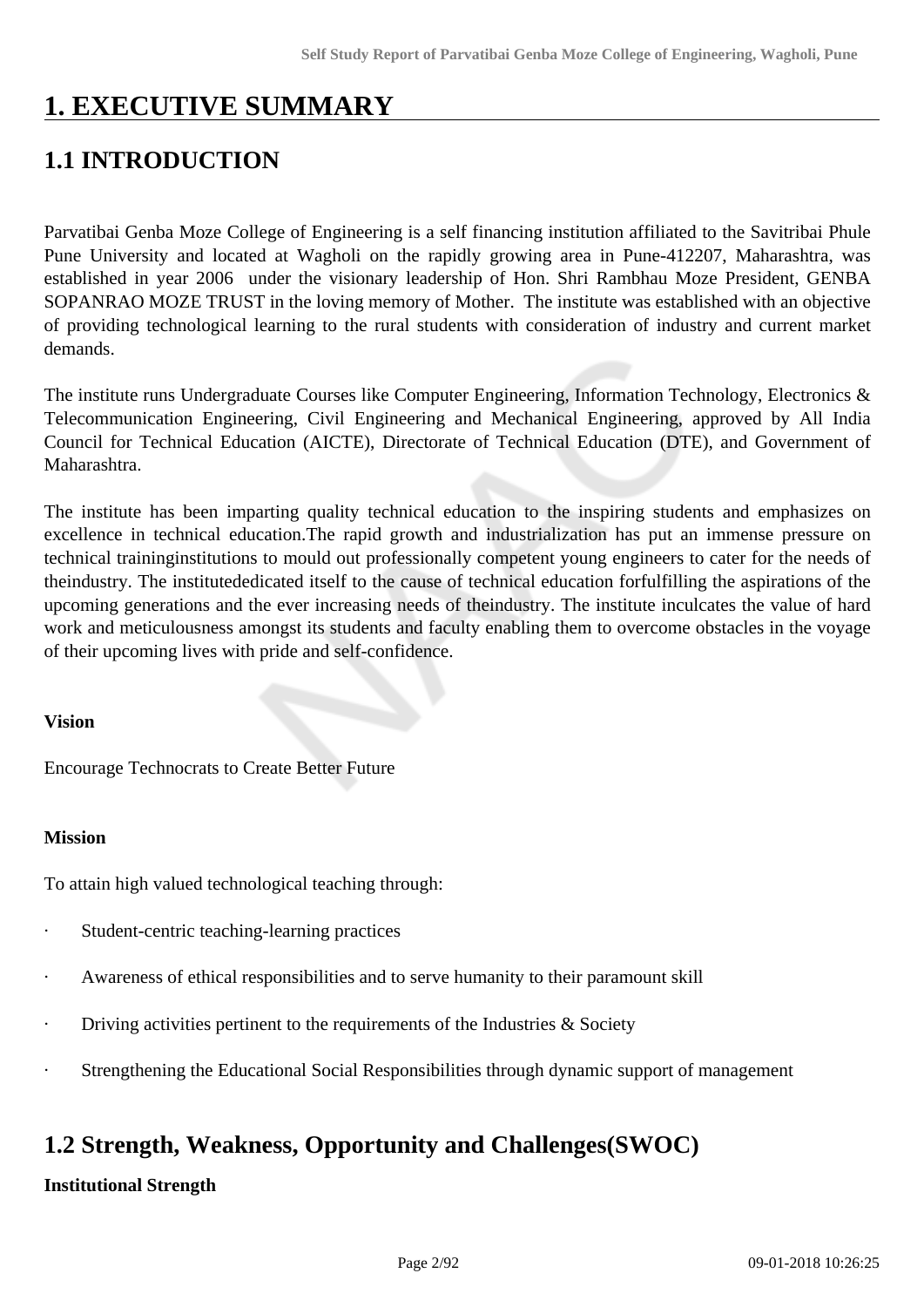# 1. EXECUTIVE SUMMARY

## 1.1 INTRODUCTION

Parvatibai Genba Moze College of Engineering is a self financing institution affiliated to the Savitribai Phule Pune University and located at Wagholi on the rapidly growing area in Pune-412207, Maharashtra, was established in year 2006 under the visionary leadership of Hon. Shri Rambhau Moze President, GENBA SOPANRAO MOZE TRUST in the loving memory of Mother. The institute was established with an objective of providing technological learning to the rural students with consideration of industry and current market demands.

The institute runs Undergraduate Courses like Computer Engineering, Information Technology, Electronics & Telecommunication Engineering, Civil Engineering and Mechanical Engineering, approved by All India Council for Technical Education (AICTE), Directorate of Technical Education (DTE), and Government of Maharashtra.

The institute has been imparting quality technical education to the inspiring students and emphasizes on excellence in technical education.The rapid growth and industrialization has put an immense pressure on technical traininginstitutions to mould out professionally competent young engineers to cater for the needs of theindustry. The institutededicated itself to the cause of technical education forfulfilling the aspirations of the upcoming generations and the ever increasing needs of theindustry. The institute inculcates the value of hard work and meticulousness amongst its students and faculty enabling them to overcome obstacles in the voyage of their upcoming lives with pride and self-confidence.

**Vision**

Encourage Technocrats to Create Better Future

**Mission**

To attain high valued technological teaching through:

- Student-centric teaching-learning practices
- Awareness of ethical responsibilities and to serve humanity to their paramount skill
- Driving activities pertinent to the requirements of the Industries & Society
- Strengthening the Educational Social Responsibilities through dynamic support of management

## 1.2 Strength, Weakness, Opportunity and Challenges(SWOC)

**Institutional Strength**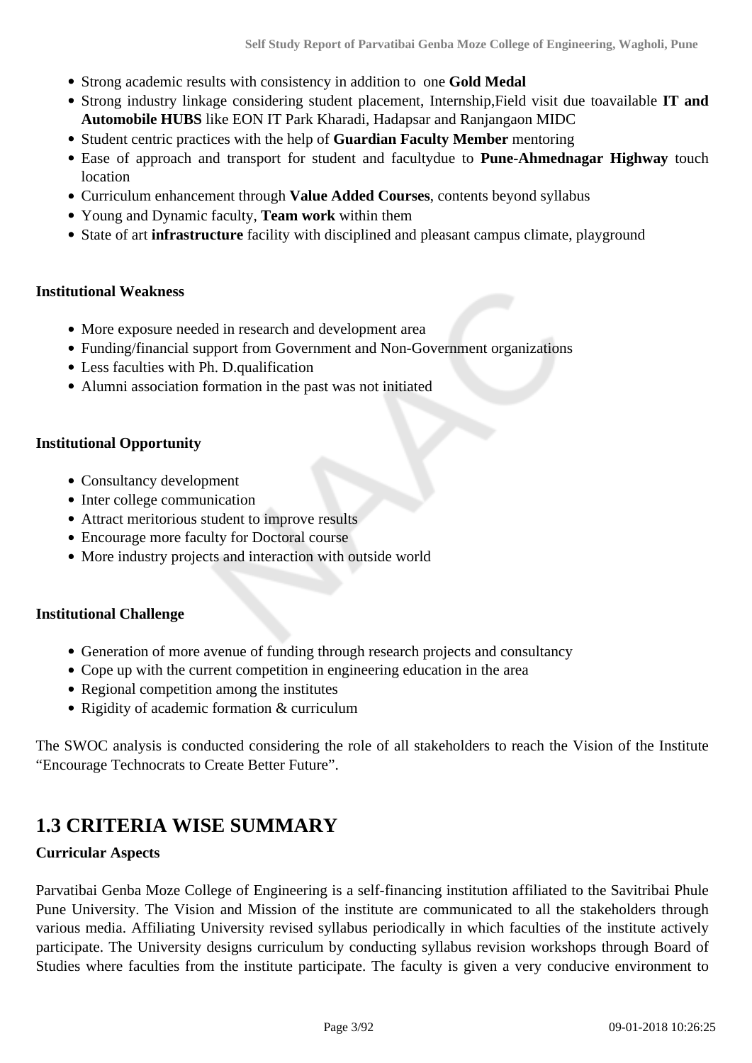- Strong academic results with consistency in addition to one **Gold Medal**
- Strong industry linkage considering student placement, Internship,Field visit due toavailable **IT and Automobile HUBS** like EON IT Park Kharadi, Hadapsar and Ranjangaon MIDC
- Student centric practices with the help of **Guardian Faculty Member** mentoring
- Ease of approach and transport for student and facultydue to **Pune-Ahmednagar Highway** touch location
- Curriculum enhancement through **Value Added Courses**, contents beyond syllabus
- Young and Dynamic faculty, **Team work** within them
- State of art **infrastructure** facility with disciplined and pleasant campus climate, playground

**Institutional Weakness**

- More exposure needed in research and development area
- Funding/financial support from Government and Non-Government organizations
- Less faculties with Ph. D.qualification
- Alumni association formation in the past was not initiated

**Institutional Opportunity**

- Consultancy development
- Inter college communication
- Attract meritorious student to improve results
- Encourage more faculty for Doctoral course
- More industry projects and interaction with outside world

**Institutional Challenge**

- Generation of more avenue of funding through research projects and consultancy
- Cope up with the current competition in engineering education in the area
- Regional competition among the institutes
- Rigidity of academic formation & curriculum

The SWOC analysis is conducted considering the role of all stakeholders to reach the Vision of the Institute "Encourage Technocrats to Create Better Future".

## 1.3 CRITERIA WISE SUMMARY

**Curricular Aspects**

Parvatibai Genba Moze College of Engineering is a self-financing institution affiliated to the Savitribai Phule Pune University. The Vision and Mission of the institute are communicated to all the stakeholders through various media. Affiliating University revised syllabus periodically in which faculties of the institute actively participate. The University designs curriculum by conducting syllabus revision workshops through Board of Studies where faculties from the institute participate. The faculty is given a very conducive environment to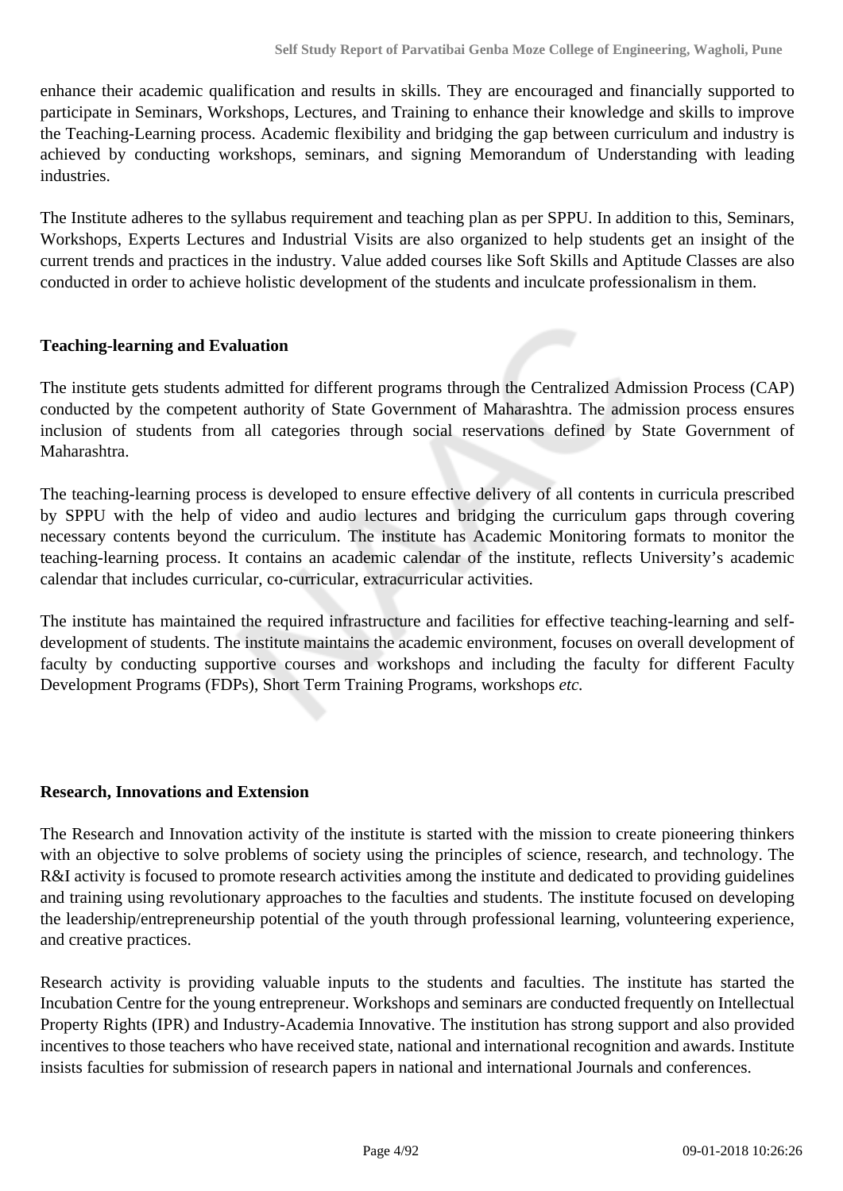enhance their academic qualification and results in skills. They are encouraged and financially supported to participate in Seminars, Workshops, Lectures, and Training to enhance their knowledge and skills to improve the Teaching-Learning process. Academic flexibility and bridging the gap between curriculum and industry is achieved by conducting workshops, seminars, and signing Memorandum of Understanding with leading industries.

The Institute adheres to the syllabus requirement and teaching plan as per SPPU. In addition to this, Seminars, Workshops, Experts Lectures and Industrial Visits are also organized to help students get an insight of the current trends and practices in the industry. Value added courses like Soft Skills and Aptitude Classes are also conducted in order to achieve holistic development of the students and inculcate professionalism in them.

**Teaching-learning and Evaluation**

The institute gets students admitted for different programs through the Centralized Admission Process (CAP) conducted by the competent authority of State Government of Maharashtra. The admission process ensures inclusion of students from all categories through social reservations defined by State Government of Maharashtra.

The teaching-learning process is developed to ensure effective delivery of all contents in curricula prescribed by SPPU with the help of video and audio lectures and bridging the curriculum gaps through covering necessary contents beyond the curriculum. The institute has Academic Monitoring formats to monitor the teaching-learning process. It contains an academic calendar of the institute, reflects University's academic calendar that includes curricular, co-curricular, extracurricular activities.

The institute has maintained the required infrastructure and facilities for effective teaching-learning and self-development of students. The institute maintains the academic environment, focuses on overall development of faculty by conducting supportive courses and workshops and including the faculty for different Faculty Development Programs (FDPs), Short Term Training Programs, workshops *etc.*

**Research, Innovations and Extension**

The Research and Innovation activity of the institute is started with the mission to create pioneering thinkers with an objective to solve problems of society using the principles of science, research, and technology. The R&I activity is focused to promote research activities among the institute and dedicated to providing guidelines and training using revolutionary approaches to the faculties and students. The institute focused on developing the leadership/entrepreneurship potential of the youth through professional learning, volunteering experience, and creative practices.

Research activity is providing valuable inputs to the students and faculties. The institute has started the Incubation Centre for the young entrepreneur. Workshops and seminars are conducted frequently on Intellectual Property Rights (IPR) and Industry-Academia Innovative. The institution has strong support and also provided incentives to those teachers who have received state, national and international recognition and awards. Institute insists faculties for submission of research papers in national and international Journals and conferences.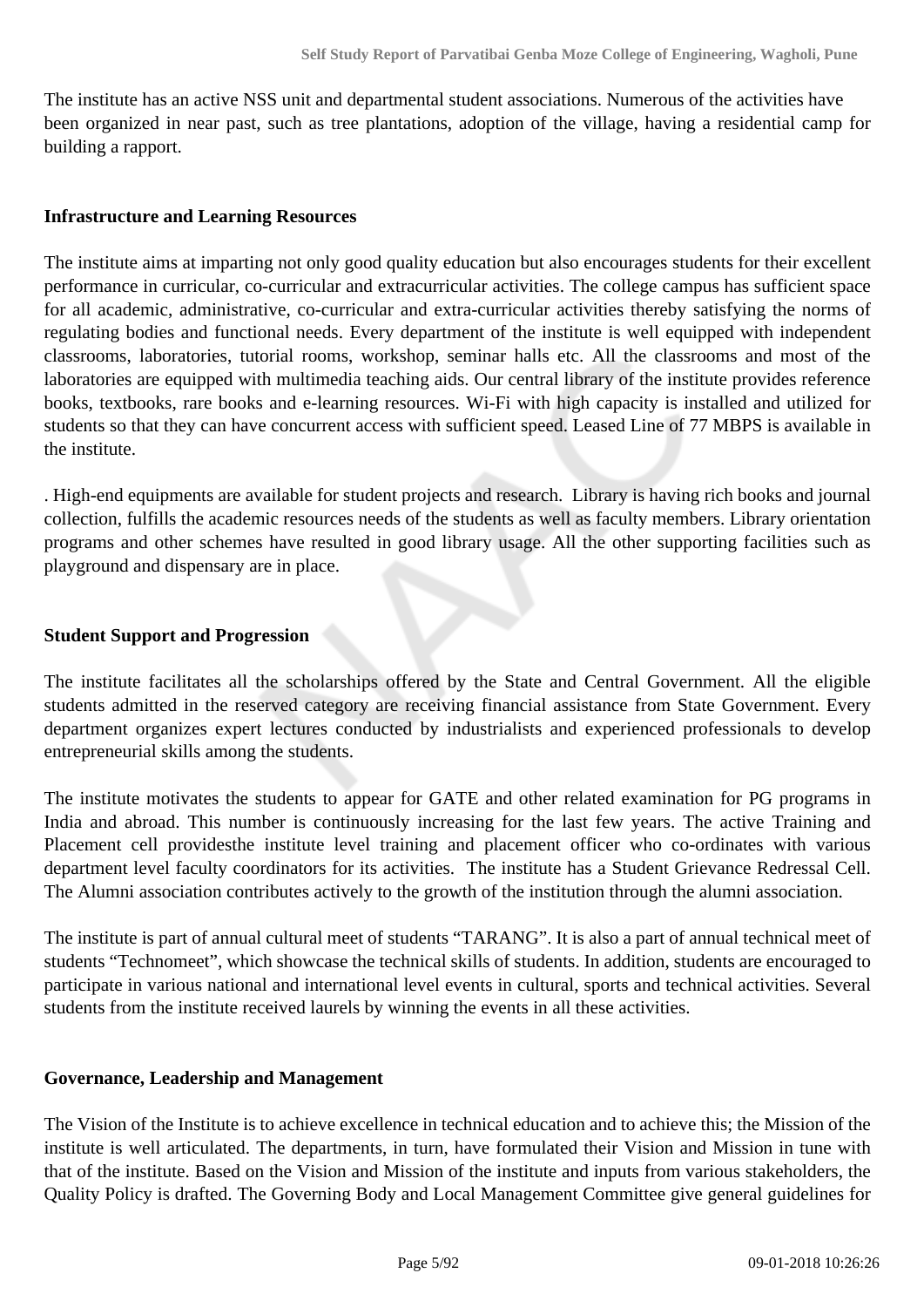The institute has an active NSS unit and departmental student associations. Numerous of the activities have been organized in near past, such as tree plantations, adoption of the village, having a residential camp for building a rapport.

**Infrastructure and Learning Resources**

The institute aims at imparting not only good quality education but also encourages students for their excellent performance in curricular, co-curricular and extracurricular activities. The college campus has sufficient space for all academic, administrative, co-curricular and extra-curricular activities thereby satisfying the norms of regulating bodies and functional needs. Every department of the institute is well equipped with independent classrooms, laboratories, tutorial rooms, workshop, seminar halls etc. All the classrooms and most of the laboratories are equipped with multimedia teaching aids. Our central library of the institute provides reference books, textbooks, rare books and e-learning resources. Wi-Fi with high capacity is installed and utilized for students so that they can have concurrent access with sufficient speed. Leased Line of 77 MBPS is available in the institute.

. High-end equipments are available for student projects and research. Library is having rich books and journal collection, fulfills the academic resources needs of the students as well as faculty members. Library orientation programs and other schemes have resulted in good library usage. All the other supporting facilities such as playground and dispensary are in place.

**Student Support and Progression**

The institute facilitates all the scholarships offered by the State and Central Government. All the eligible students admitted in the reserved category are receiving financial assistance from State Government. Every department organizes expert lectures conducted by industrialists and experienced professionals to develop entrepreneurial skills among the students.

The institute motivates the students to appear for GATE and other related examination for PG programs in India and abroad. This number is continuously increasing for the last few years. The active Training and Placement cell providesthe institute level training and placement officer who co-ordinates with various department level faculty coordinators for its activities. The institute has a Student Grievance Redressal Cell. The Alumni association contributes actively to the growth of the institution through the alumni association.

The institute is part of annual cultural meet of students “TARANG”. It is also a part of annual technical meet of students “Technomeet”, which showcase the technical skills of students. In addition, students are encouraged to participate in various national and international level events in cultural, sports and technical activities. Several students from the institute received laurels by winning the events in all these activities.

**Governance, Leadership and Management**

The Vision of the Institute is to achieve excellence in technical education and to achieve this; the Mission of the institute is well articulated. The departments, in turn, have formulated their Vision and Mission in tune with that of the institute. Based on the Vision and Mission of the institute and inputs from various stakeholders, the Quality Policy is drafted. The Governing Body and Local Management Committee give general guidelines for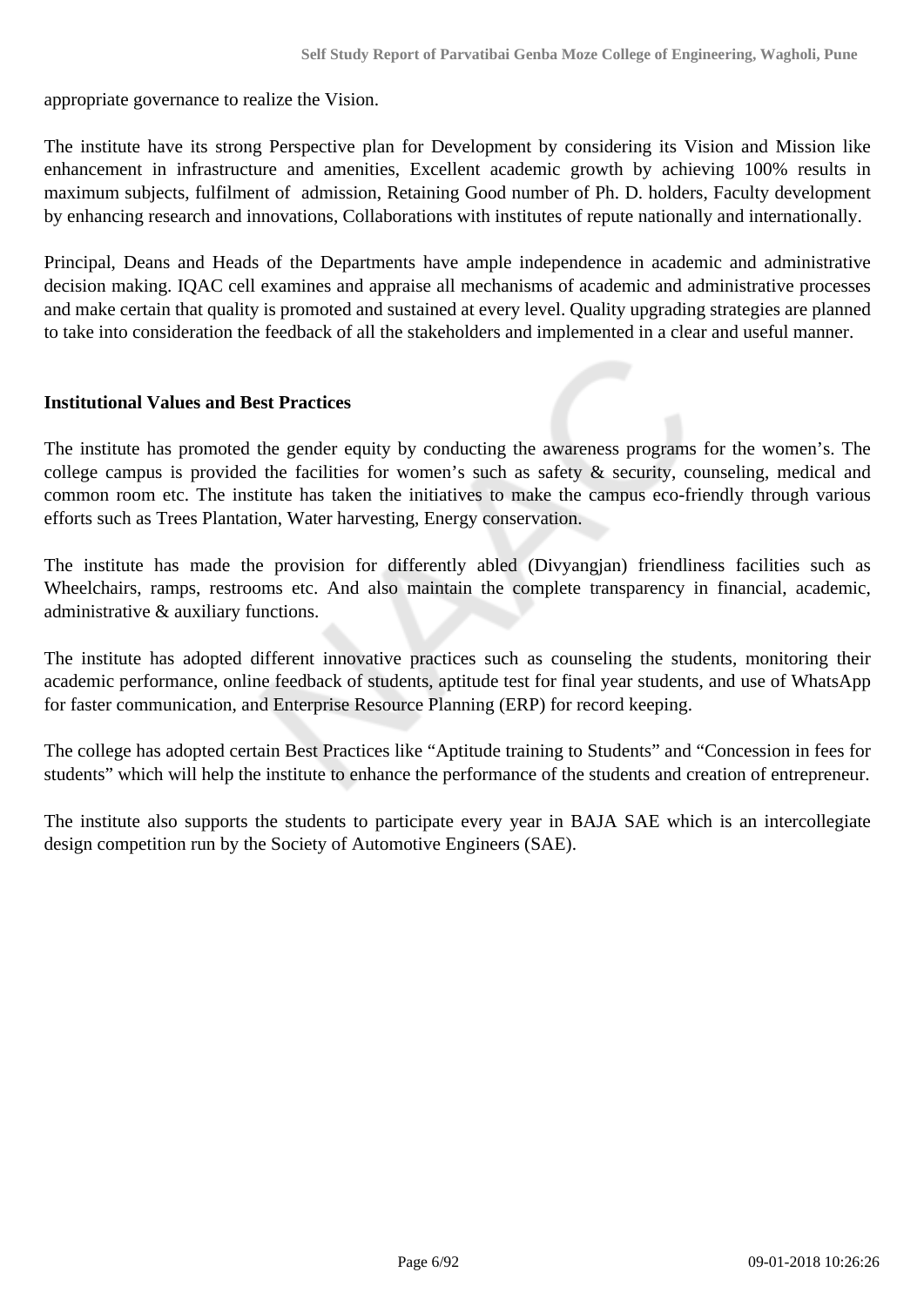appropriate governance to realize the Vision.

The institute have its strong Perspective plan for Development by considering its Vision and Mission like enhancement in infrastructure and amenities, Excellent academic growth by achieving 100% results in maximum subjects, fulfilment of admission, Retaining Good number of Ph. D. holders, Faculty development by enhancing research and innovations, Collaborations with institutes of repute nationally and internationally.

Principal, Deans and Heads of the Departments have ample independence in academic and administrative decision making. IQAC cell examines and appraise all mechanisms of academic and administrative processes and make certain that quality is promoted and sustained at every level. Quality upgrading strategies are planned to take into consideration the feedback of all the stakeholders and implemented in a clear and useful manner.

**Institutional Values and Best Practices**

The institute has promoted the gender equity by conducting the awareness programs for the women's. The college campus is provided the facilities for women's such as safety & security, counseling, medical and common room etc. The institute has taken the initiatives to make the campus eco-friendly through various efforts such as Trees Plantation, Water harvesting, Energy conservation.

The institute has made the provision for differently abled (Divyangjan) friendliness facilities such as Wheelchairs, ramps, restrooms etc. And also maintain the complete transparency in financial, academic, administrative & auxiliary functions.

The institute has adopted different innovative practices such as counseling the students, monitoring their academic performance, online feedback of students, aptitude test for final year students, and use of WhatsApp for faster communication, and Enterprise Resource Planning (ERP) for record keeping.

The college has adopted certain Best Practices like "Aptitude training to Students" and "Concession in fees for students" which will help the institute to enhance the performance of the students and creation of entrepreneur.

The institute also supports the students to participate every year in BAJA SAE which is an intercollegiate design competition run by the Society of Automotive Engineers (SAE).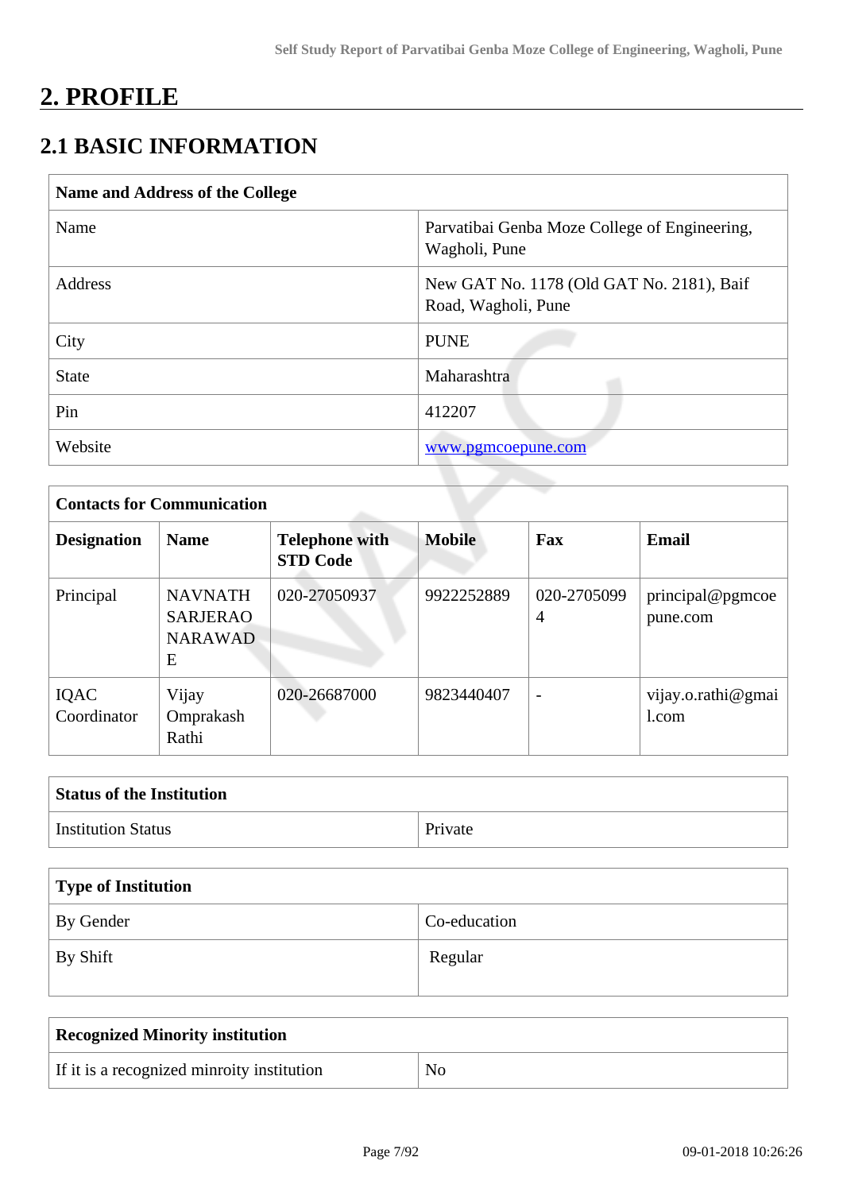# 2. PROFILE

## 2.1 BASIC INFORMATION

| Name and Address of the College | |
|---|---|
| Name | Parvatibai Genba Moze College of Engineering, Wagholi, Pune |
| Address | New GAT No. 1178 (Old GAT No. 2181), Baif Road, Wagholi, Pune |
| City | PUNE |
| State | Maharashtra |
| Pin | 412207 |
| Website | www.pgmcoepune.com |

| Contacts for Communication | | | | | |
|---|---|---|---|---|---|
| **Designation** | **Name** | **Telephone with STD Code** | **Mobile** | **Fax** | **Email** |
| Principal | NAVNATH SARJERAO NARAWADE | 020-27050937 | 9922252889 | 020-27050994 | principal@pgmcoepune.com |
| IQAC Coordinator | Vijay Omprakash Rathi | 020-26687000 | 9823440407 | - | vijay.o.rathi@gmail.com |

| Status of the Institution | |
|---|---|
| Institution Status | Private |

| Type of Institution | |
|---|---|
| By Gender | Co-education |
| By Shift | Regular |

| Recognized Minority institution | |
|---|---|
| If it is a recognized minroity institution | No |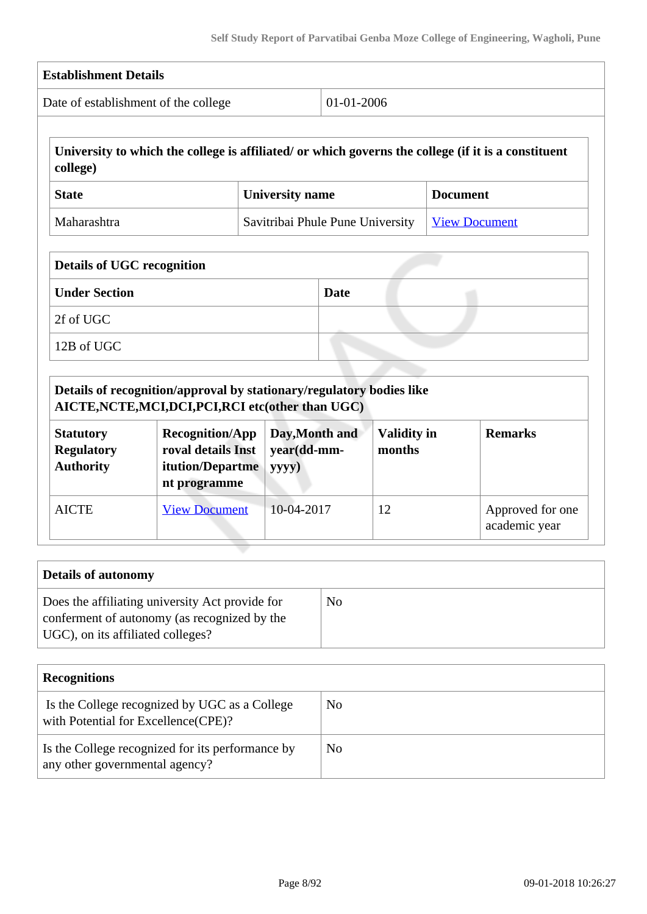| Establishment Details | |
|---|---|
| Date of establishment of the college | 01-01-2006 |

| University to which the college is affiliated/ or which governs the college (if it is a constituent college) | | |
|---|---|---|
| **State** | **University name** | **Document** |
| Maharashtra | Savitribai Phule Pune University | View Document |

| Details of UGC recognition | |
|---|---|
| **Under Section** | **Date** |
| 2f of UGC | |
| 12B of UGC | |

| Details of recognition/approval by stationary/regulatory bodies like AICTE,NCTE,MCI,DCI,PCI,RCI etc(other than UGC) | | | | |
|---|---|---|---|---|
| **Statutory Regulatory Authority** | **Recognition/Approval details Institution/Department programme** | **Day,Month and year(dd-mm-yyyy)** | **Validity in months** | **Remarks** |
| AICTE | View Document | 10-04-2017 | 12 | Approved for one academic year |

| Details of autonomy | |
|---|---|
| Does the affiliating university Act provide for conferment of autonomy (as recognized by the UGC), on its affiliated colleges? | No |

| Recognitions | |
|---|---|
| Is the College recognized by UGC as a College with Potential for Excellence(CPE)? | No |
| Is the College recognized for its performance by any other governmental agency? | No |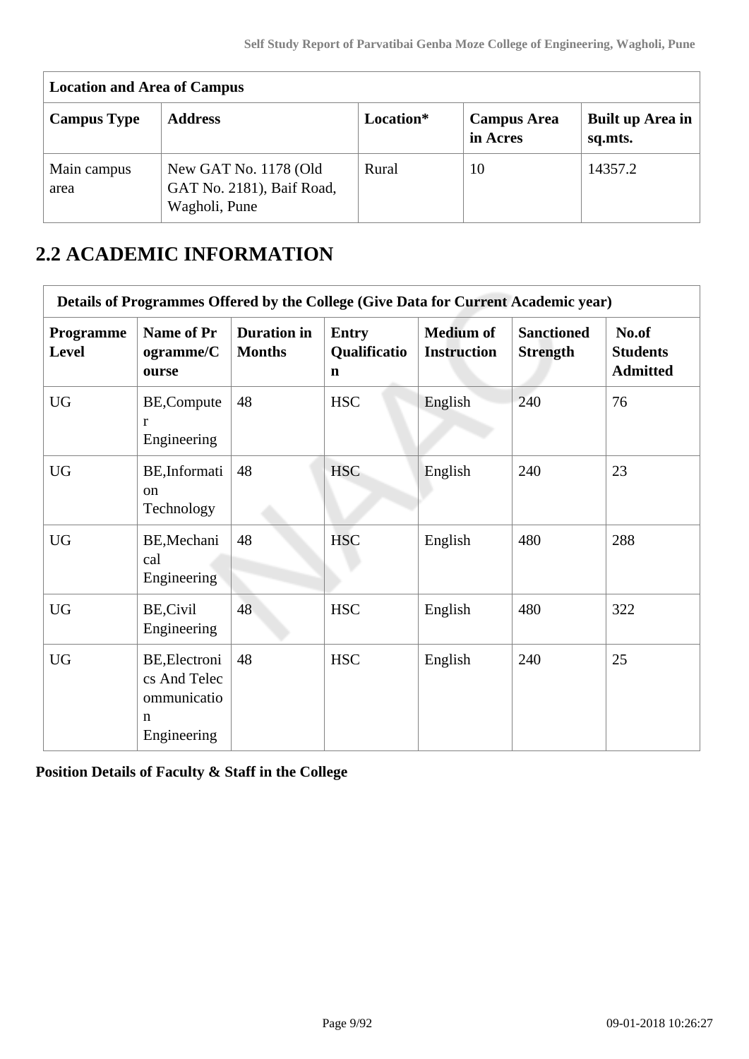| Location and Area of Campus | | | | |
|---|---|---|---|---|
| **Campus Type** | **Address** | **Location*** | **Campus Area in Acres** | **Built up Area in sq.mts.** |
| Main campus area | New GAT No. 1178 (Old GAT No. 2181), Baif Road, Wagholi, Pune | Rural | 10 | 14357.2 |

## 2.2 ACADEMIC INFORMATION

| Details of Programmes Offered by the College (Give Data for Current Academic year) | | | | | | |
|---|---|---|---|---|---|---|
| **Programme Level** | **Name of Programme/Course** | **Duration in Months** | **Entry Qualification** | **Medium of Instruction** | **Sanctioned Strength** | **No.of Students Admitted** |
| UG | BE,Computer Engineering | 48 | HSC | English | 240 | 76 |
| UG | BE,Information Technology | 48 | HSC | English | 240 | 23 |
| UG | BE,Mechanical Engineering | 48 | HSC | English | 480 | 288 |
| UG | BE,Civil Engineering | 48 | HSC | English | 480 | 322 |
| UG | BE,Electronics And Telecommunication Engineering | 48 | HSC | English | 240 | 25 |

**Position Details of Faculty & Staff in the College**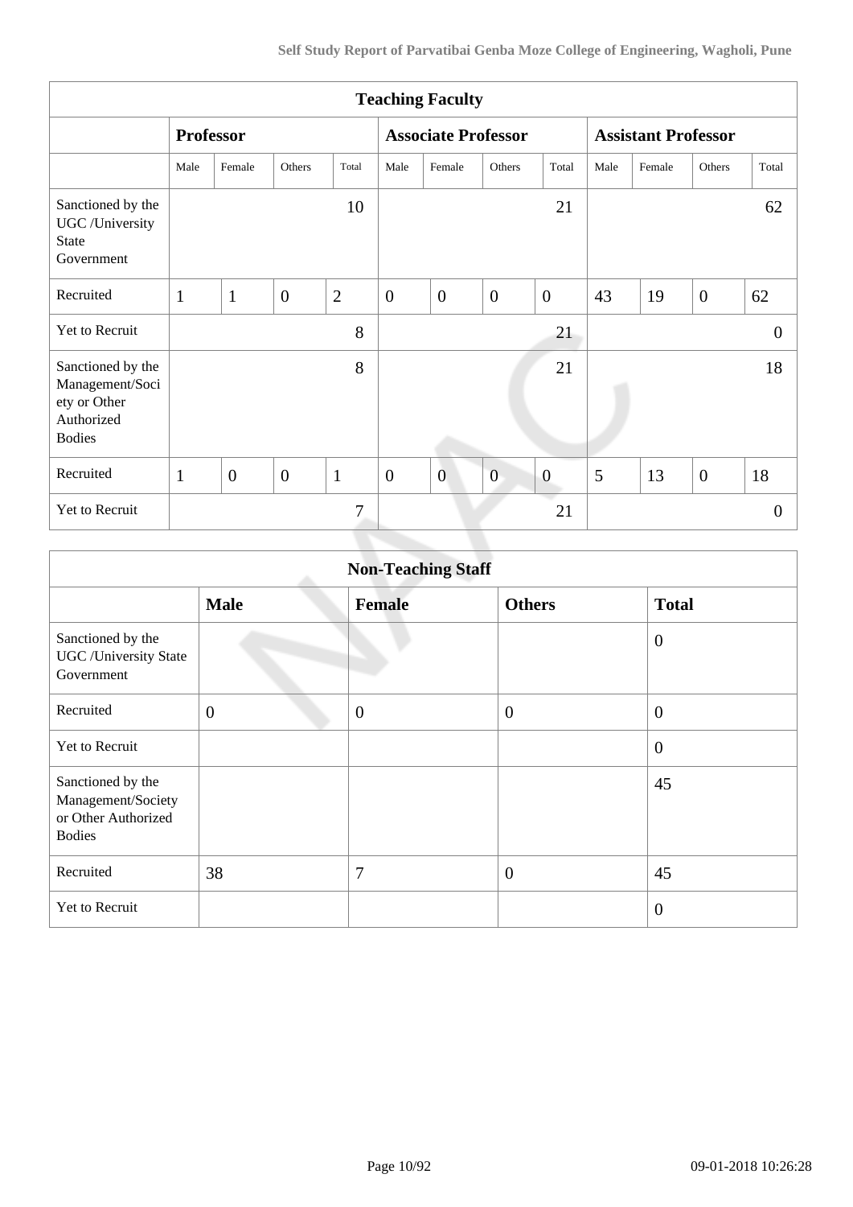| Teaching Faculty | | | | | | | | | | | | |
|---|---|---|---|---|---|---|---|---|---|---|---|---|
| | Professor | | | | Associate Professor | | | | Assistant Professor | | | |
| | Male | Female | Others | Total | Male | Female | Others | Total | Male | Female | Others | Total |
| Sanctioned by the UGC /University State Government | | | | 10 | | | | 21 | | | | 62 |
| Recruited | 1 | 1 | 0 | 2 | 0 | 0 | 0 | 0 | 43 | 19 | 0 | 62 |
| Yet to Recruit | | | | 8 | | | | 21 | | | | 0 |
| Sanctioned by the Management/Society or Other Authorized Bodies | | | | 8 | | | | 21 | | | | 18 |
| Recruited | 1 | 0 | 0 | 1 | 0 | 0 | 0 | 0 | 5 | 13 | 0 | 18 |
| Yet to Recruit | | | | 7 | | | | 21 | | | | 0 |

| Non-Teaching Staff | | | | |
|---|---|---|---|---|
| | Male | Female | Others | Total |
| Sanctioned by the UGC /University State Government | | | | 0 |
| Recruited | 0 | 0 | 0 | 0 |
| Yet to Recruit | | | | 0 |
| Sanctioned by the Management/Society or Other Authorized Bodies | | | | 45 |
| Recruited | 38 | 7 | 0 | 45 |
| Yet to Recruit | | | | 0 |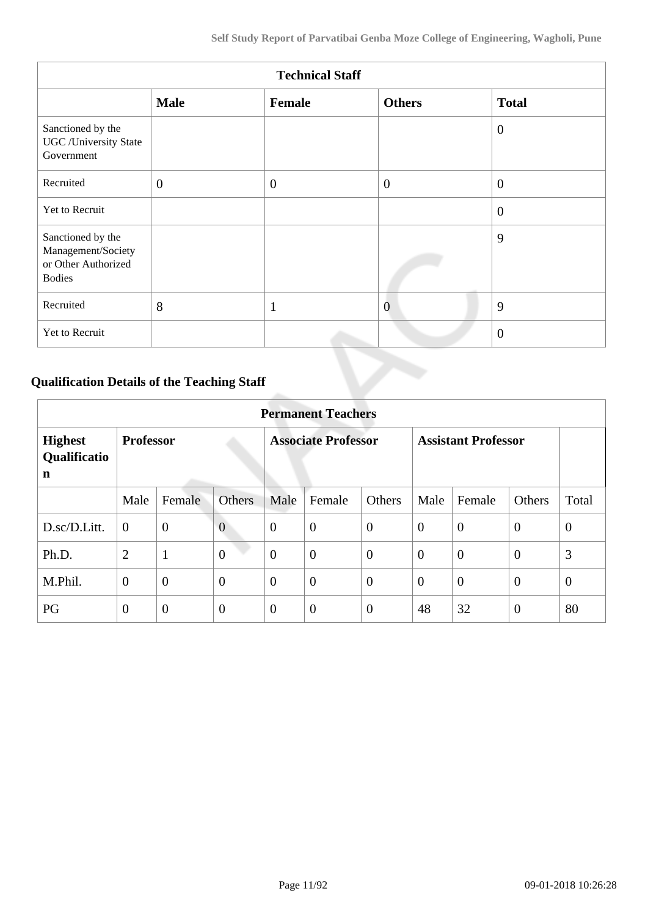| Technical Staff | | | | |
|---|---|---|---|---|
| | **Male** | **Female** | **Others** | **Total** |
| Sanctioned by the UGC /University State Government | | | | 0 |
| Recruited | 0 | 0 | 0 | 0 |
| Yet to Recruit | | | | 0 |
| Sanctioned by the Management/Society or Other Authorized Bodies | | | | 9 |
| Recruited | 8 | 1 | 0 | 9 |
| Yet to Recruit | | | | 0 |

### Qualification Details of the Teaching Staff

| Permanent Teachers | | | | | | | | | | |
|---|---|---|---|---|---|---|---|---|---|---|
| **Highest Qualification** | **Professor** | | | **Associate Professor** | | | **Assistant Professor** | | | |
| | Male | Female | Others | Male | Female | Others | Male | Female | Others | Total |
| D.sc/D.Litt. | 0 | 0 | 0 | 0 | 0 | 0 | 0 | 0 | 0 | 0 |
| Ph.D. | 2 | 1 | 0 | 0 | 0 | 0 | 0 | 0 | 0 | 3 |
| M.Phil. | 0 | 0 | 0 | 0 | 0 | 0 | 0 | 0 | 0 | 0 |
| PG | 0 | 0 | 0 | 0 | 0 | 0 | 48 | 32 | 0 | 80 |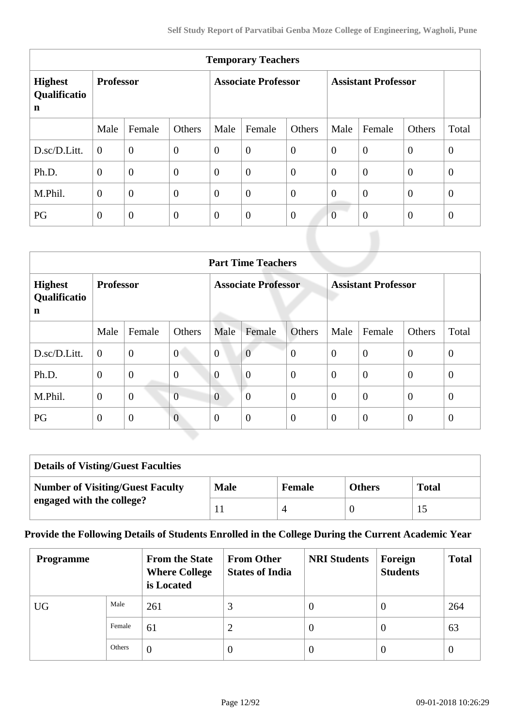| Temporary Teachers | | | | | | | | | | |
|---|---|---|---|---|---|---|---|---|---|---|
| **Highest Qualification** | **Professor** | | | **Associate Professor** | | | **Assistant Professor** | | | |
| | Male | Female | Others | Male | Female | Others | Male | Female | Others | Total |
| D.sc/D.Litt. | 0 | 0 | 0 | 0 | 0 | 0 | 0 | 0 | 0 | 0 |
| Ph.D. | 0 | 0 | 0 | 0 | 0 | 0 | 0 | 0 | 0 | 0 |
| M.Phil. | 0 | 0 | 0 | 0 | 0 | 0 | 0 | 0 | 0 | 0 |
| PG | 0 | 0 | 0 | 0 | 0 | 0 | 0 | 0 | 0 | 0 |

| Part Time Teachers | | | | | | | | | | |
|---|---|---|---|---|---|---|---|---|---|---|
| **Highest Qualification** | **Professor** | | | **Associate Professor** | | | **Assistant Professor** | | | |
| | Male | Female | Others | Male | Female | Others | Male | Female | Others | Total |
| D.sc/D.Litt. | 0 | 0 | 0 | 0 | 0 | 0 | 0 | 0 | 0 | 0 |
| Ph.D. | 0 | 0 | 0 | 0 | 0 | 0 | 0 | 0 | 0 | 0 |
| M.Phil. | 0 | 0 | 0 | 0 | 0 | 0 | 0 | 0 | 0 | 0 |
| PG | 0 | 0 | 0 | 0 | 0 | 0 | 0 | 0 | 0 | 0 |

| Details of Visting/Guest Faculties | | | | |
|---|---|---|---|---|
| **Number of Visiting/Guest Faculty engaged with the college?** | **Male** | **Female** | **Others** | **Total** |
| | 11 | 4 | 0 | 15 |

**Provide the Following Details of Students Enrolled in the College During the Current Academic Year**

| Programme | | From the State Where College is Located | From Other States of India | NRI Students | Foreign Students | Total |
|---|---|---|---|---|---|---|
| UG | Male | 261 | 3 | 0 | 0 | 264 |
| | Female | 61 | 2 | 0 | 0 | 63 |
| | Others | 0 | 0 | 0 | 0 | 0 |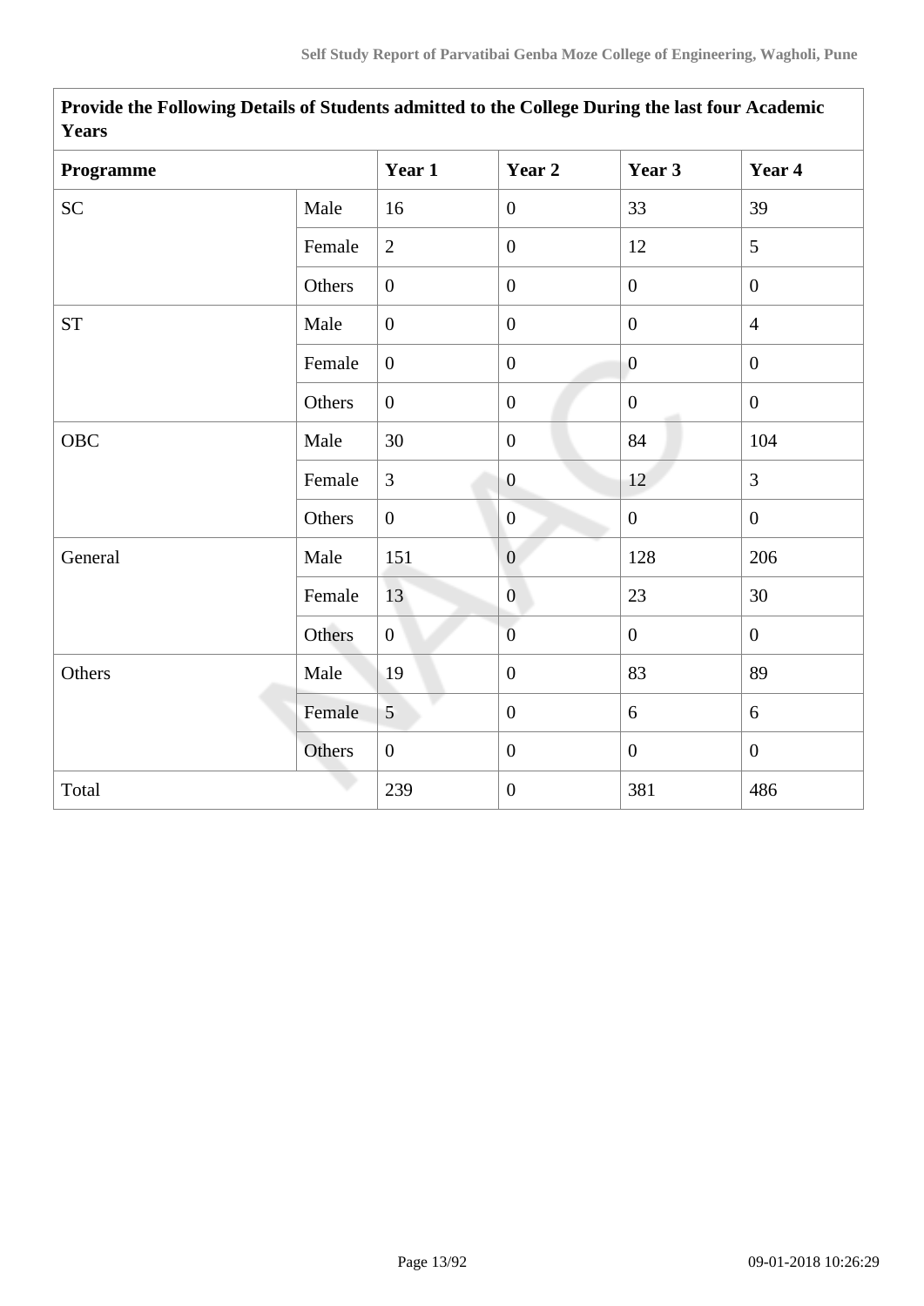| Provide the Following Details of Students admitted to the College During the last four Academic Years | | | | | |
|---|---|---|---|---|---|
| Programme | | Year 1 | Year 2 | Year 3 | Year 4 |
| SC | Male | 16 | 0 | 33 | 39 |
| | Female | 2 | 0 | 12 | 5 |
| | Others | 0 | 0 | 0 | 0 |
| ST | Male | 0 | 0 | 0 | 4 |
| | Female | 0 | 0 | 0 | 0 |
| | Others | 0 | 0 | 0 | 0 |
| OBC | Male | 30 | 0 | 84 | 104 |
| | Female | 3 | 0 | 12 | 3 |
| | Others | 0 | 0 | 0 | 0 |
| General | Male | 151 | 0 | 128 | 206 |
| | Female | 13 | 0 | 23 | 30 |
| | Others | 0 | 0 | 0 | 0 |
| Others | Male | 19 | 0 | 83 | 89 |
| | Female | 5 | 0 | 6 | 6 |
| | Others | 0 | 0 | 0 | 0 |
| Total | | 239 | 0 | 381 | 486 |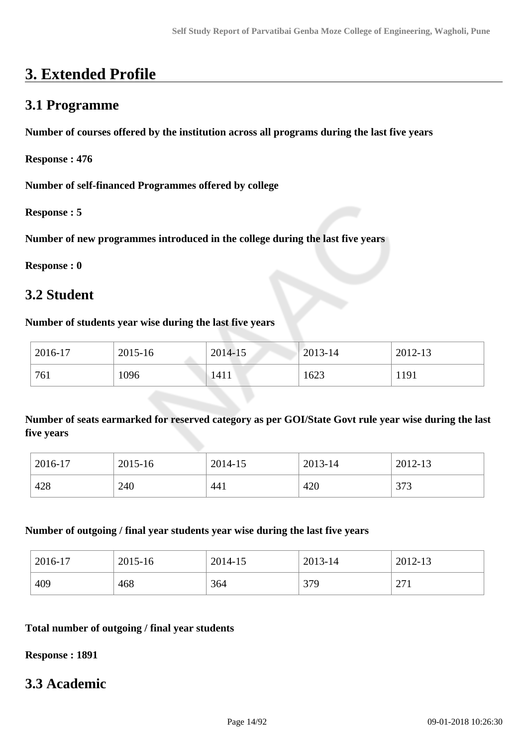# 3. Extended Profile

## 3.1 Programme

**Number of courses offered by the institution across all programs during the last five years**

**Response : 476**

**Number of self-financed Programmes offered by college**

**Response : 5**

**Number of new programmes introduced in the college during the last five years**

**Response : 0**

## 3.2 Student

**Number of students year wise during the last five years**

| 2016-17 | 2015-16 | 2014-15 | 2013-14 | 2012-13 |
|---|---|---|---|---|
| 761 | 1096 | 1411 | 1623 | 1191 |

**Number of seats earmarked for reserved category as per GOI/State Govt rule year wise during the last five years**

| 2016-17 | 2015-16 | 2014-15 | 2013-14 | 2012-13 |
|---|---|---|---|---|
| 428 | 240 | 441 | 420 | 373 |

**Number of outgoing / final year students year wise during the last five years**

| 2016-17 | 2015-16 | 2014-15 | 2013-14 | 2012-13 |
|---|---|---|---|---|
| 409 | 468 | 364 | 379 | 271 |

**Total number of outgoing / final year students**

**Response : 1891**

## 3.3 Academic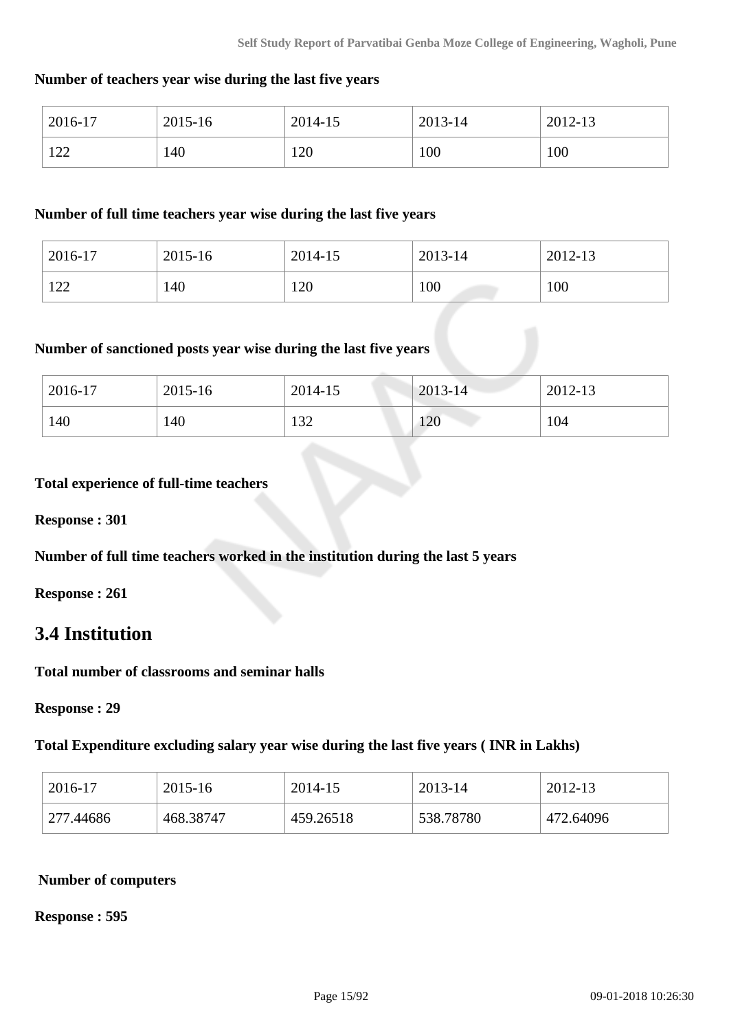**Number of teachers year wise during the last five years**

| 2016-17 | 2015-16 | 2014-15 | 2013-14 | 2012-13 |
|---|---|---|---|---|
| 122 | 140 | 120 | 100 | 100 |

**Number of full time teachers year wise during the last five years**

| 2016-17 | 2015-16 | 2014-15 | 2013-14 | 2012-13 |
|---|---|---|---|---|
| 122 | 140 | 120 | 100 | 100 |

**Number of sanctioned posts year wise during the last five years**

| 2016-17 | 2015-16 | 2014-15 | 2013-14 | 2012-13 |
|---|---|---|---|---|
| 140 | 140 | 132 | 120 | 104 |

**Total experience of full-time teachers**

**Response : 301**

**Number of full time teachers worked in the institution during the last 5 years**

**Response : 261**

## 3.4 Institution

**Total number of classrooms and seminar halls**

**Response : 29**

**Total Expenditure excluding salary year wise during the last five years ( INR in Lakhs)**

| 2016-17 | 2015-16 | 2014-15 | 2013-14 | 2012-13 |
|---|---|---|---|---|
| 277.44686 | 468.38747 | 459.26518 | 538.78780 | 472.64096 |

**Number of computers**

**Response : 595**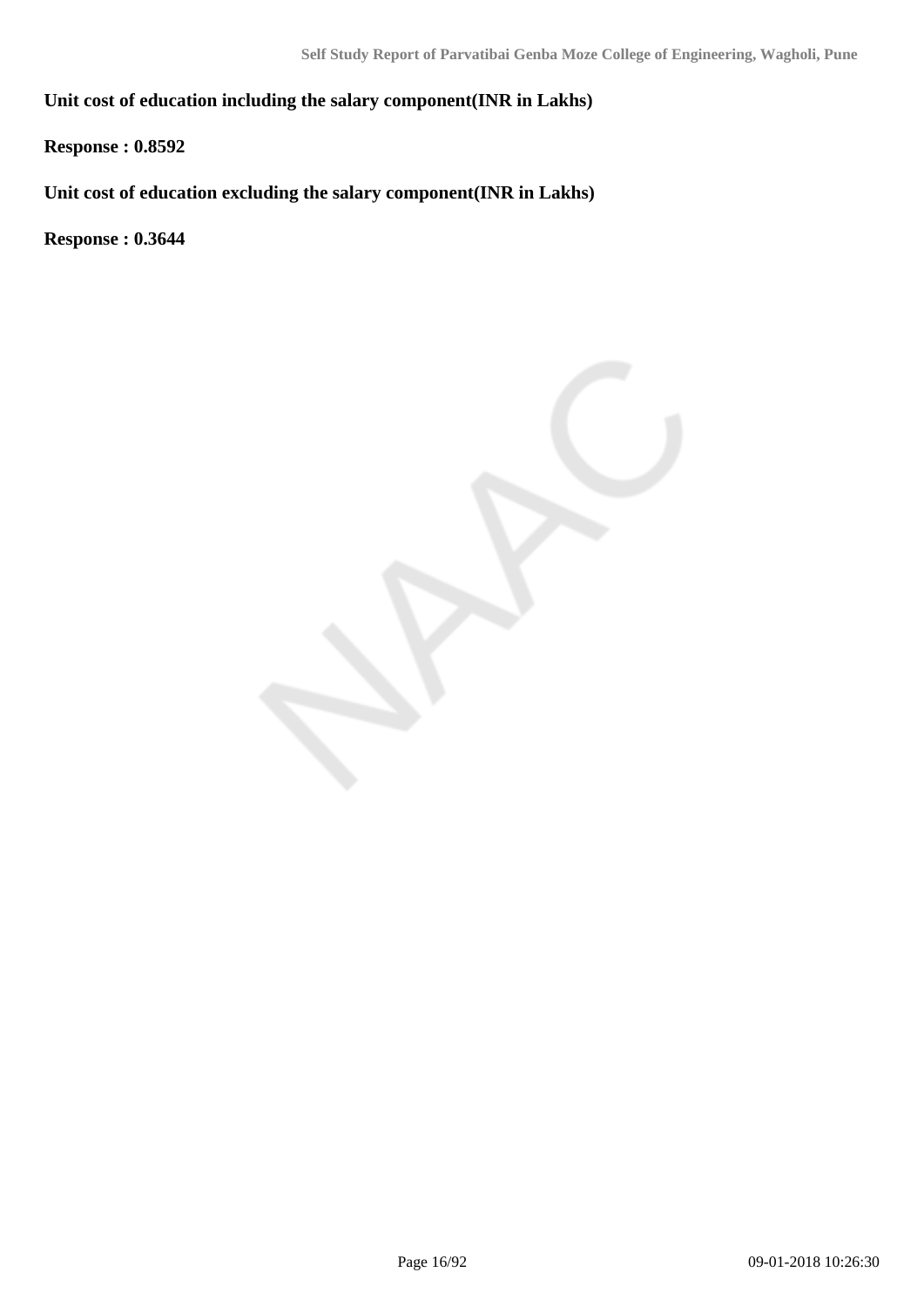**Unit cost of education including the salary component(INR in Lakhs)**

**Response : 0.8592**

**Unit cost of education excluding the salary component(INR in Lakhs)**

**Response : 0.3644**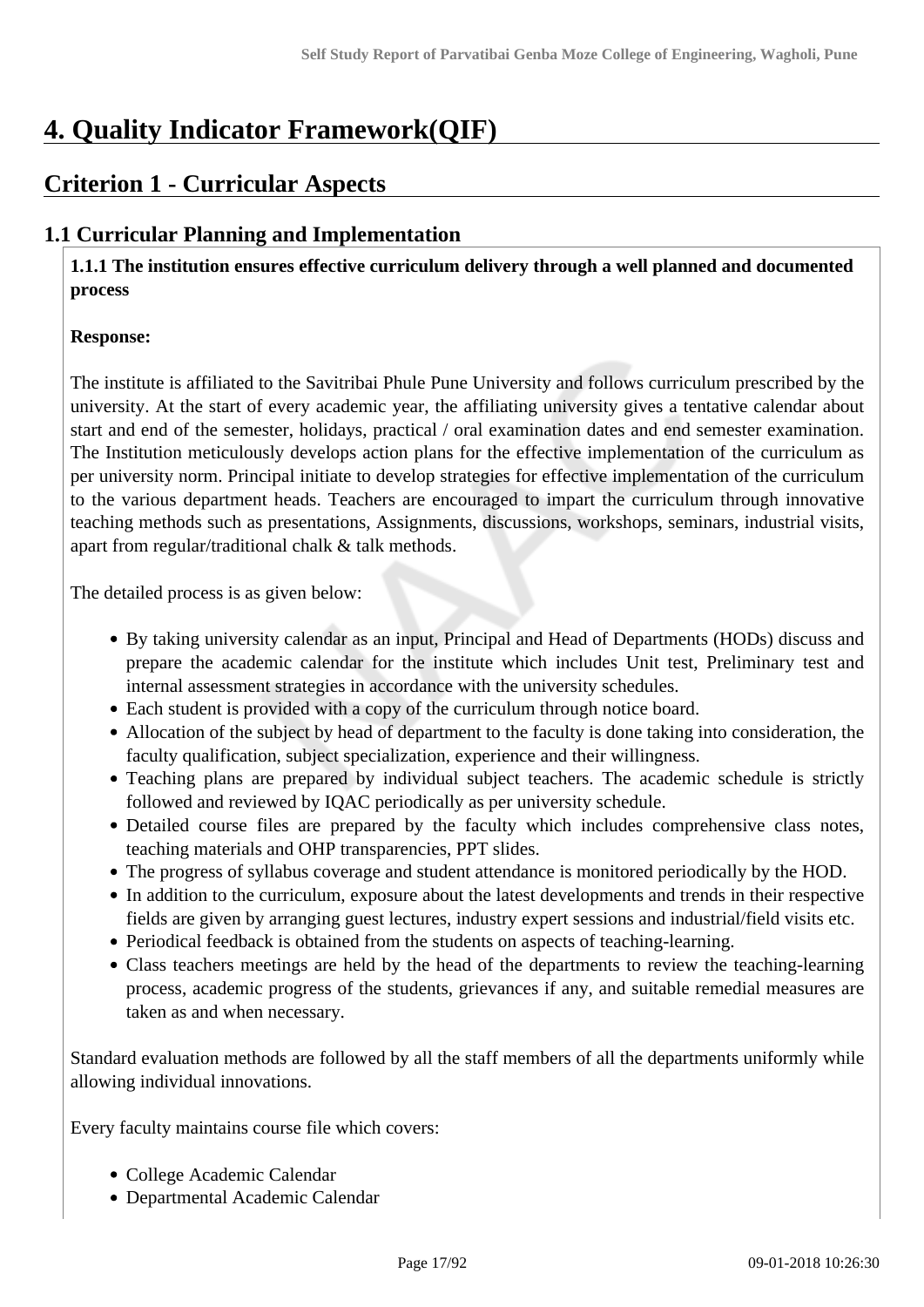# 4. Quality Indicator Framework(QIF)

## Criterion 1 - Curricular Aspects

### 1.1 Curricular Planning and Implementation

**1.1.1 The institution ensures effective curriculum delivery through a well planned and documented process**

**Response:**

The institute is affiliated to the Savitribai Phule Pune University and follows curriculum prescribed by the university. At the start of every academic year, the affiliating university gives a tentative calendar about start and end of the semester, holidays, practical / oral examination dates and end semester examination. The Institution meticulously develops action plans for the effective implementation of the curriculum as per university norm. Principal initiate to develop strategies for effective implementation of the curriculum to the various department heads. Teachers are encouraged to impart the curriculum through innovative teaching methods such as presentations, Assignments, discussions, workshops, seminars, industrial visits, apart from regular/traditional chalk & talk methods.

The detailed process is as given below:

- By taking university calendar as an input, Principal and Head of Departments (HODs) discuss and prepare the academic calendar for the institute which includes Unit test, Preliminary test and internal assessment strategies in accordance with the university schedules.
- Each student is provided with a copy of the curriculum through notice board.
- Allocation of the subject by head of department to the faculty is done taking into consideration, the faculty qualification, subject specialization, experience and their willingness.
- Teaching plans are prepared by individual subject teachers. The academic schedule is strictly followed and reviewed by IQAC periodically as per university schedule.
- Detailed course files are prepared by the faculty which includes comprehensive class notes, teaching materials and OHP transparencies, PPT slides.
- The progress of syllabus coverage and student attendance is monitored periodically by the HOD.
- In addition to the curriculum, exposure about the latest developments and trends in their respective fields are given by arranging guest lectures, industry expert sessions and industrial/field visits etc.
- Periodical feedback is obtained from the students on aspects of teaching-learning.
- Class teachers meetings are held by the head of the departments to review the teaching-learning process, academic progress of the students, grievances if any, and suitable remedial measures are taken as and when necessary.

Standard evaluation methods are followed by all the staff members of all the departments uniformly while allowing individual innovations.

Every faculty maintains course file which covers:

- College Academic Calendar
- Departmental Academic Calendar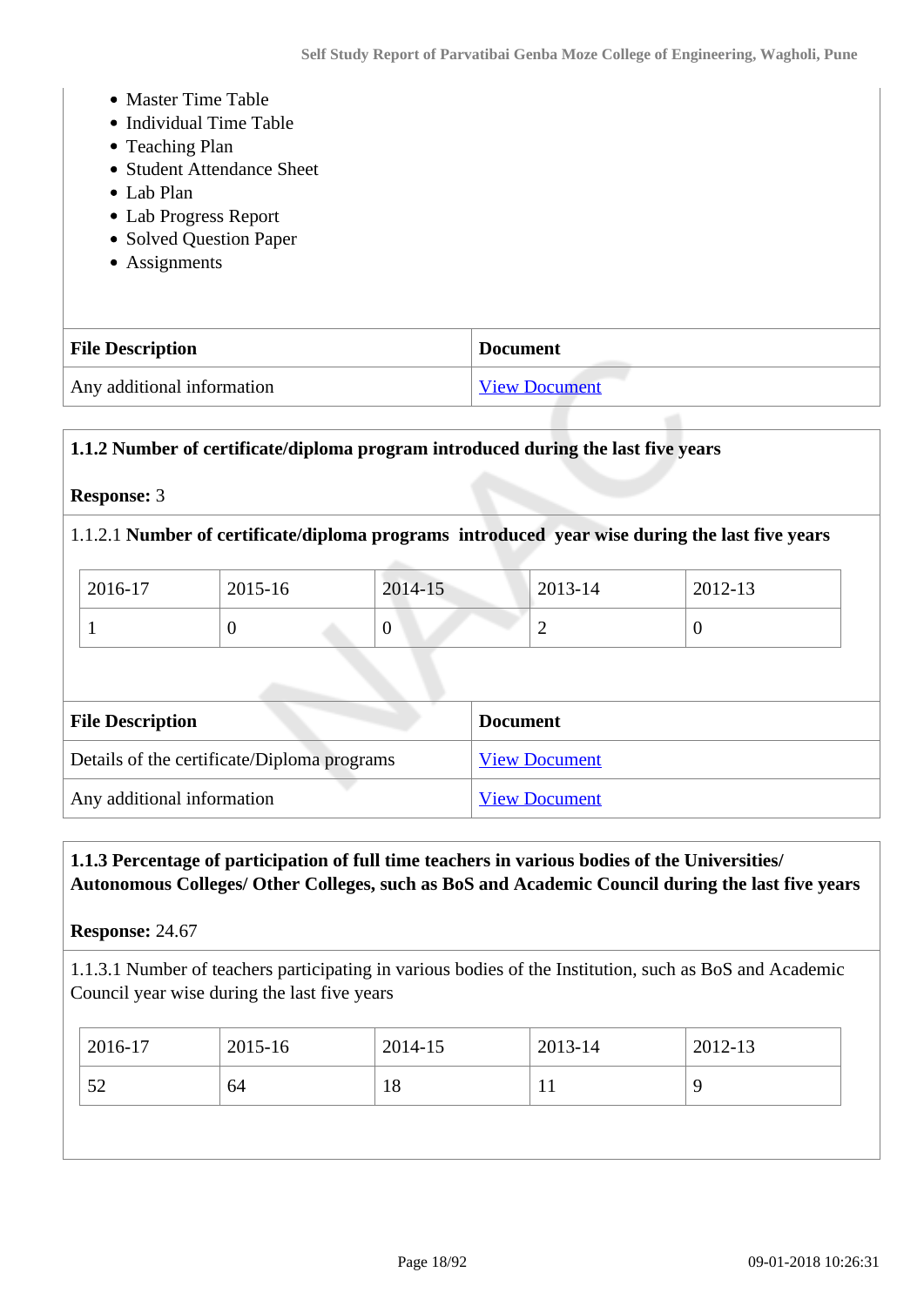- Master Time Table
- Individual Time Table
- Teaching Plan
- Student Attendance Sheet
- Lab Plan
- Lab Progress Report
- Solved Question Paper
- Assignments

| File Description | Document |
|---|---|
| Any additional information | View Document |

**1.1.2 Number of certificate/diploma program introduced during the last five years**

**Response:** 3

1.1.2.1 **Number of certificate/diploma programs introduced year wise during the last five years**

| 2016-17 | 2015-16 | 2014-15 | 2013-14 | 2012-13 |
|---|---|---|---|---|
| 1 | 0 | 0 | 2 | 0 |

| File Description | Document |
|---|---|
| Details of the certificate/Diploma programs | View Document |
| Any additional information | View Document |

**1.1.3 Percentage of participation of full time teachers in various bodies of the Universities/ Autonomous Colleges/ Other Colleges, such as BoS and Academic Council during the last five years**

**Response:** 24.67

1.1.3.1 Number of teachers participating in various bodies of the Institution, such as BoS and Academic Council year wise during the last five years

| 2016-17 | 2015-16 | 2014-15 | 2013-14 | 2012-13 |
|---|---|---|---|---|
| 52 | 64 | 18 | 11 | 9 |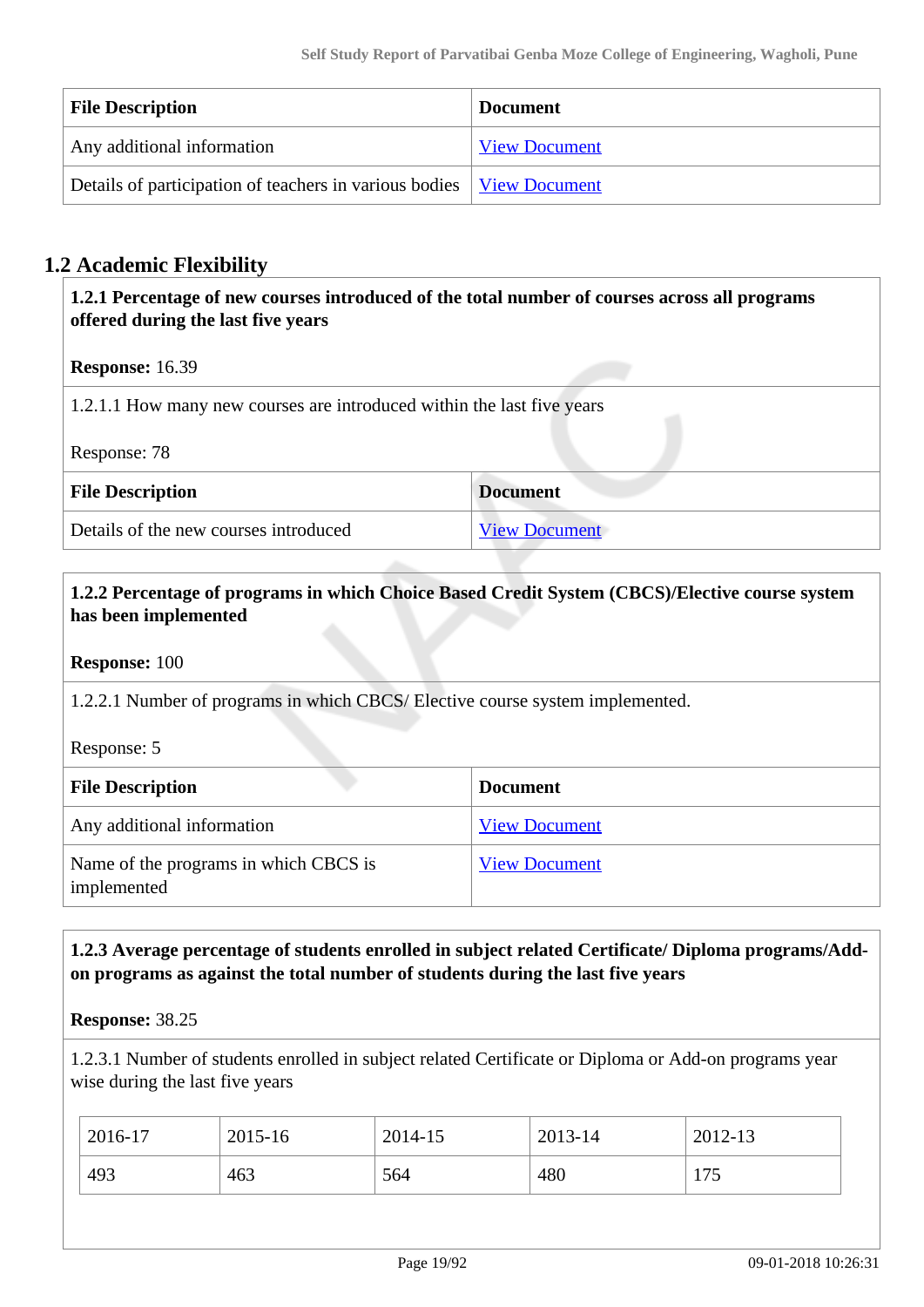| File Description | Document |
| --- | --- |
| Any additional information | View Document |
| Details of participation of teachers in various bodies | View Document |

## 1.2 Academic Flexibility

**1.2.1 Percentage of new courses introduced of the total number of courses across all programs offered during the last five years**

**Response:** 16.39

1.2.1.1 How many new courses are introduced within the last five years

Response: 78

| File Description | Document |
| --- | --- |
| Details of the new courses introduced | View Document |

**1.2.2 Percentage of programs in which Choice Based Credit System (CBCS)/Elective course system has been implemented**

**Response:** 100

1.2.2.1 Number of programs in which CBCS/ Elective course system implemented.

Response: 5

| File Description | Document |
| --- | --- |
| Any additional information | View Document |
| Name of the programs in which CBCS is implemented | View Document |

**1.2.3 Average percentage of students enrolled in subject related Certificate/ Diploma programs/Add-on programs as against the total number of students during the last five years**

**Response:** 38.25

1.2.3.1 Number of students enrolled in subject related Certificate or Diploma or Add-on programs year wise during the last five years

| 2016-17 | 2015-16 | 2014-15 | 2013-14 | 2012-13 |
| --- | --- | --- | --- | --- |
| 493 | 463 | 564 | 480 | 175 |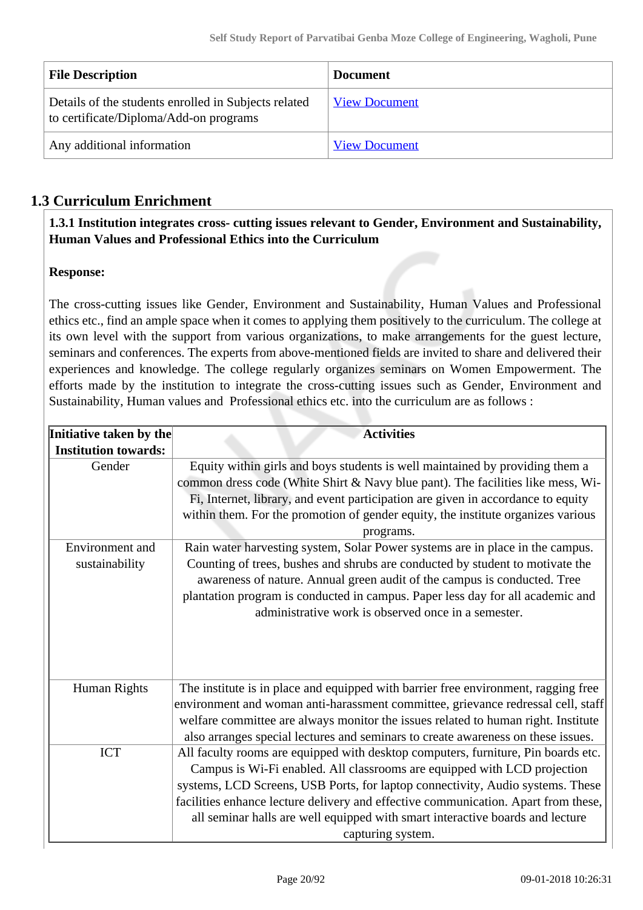| File Description | Document |
|---|---|
| Details of the students enrolled in Subjects related to certificate/Diploma/Add-on programs | View Document |
| Any additional information | View Document |

## 1.3 Curriculum Enrichment

**1.3.1 Institution integrates cross- cutting issues relevant to Gender, Environment and Sustainability, Human Values and Professional Ethics into the Curriculum**

**Response:**

The cross-cutting issues like Gender, Environment and Sustainability, Human Values and Professional ethics etc., find an ample space when it comes to applying them positively to the curriculum. The college at its own level with the support from various organizations, to make arrangements for the guest lecture, seminars and conferences. The experts from above-mentioned fields are invited to share and delivered their experiences and knowledge. The college regularly organizes seminars on Women Empowerment. The efforts made by the institution to integrate the cross-cutting issues such as Gender, Environment and Sustainability, Human values and Professional ethics etc. into the curriculum are as follows :

| Initiative taken by the Institution towards: | Activities |
|---|---|
| Gender | Equity within girls and boys students is well maintained by providing them a common dress code (White Shirt & Navy blue pant). The facilities like mess, Wi-Fi, Internet, library, and event participation are given in accordance to equity within them. For the promotion of gender equity, the institute organizes various programs. |
| Environment and sustainability | Rain water harvesting system, Solar Power systems are in place in the campus. Counting of trees, bushes and shrubs are conducted by student to motivate the awareness of nature. Annual green audit of the campus is conducted. Tree plantation program is conducted in campus. Paper less day for all academic and administrative work is observed once in a semester. |
| Human Rights | The institute is in place and equipped with barrier free environment, ragging free environment and woman anti-harassment committee, grievance redressal cell, staff welfare committee are always monitor the issues related to human right. Institute also arranges special lectures and seminars to create awareness on these issues. |
| ICT | All faculty rooms are equipped with desktop computers, furniture, Pin boards etc. Campus is Wi-Fi enabled. All classrooms are equipped with LCD projection systems, LCD Screens, USB Ports, for laptop connectivity, Audio systems. These facilities enhance lecture delivery and effective communication. Apart from these, all seminar halls are well equipped with smart interactive boards and lecture capturing system. |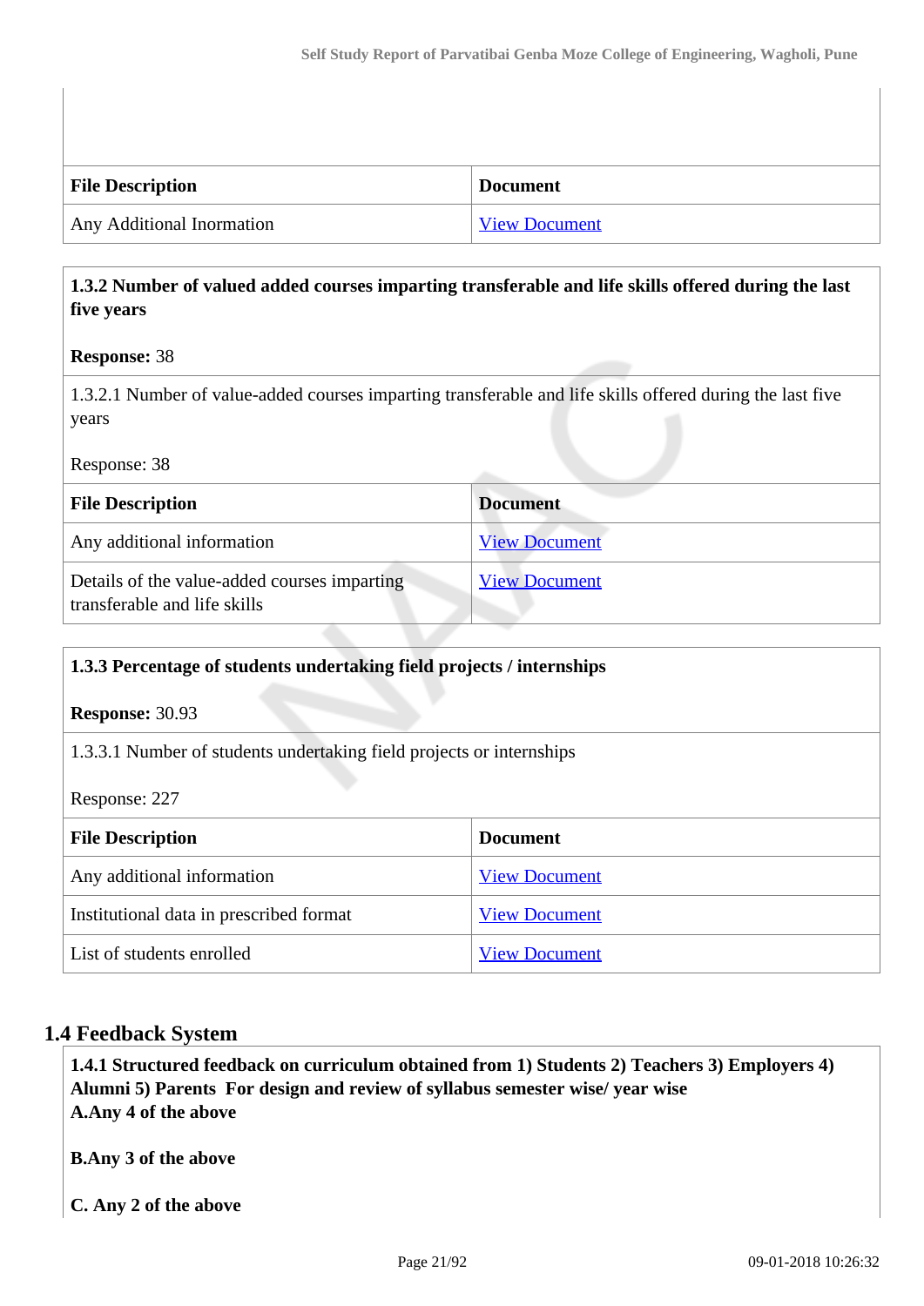| File Description | Document |
|---|---|
| Any Additional Inormation | View Document |

**1.3.2 Number of valued added courses imparting transferable and life skills offered during the last five years**

**Response:** 38

1.3.2.1 Number of value-added courses imparting transferable and life skills offered during the last five years

Response: 38

| File Description | Document |
|---|---|
| Any additional information | View Document |
| Details of the value-added courses imparting transferable and life skills | View Document |

**1.3.3 Percentage of students undertaking field projects / internships**

**Response:** 30.93

1.3.3.1 Number of students undertaking field projects or internships

Response: 227

| File Description | Document |
|---|---|
| Any additional information | View Document |
| Institutional data in prescribed format | View Document |
| List of students enrolled | View Document |

## 1.4 Feedback System

**1.4.1 Structured feedback on curriculum obtained from 1) Students 2) Teachers 3) Employers 4) Alumni 5) Parents For design and review of syllabus semester wise/ year wise**

**A.Any 4 of the above**

**B.Any 3 of the above**

**C. Any 2 of the above**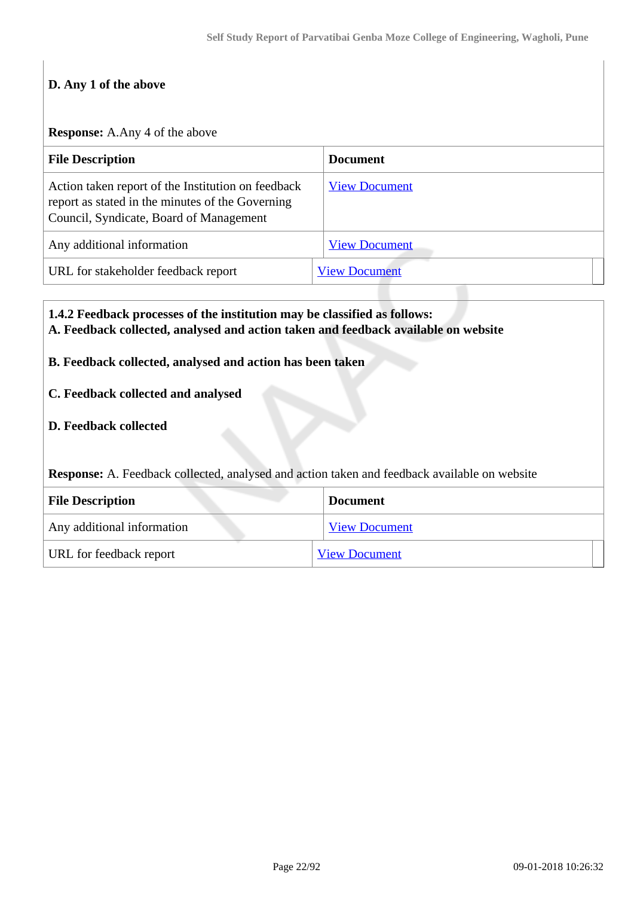**D. Any 1 of the above**

**Response:** A.Any 4 of the above

| File Description | Document |
|---|---|
| Action taken report of the Institution on feedback report as stated in the minutes of the Governing Council, Syndicate, Board of Management | View Document |
| Any additional information | View Document |
| URL for stakeholder feedback report | View Document |

**1.4.2 Feedback processes of the institution may be classified as follows:**
**A. Feedback collected, analysed and action taken and feedback available on website**

**B. Feedback collected, analysed and action has been taken**

**C. Feedback collected and analysed**

**D. Feedback collected**

**Response:** A. Feedback collected, analysed and action taken and feedback available on website

| File Description | Document |
|---|---|
| Any additional information | View Document |
| URL for feedback report | View Document |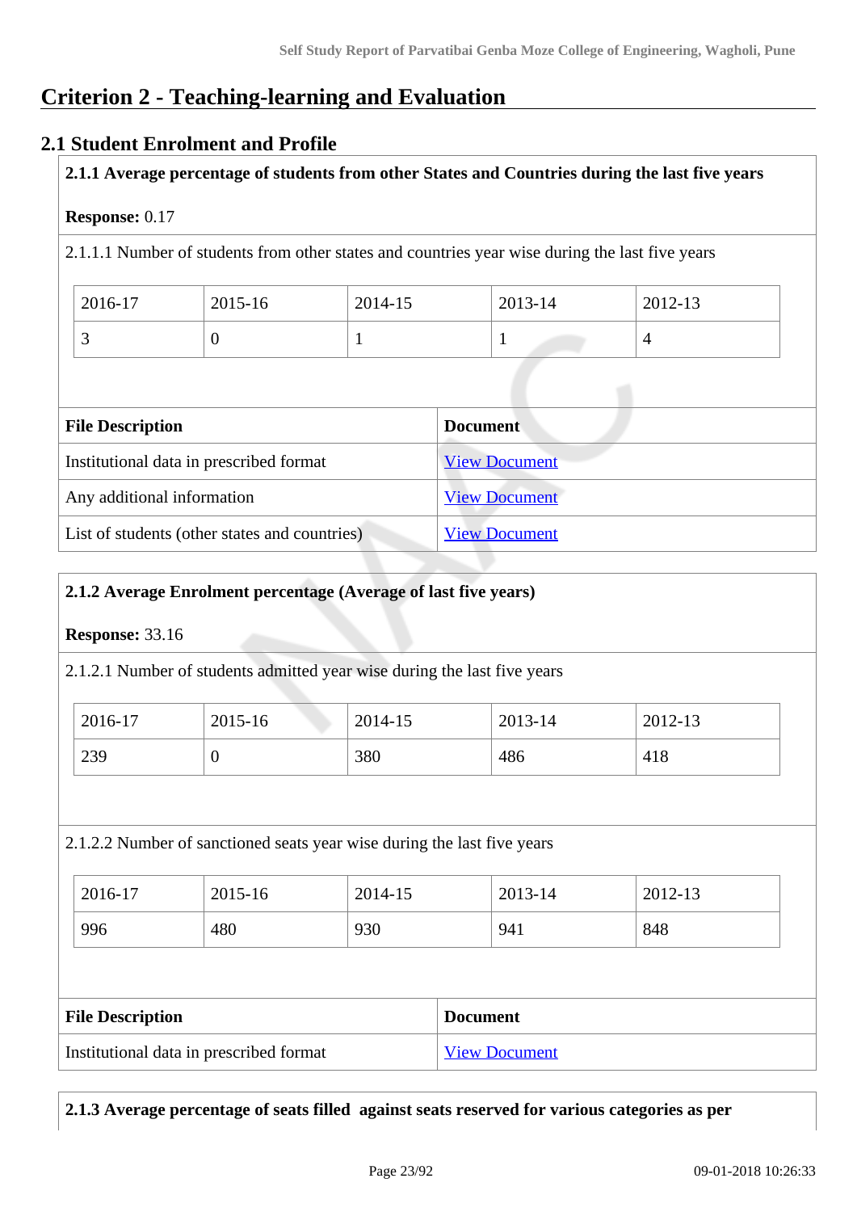# Criterion 2 - Teaching-learning and Evaluation

## 2.1 Student Enrolment and Profile

**2.1.1 Average percentage of students from other States and Countries during the last five years**

**Response:** 0.17

2.1.1.1 Number of students from other states and countries year wise during the last five years

| 2016-17 | 2015-16 | 2014-15 | 2013-14 | 2012-13 |
|---|---|---|---|---|
| 3 | 0 | 1 | 1 | 4 |

| File Description | Document |
|---|---|
| Institutional data in prescribed format | View Document |
| Any additional information | View Document |
| List of students (other states and countries) | View Document |

**2.1.2 Average Enrolment percentage (Average of last five years)**

**Response:** 33.16

2.1.2.1 Number of students admitted year wise during the last five years

| 2016-17 | 2015-16 | 2014-15 | 2013-14 | 2012-13 |
|---|---|---|---|---|
| 239 | 0 | 380 | 486 | 418 |

2.1.2.2 Number of sanctioned seats year wise during the last five years

| 2016-17 | 2015-16 | 2014-15 | 2013-14 | 2012-13 |
|---|---|---|---|---|
| 996 | 480 | 930 | 941 | 848 |

| File Description | Document |
|---|---|
| Institutional data in prescribed format | View Document |

**2.1.3 Average percentage of seats filled against seats reserved for various categories as per**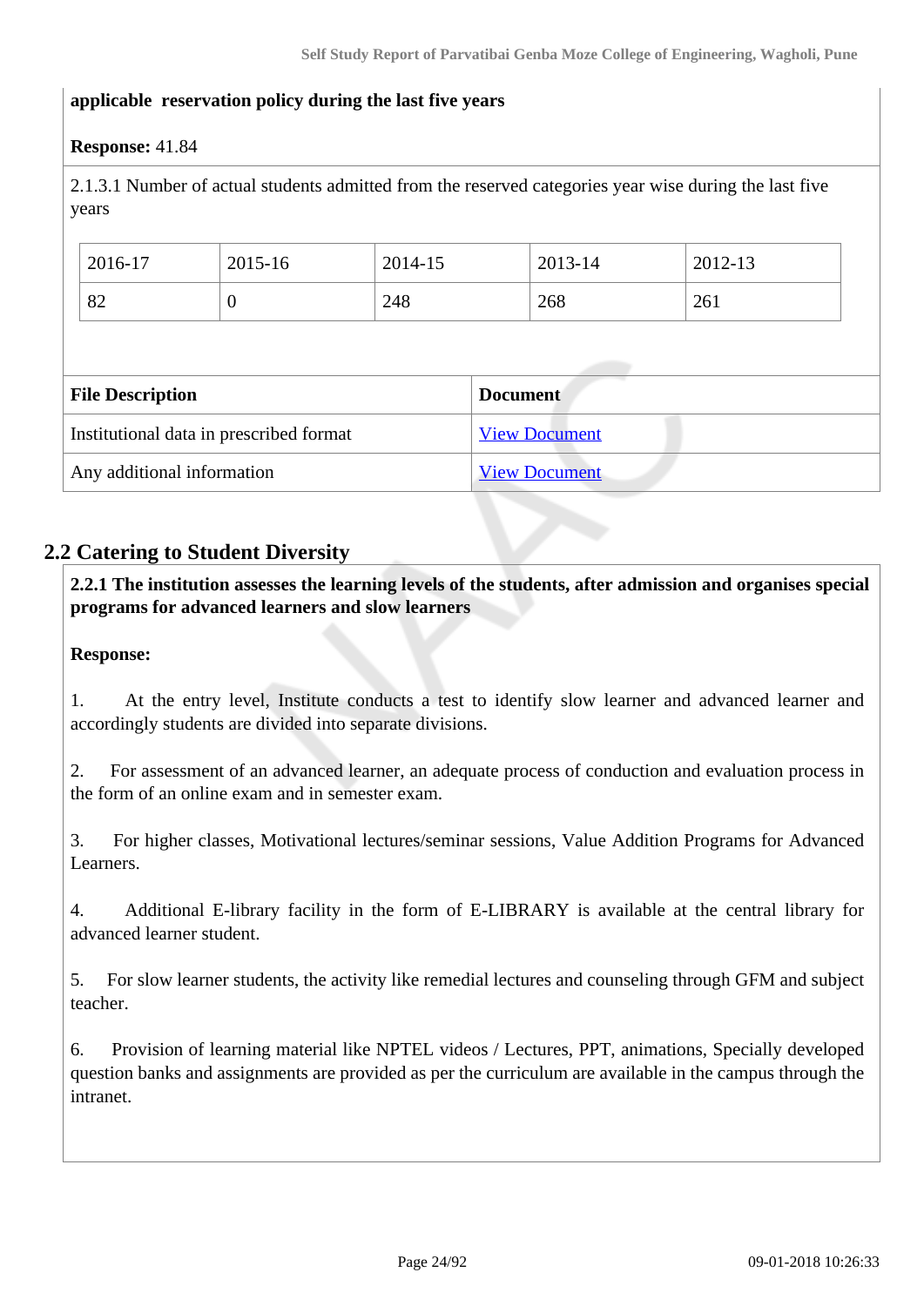**applicable reservation policy during the last five years**

**Response:** 41.84

2.1.3.1 Number of actual students admitted from the reserved categories year wise during the last five years

| 2016-17 | 2015-16 | 2014-15 | 2013-14 | 2012-13 |
|---|---|---|---|---|
| 82 | 0 | 248 | 268 | 261 |

| File Description | Document |
|---|---|
| Institutional data in prescribed format | View Document |
| Any additional information | View Document |

## 2.2 Catering to Student Diversity

**2.2.1 The institution assesses the learning levels of the students, after admission and organises special programs for advanced learners and slow learners**

**Response:**

1. At the entry level, Institute conducts a test to identify slow learner and advanced learner and accordingly students are divided into separate divisions.

2. For assessment of an advanced learner, an adequate process of conduction and evaluation process in the form of an online exam and in semester exam.

3. For higher classes, Motivational lectures/seminar sessions, Value Addition Programs for Advanced Learners.

4. Additional E-library facility in the form of E-LIBRARY is available at the central library for advanced learner student.

5. For slow learner students, the activity like remedial lectures and counseling through GFM and subject teacher.

6. Provision of learning material like NPTEL videos / Lectures, PPT, animations, Specially developed question banks and assignments are provided as per the curriculum are available in the campus through the intranet.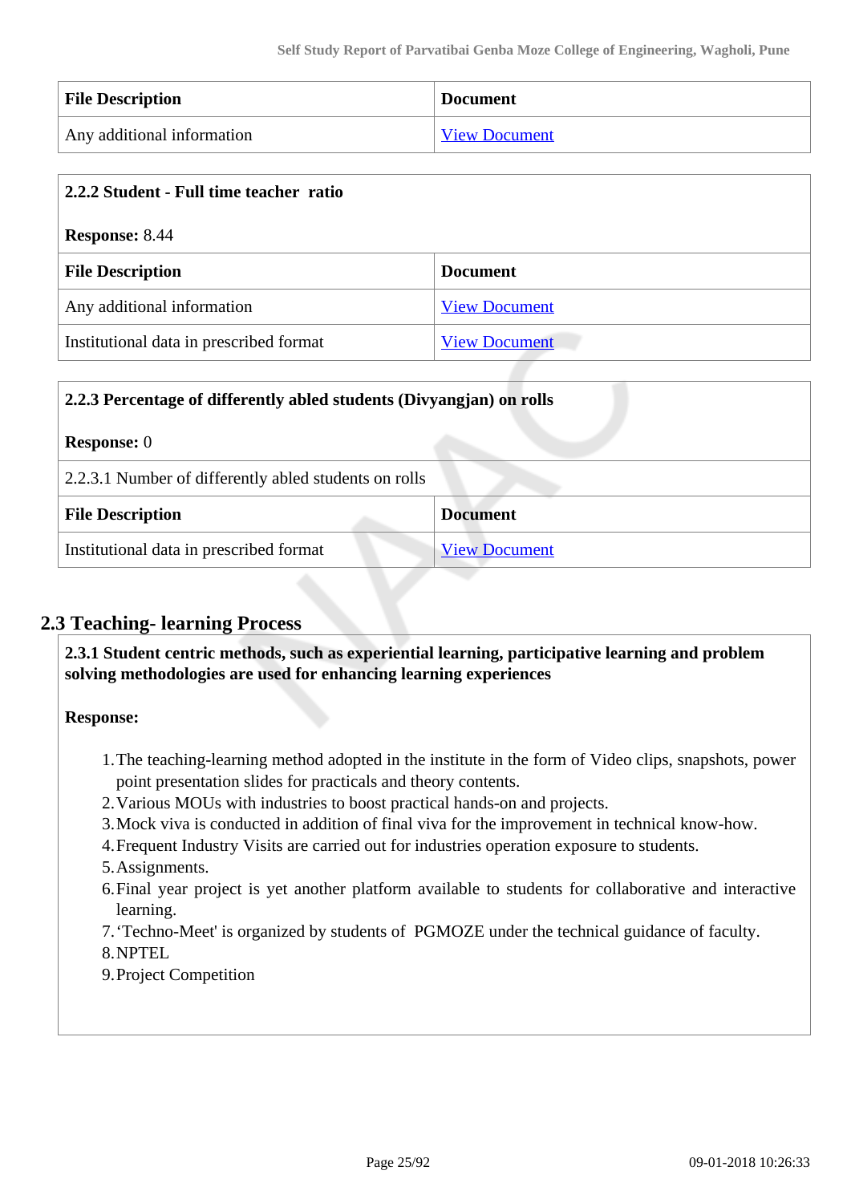| File Description | Document |
|---|---|
| Any additional information | View Document |

**2.2.2 Student - Full time teacher ratio**

**Response:** 8.44

| File Description | Document |
|---|---|
| Any additional information | View Document |
| Institutional data in prescribed format | View Document |

**2.2.3 Percentage of differently abled students (Divyangjan) on rolls**

**Response:** 0

2.2.3.1 Number of differently abled students on rolls

| File Description | Document |
|---|---|
| Institutional data in prescribed format | View Document |

## 2.3 Teaching- learning Process

**2.3.1 Student centric methods, such as experiential learning, participative learning and problem solving methodologies are used for enhancing learning experiences**

**Response:**

1. The teaching-learning method adopted in the institute in the form of Video clips, snapshots, power point presentation slides for practicals and theory contents.
2. Various MOUs with industries to boost practical hands-on and projects.
3. Mock viva is conducted in addition of final viva for the improvement in technical know-how.
4. Frequent Industry Visits are carried out for industries operation exposure to students.
5. Assignments.
6. Final year project is yet another platform available to students for collaborative and interactive learning.
7. 'Techno-Meet' is organized by students of PGMOZE under the technical guidance of faculty.
8. NPTEL
9. Project Competition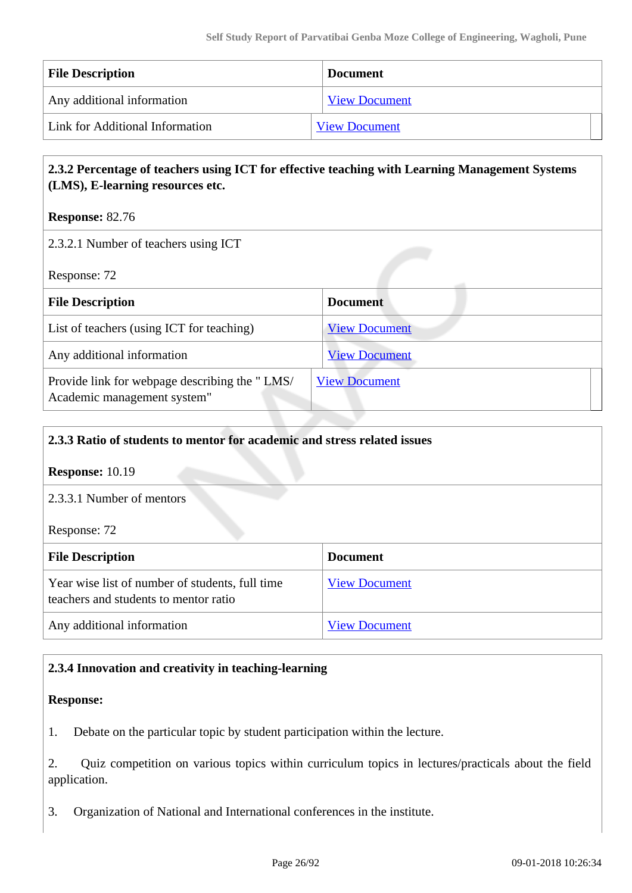| File Description | Document |
|---|---|
| Any additional information | View Document |
| Link for Additional Information | View Document |

**2.3.2 Percentage of teachers using ICT for effective teaching with Learning Management Systems (LMS), E-learning resources etc.**

**Response:** 82.76

2.3.2.1 Number of teachers using ICT

Response: 72

| File Description | Document |
|---|---|
| List of teachers (using ICT for teaching) | View Document |
| Any additional information | View Document |
| Provide link for webpage describing the " LMS/ Academic management system" | View Document |

**2.3.3 Ratio of students to mentor for academic and stress related issues**

**Response:** 10.19

2.3.3.1 Number of mentors

Response: 72

| File Description | Document |
|---|---|
| Year wise list of number of students, full time teachers and students to mentor ratio | View Document |
| Any additional information | View Document |

**2.3.4 Innovation and creativity in teaching-learning**

**Response:**

1. Debate on the particular topic by student participation within the lecture.

2. Quiz competition on various topics within curriculum topics in lectures/practicals about the field application.

3. Organization of National and International conferences in the institute.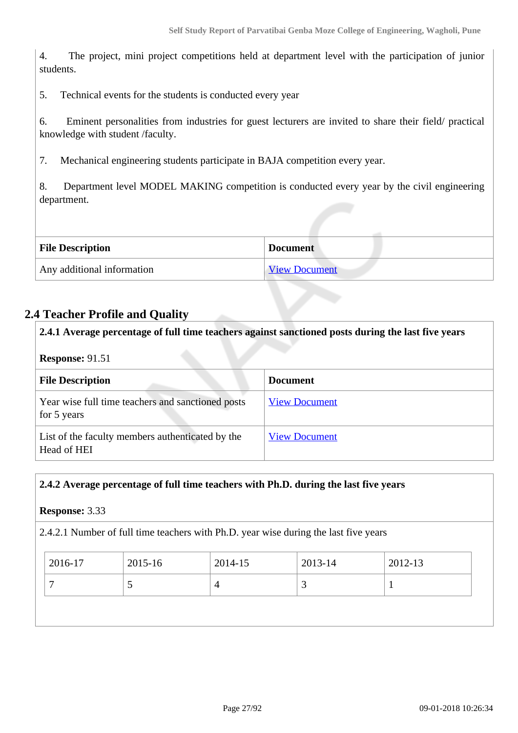4. The project, mini project competitions held at department level with the participation of junior students.

5. Technical events for the students is conducted every year

6. Eminent personalities from industries for guest lecturers are invited to share their field/ practical knowledge with student /faculty.

7. Mechanical engineering students participate in BAJA competition every year.

8. Department level MODEL MAKING competition is conducted every year by the civil engineering department.

| File Description | Document |
|---|---|
| Any additional information | View Document |

## 2.4 Teacher Profile and Quality

**2.4.1 Average percentage of full time teachers against sanctioned posts during the last five years**

**Response:** 91.51

| File Description | Document |
|---|---|
| Year wise full time teachers and sanctioned posts for 5 years | View Document |
| List of the faculty members authenticated by the Head of HEI | View Document |

**2.4.2 Average percentage of full time teachers with Ph.D. during the last five years**

**Response:** 3.33

2.4.2.1 Number of full time teachers with Ph.D. year wise during the last five years

| 2016-17 | 2015-16 | 2014-15 | 2013-14 | 2012-13 |
|---|---|---|---|---|
| 7 | 5 | 4 | 3 | 1 |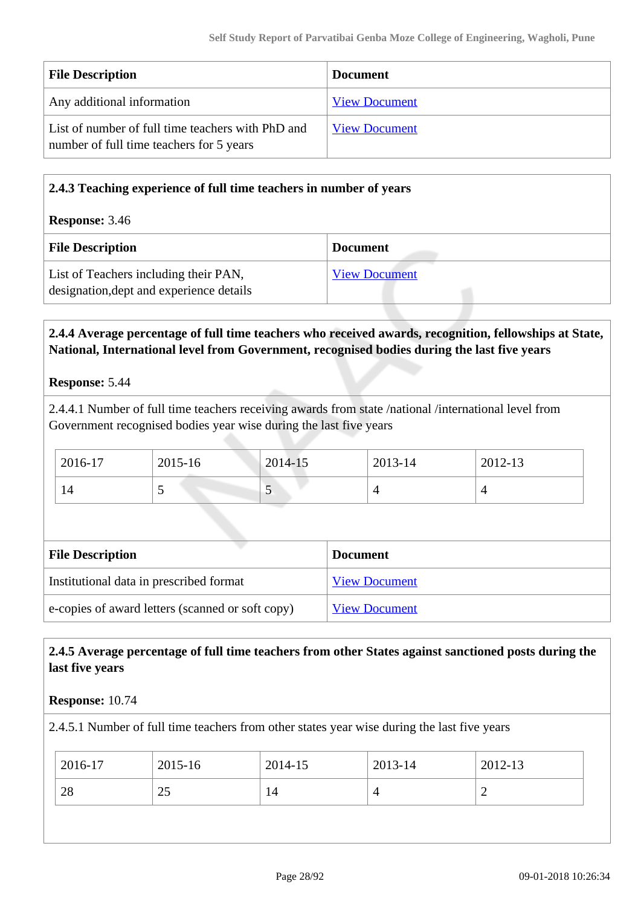| File Description | Document |
|---|---|
| Any additional information | View Document |
| List of number of full time teachers with PhD and number of full time teachers for 5 years | View Document |

**2.4.3 Teaching experience of full time teachers in number of years**

**Response:** 3.46

| File Description | Document |
|---|---|
| List of Teachers including their PAN, designation,dept and experience details | View Document |

**2.4.4 Average percentage of full time teachers who received awards, recognition, fellowships at State, National, International level from Government, recognised bodies during the last five years**

**Response:** 5.44

2.4.4.1 Number of full time teachers receiving awards from state /national /international level from Government recognised bodies year wise during the last five years

| 2016-17 | 2015-16 | 2014-15 | 2013-14 | 2012-13 |
|---|---|---|---|---|
| 14 | 5 | 5 | 4 | 4 |

| File Description | Document |
|---|---|
| Institutional data in prescribed format | View Document |
| e-copies of award letters (scanned or soft copy) | View Document |

**2.4.5 Average percentage of full time teachers from other States against sanctioned posts during the last five years**

**Response:** 10.74

2.4.5.1 Number of full time teachers from other states year wise during the last five years

| 2016-17 | 2015-16 | 2014-15 | 2013-14 | 2012-13 |
|---|---|---|---|---|
| 28 | 25 | 14 | 4 | 2 |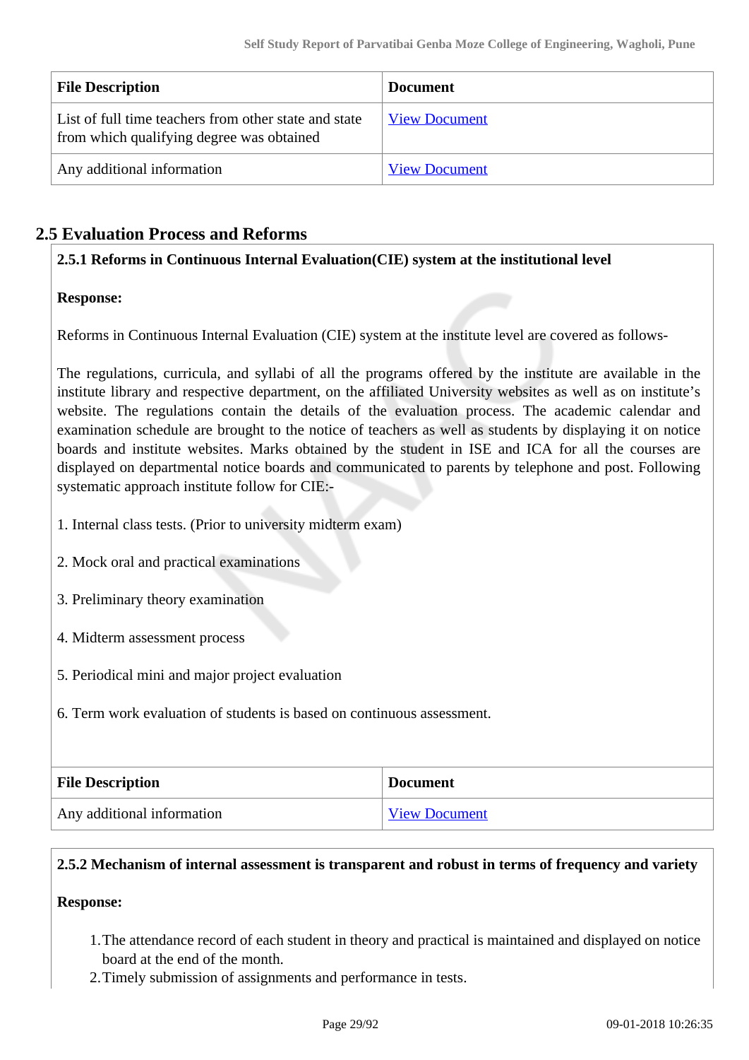| File Description | Document |
|---|---|
| List of full time teachers from other state and state from which qualifying degree was obtained | View Document |
| Any additional information | View Document |

## 2.5 Evaluation Process and Reforms

### 2.5.1 Reforms in Continuous Internal Evaluation(CIE) system at the institutional level

**Response:**

Reforms in Continuous Internal Evaluation (CIE) system at the institute level are covered as follows-

The regulations, curricula, and syllabi of all the programs offered by the institute are available in the institute library and respective department, on the affiliated University websites as well as on institute's website. The regulations contain the details of the evaluation process. The academic calendar and examination schedule are brought to the notice of teachers as well as students by displaying it on notice boards and institute websites. Marks obtained by the student in ISE and ICA for all the courses are displayed on departmental notice boards and communicated to parents by telephone and post. Following systematic approach institute follow for CIE:-

1. Internal class tests. (Prior to university midterm exam)

2. Mock oral and practical examinations

3. Preliminary theory examination

4. Midterm assessment process

5. Periodical mini and major project evaluation

6. Term work evaluation of students is based on continuous assessment.

| File Description | Document |
|---|---|
| Any additional information | View Document |

### 2.5.2 Mechanism of internal assessment is transparent and robust in terms of frequency and variety

**Response:**

1. The attendance record of each student in theory and practical is maintained and displayed on notice board at the end of the month.
2. Timely submission of assignments and performance in tests.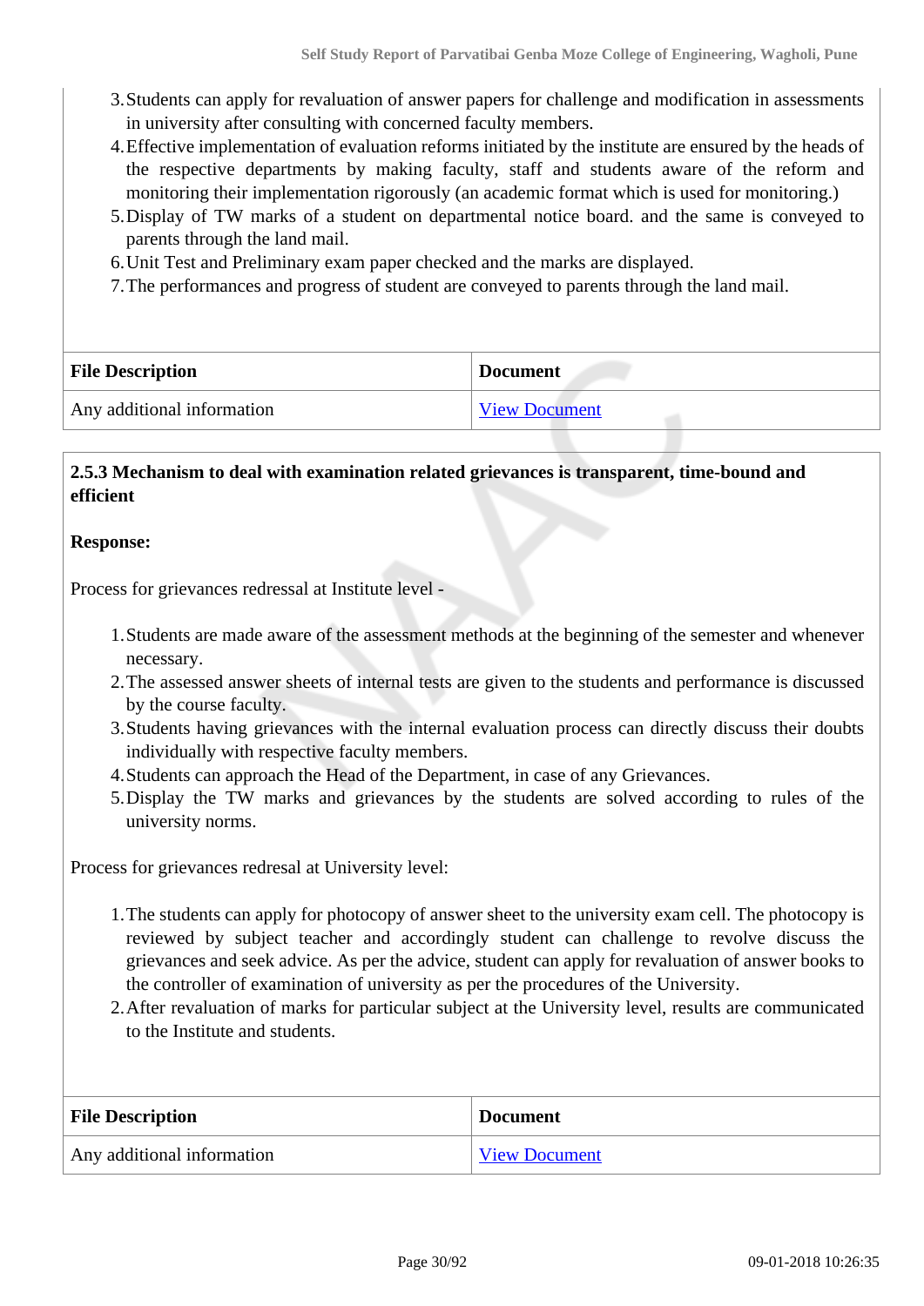3. Students can apply for revaluation of answer papers for challenge and modification in assessments in university after consulting with concerned faculty members.
4. Effective implementation of evaluation reforms initiated by the institute are ensured by the heads of the respective departments by making faculty, staff and students aware of the reform and monitoring their implementation rigorously (an academic format which is used for monitoring.)
5. Display of TW marks of a student on departmental notice board. and the same is conveyed to parents through the land mail.
6. Unit Test and Preliminary exam paper checked and the marks are displayed.
7. The performances and progress of student are conveyed to parents through the land mail.

| File Description | Document |
|---|---|
| Any additional information | View Document |

**2.5.3 Mechanism to deal with examination related grievances is transparent, time-bound and efficient**

**Response:**

Process for grievances redressal at Institute level -

1. Students are made aware of the assessment methods at the beginning of the semester and whenever necessary.
2. The assessed answer sheets of internal tests are given to the students and performance is discussed by the course faculty.
3. Students having grievances with the internal evaluation process can directly discuss their doubts individually with respective faculty members.
4. Students can approach the Head of the Department, in case of any Grievances.
5. Display the TW marks and grievances by the students are solved according to rules of the university norms.

Process for grievances redresal at University level:

1. The students can apply for photocopy of answer sheet to the university exam cell. The photocopy is reviewed by subject teacher and accordingly student can challenge to revolve discuss the grievances and seek advice. As per the advice, student can apply for revaluation of answer books to the controller of examination of university as per the procedures of the University.
2. After revaluation of marks for particular subject at the University level, results are communicated to the Institute and students.

| File Description | Document |
|---|---|
| Any additional information | View Document |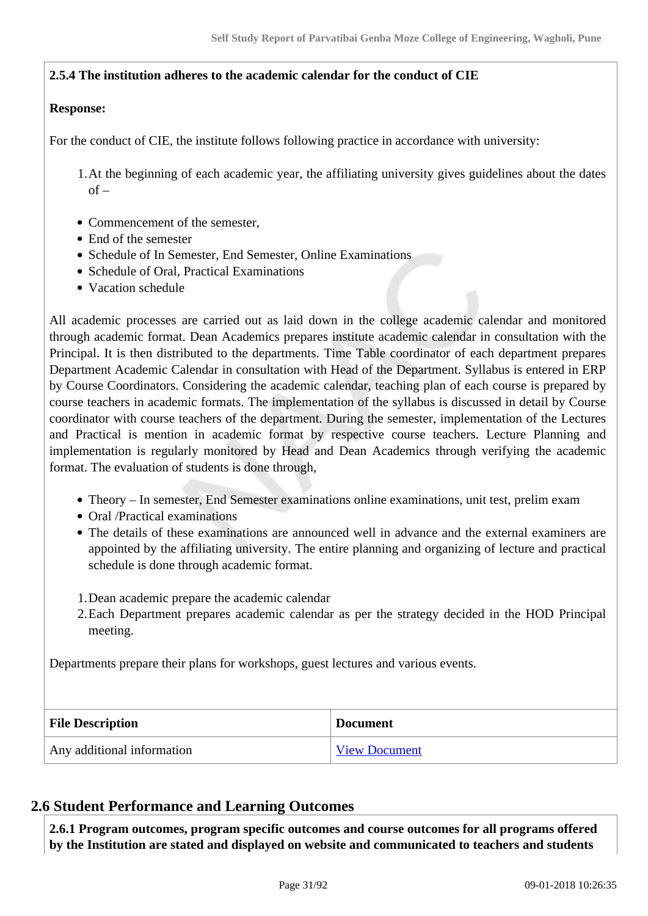**2.5.4 The institution adheres to the academic calendar for the conduct of CIE**

**Response:**

For the conduct of CIE, the institute follows following practice in accordance with university:

1. At the beginning of each academic year, the affiliating university gives guidelines about the dates of –

- Commencement of the semester,
- End of the semester
- Schedule of In Semester, End Semester, Online Examinations
- Schedule of Oral, Practical Examinations
- Vacation schedule

All academic processes are carried out as laid down in the college academic calendar and monitored through academic format. Dean Academics prepares institute academic calendar in consultation with the Principal. It is then distributed to the departments. Time Table coordinator of each department prepares Department Academic Calendar in consultation with Head of the Department. Syllabus is entered in ERP by Course Coordinators. Considering the academic calendar, teaching plan of each course is prepared by course teachers in academic formats. The implementation of the syllabus is discussed in detail by Course coordinator with course teachers of the department. During the semester, implementation of the Lectures and Practical is mention in academic format by respective course teachers. Lecture Planning and implementation is regularly monitored by Head and Dean Academics through verifying the academic format. The evaluation of students is done through,

- Theory – In semester, End Semester examinations online examinations, unit test, prelim exam
- Oral /Practical examinations
- The details of these examinations are announced well in advance and the external examiners are appointed by the affiliating university. The entire planning and organizing of lecture and practical schedule is done through academic format.

1. Dean academic prepare the academic calendar
2. Each Department prepares academic calendar as per the strategy decided in the HOD Principal meeting.

Departments prepare their plans for workshops, guest lectures and various events.

| File Description | Document |
|---|---|
| Any additional information | View Document |

## 2.6 Student Performance and Learning Outcomes

**2.6.1 Program outcomes, program specific outcomes and course outcomes for all programs offered by the Institution are stated and displayed on website and communicated to teachers and students**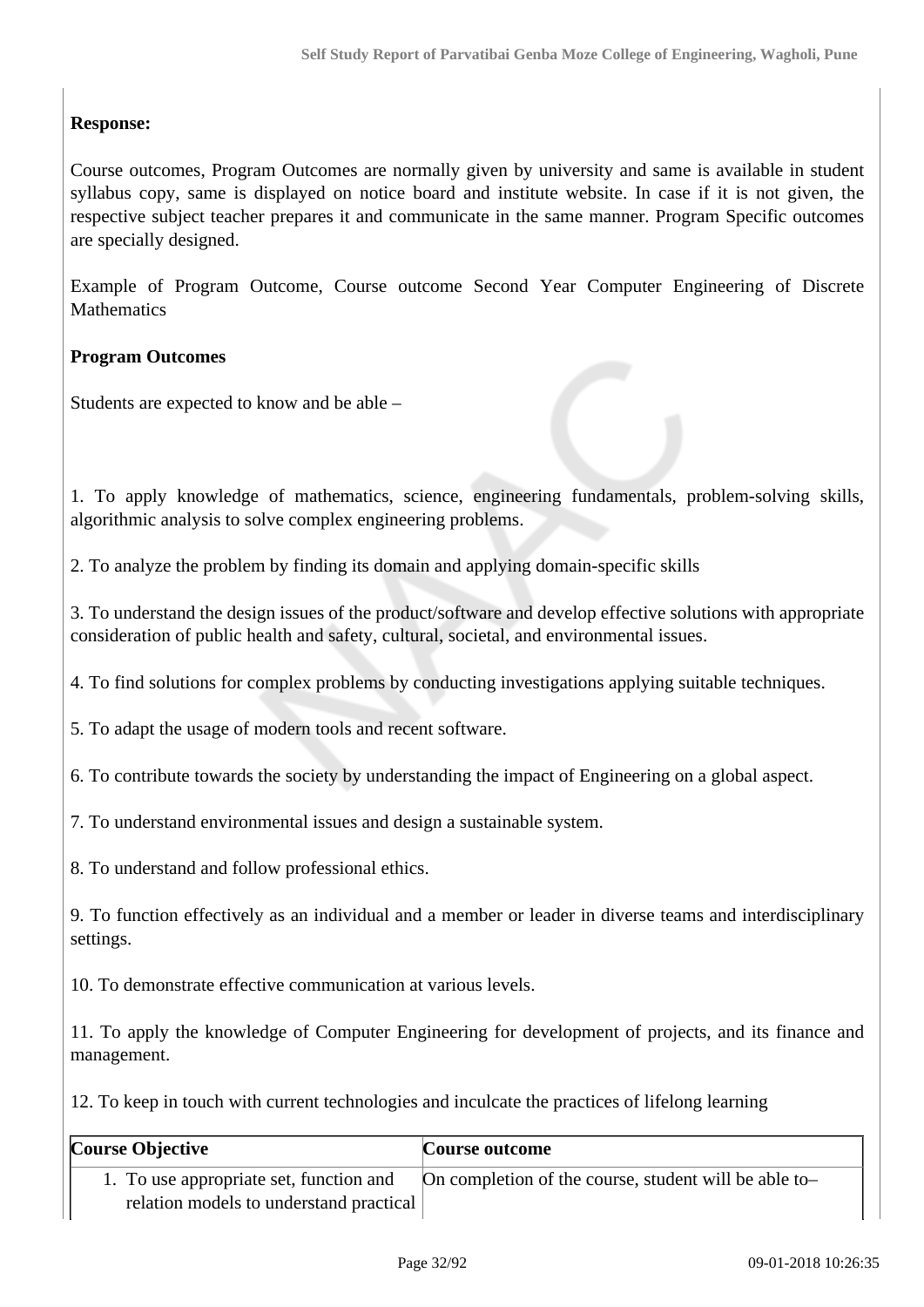**Response:**

Course outcomes, Program Outcomes are normally given by university and same is available in student syllabus copy, same is displayed on notice board and institute website. In case if it is not given, the respective subject teacher prepares it and communicate in the same manner. Program Specific outcomes are specially designed.

Example of Program Outcome, Course outcome Second Year Computer Engineering of Discrete Mathematics

**Program Outcomes**

Students are expected to know and be able –

1. To apply knowledge of mathematics, science, engineering fundamentals, problem-solving skills, algorithmic analysis to solve complex engineering problems.

2. To analyze the problem by finding its domain and applying domain-specific skills

3. To understand the design issues of the product/software and develop effective solutions with appropriate consideration of public health and safety, cultural, societal, and environmental issues.

4. To find solutions for complex problems by conducting investigations applying suitable techniques.

5. To adapt the usage of modern tools and recent software.

6. To contribute towards the society by understanding the impact of Engineering on a global aspect.

7. To understand environmental issues and design a sustainable system.

8. To understand and follow professional ethics.

9. To function effectively as an individual and a member or leader in diverse teams and interdisciplinary settings.

10. To demonstrate effective communication at various levels.

11. To apply the knowledge of Computer Engineering for development of projects, and its finance and management.

12. To keep in touch with current technologies and inculcate the practices of lifelong learning

| Course Objective | Course outcome |
|---|---|
| 1. To use appropriate set, function and relation models to understand practical | On completion of the course, student will be able to– |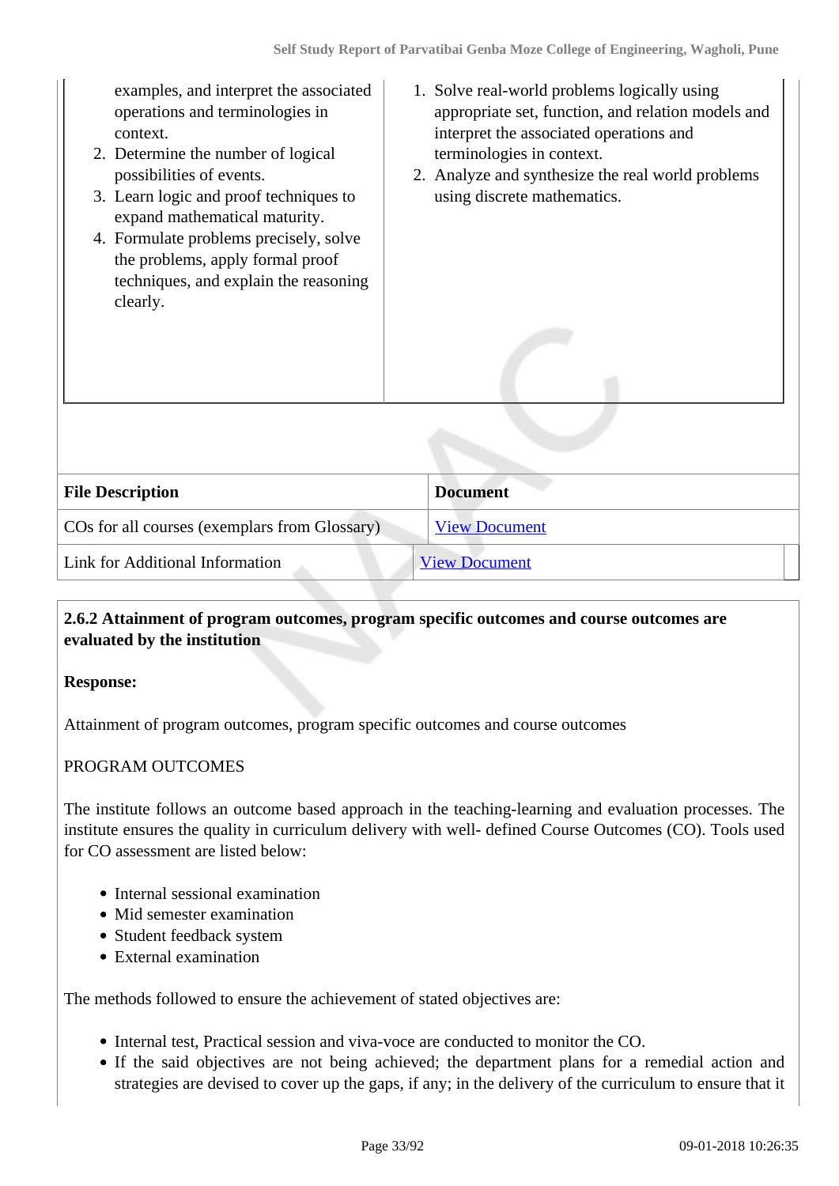| | |
|---|---|
| examples, and interpret the associated operations and terminologies in context.<br>2. Determine the number of logical possibilities of events.<br>3. Learn logic and proof techniques to expand mathematical maturity.<br>4. Formulate problems precisely, solve the problems, apply formal proof techniques, and explain the reasoning clearly. | 1. Solve real-world problems logically using appropriate set, function, and relation models and interpret the associated operations and terminologies in context.<br>2. Analyze and synthesize the real world problems using discrete mathematics. |

| File Description | Document |
|---|---|
| COs for all courses (exemplars from Glossary) | View Document |
| Link for Additional Information | View Document |

**2.6.2 Attainment of program outcomes, program specific outcomes and course outcomes are evaluated by the institution**

**Response:**

Attainment of program outcomes, program specific outcomes and course outcomes

PROGRAM OUTCOMES

The institute follows an outcome based approach in the teaching-learning and evaluation processes. The institute ensures the quality in curriculum delivery with well- defined Course Outcomes (CO). Tools used for CO assessment are listed below:

- Internal sessional examination
- Mid semester examination
- Student feedback system
- External examination

The methods followed to ensure the achievement of stated objectives are:

- Internal test, Practical session and viva-voce are conducted to monitor the CO.
- If the said objectives are not being achieved; the department plans for a remedial action and strategies are devised to cover up the gaps, if any; in the delivery of the curriculum to ensure that it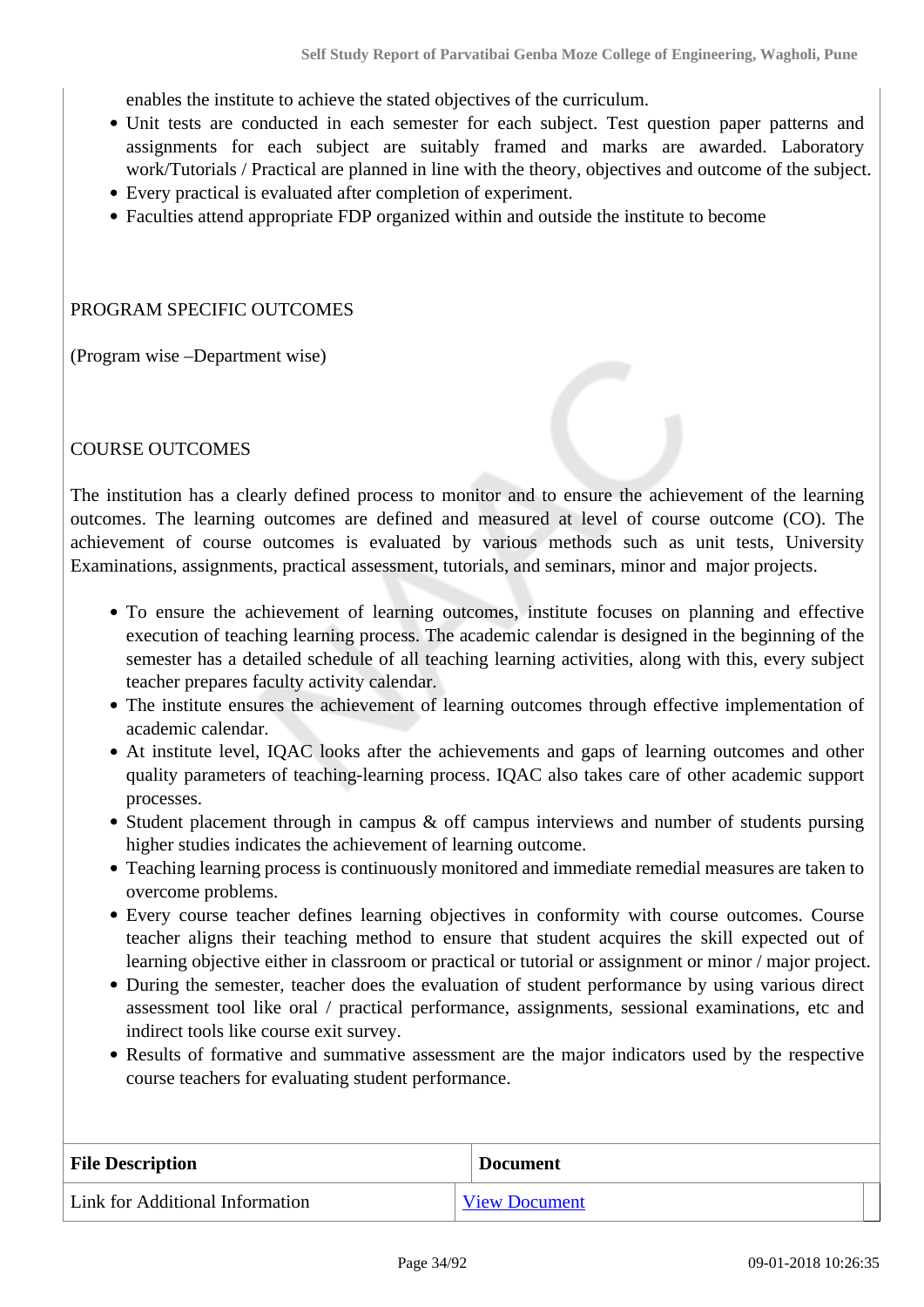enables the institute to achieve the stated objectives of the curriculum.

- Unit tests are conducted in each semester for each subject. Test question paper patterns and assignments for each subject are suitably framed and marks are awarded. Laboratory work/Tutorials / Practical are planned in line with the theory, objectives and outcome of the subject.
- Every practical is evaluated after completion of experiment.
- Faculties attend appropriate FDP organized within and outside the institute to become

PROGRAM SPECIFIC OUTCOMES

(Program wise –Department wise)

COURSE OUTCOMES

The institution has a clearly defined process to monitor and to ensure the achievement of the learning outcomes. The learning outcomes are defined and measured at level of course outcome (CO). The achievement of course outcomes is evaluated by various methods such as unit tests, University Examinations, assignments, practical assessment, tutorials, and seminars, minor and major projects.

- To ensure the achievement of learning outcomes, institute focuses on planning and effective execution of teaching learning process. The academic calendar is designed in the beginning of the semester has a detailed schedule of all teaching learning activities, along with this, every subject teacher prepares faculty activity calendar.
- The institute ensures the achievement of learning outcomes through effective implementation of academic calendar.
- At institute level, IQAC looks after the achievements and gaps of learning outcomes and other quality parameters of teaching-learning process. IQAC also takes care of other academic support processes.
- Student placement through in campus & off campus interviews and number of students pursing higher studies indicates the achievement of learning outcome.
- Teaching learning process is continuously monitored and immediate remedial measures are taken to overcome problems.
- Every course teacher defines learning objectives in conformity with course outcomes. Course teacher aligns their teaching method to ensure that student acquires the skill expected out of learning objective either in classroom or practical or tutorial or assignment or minor / major project.
- During the semester, teacher does the evaluation of student performance by using various direct assessment tool like oral / practical performance, assignments, sessional examinations, etc and indirect tools like course exit survey.
- Results of formative and summative assessment are the major indicators used by the respective course teachers for evaluating student performance.

| File Description | Document |
|---|---|
| Link for Additional Information | View Document |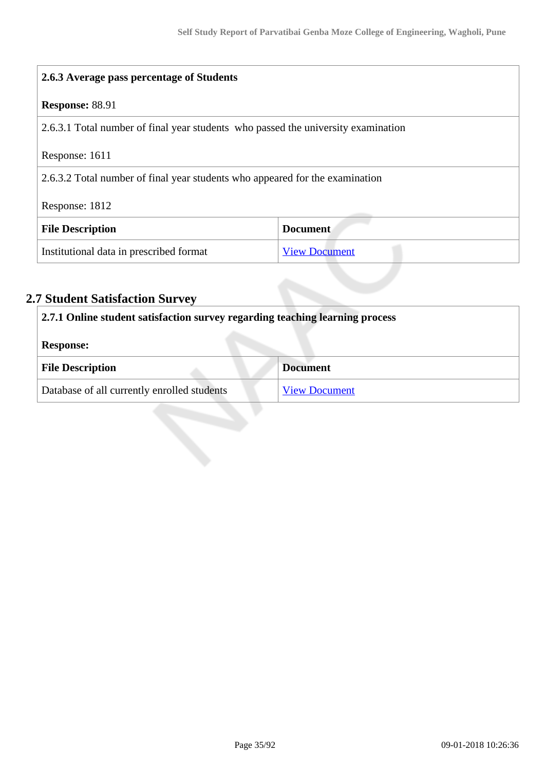**2.6.3 Average pass percentage of Students**

**Response:** 88.91

2.6.3.1 Total number of final year students who passed the university examination

Response: 1611

2.6.3.2 Total number of final year students who appeared for the examination

Response: 1812

| File Description | Document |
|---|---|
| Institutional data in prescribed format | View Document |

## 2.7 Student Satisfaction Survey

**2.7.1 Online student satisfaction survey regarding teaching learning process**

**Response:**

| File Description | Document |
|---|---|
| Database of all currently enrolled students | View Document |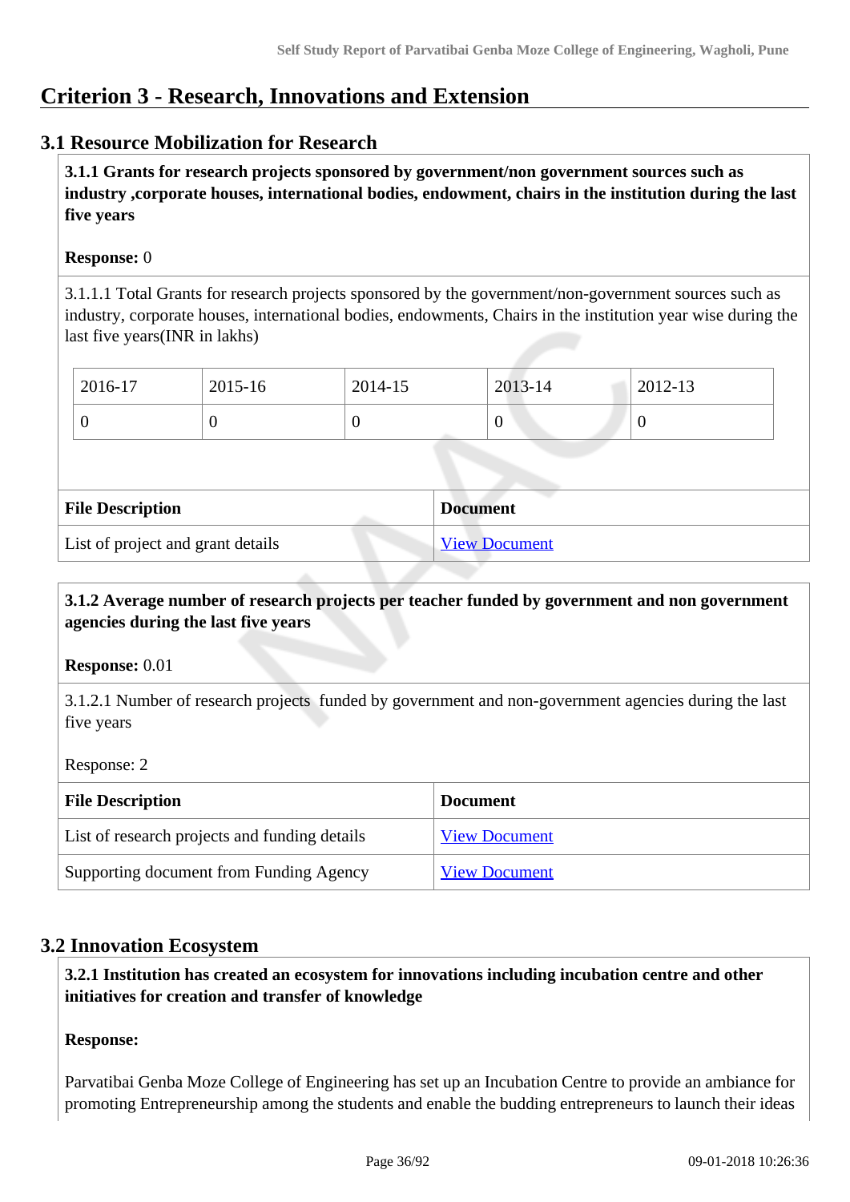# Criterion 3 - Research, Innovations and Extension

## 3.1 Resource Mobilization for Research

**3.1.1 Grants for research projects sponsored by government/non government sources such as industry ,corporate houses, international bodies, endowment, chairs in the institution during the last five years**

**Response:** 0

3.1.1.1 Total Grants for research projects sponsored by the government/non-government sources such as industry, corporate houses, international bodies, endowments, Chairs in the institution year wise during the last five years(INR in lakhs)

| 2016-17 | 2015-16 | 2014-15 | 2013-14 | 2012-13 |
|---|---|---|---|---|
| 0 | 0 | 0 | 0 | 0 |

| File Description | Document |
|---|---|
| List of project and grant details | View Document |

**3.1.2 Average number of research projects per teacher funded by government and non government agencies during the last five years**

**Response:** 0.01

3.1.2.1 Number of research projects funded by government and non-government agencies during the last five years

Response: 2

| File Description | Document |
|---|---|
| List of research projects and funding details | View Document |
| Supporting document from Funding Agency | View Document |

## 3.2 Innovation Ecosystem

**3.2.1 Institution has created an ecosystem for innovations including incubation centre and other initiatives for creation and transfer of knowledge**

**Response:**

Parvatibai Genba Moze College of Engineering has set up an Incubation Centre to provide an ambiance for promoting Entrepreneurship among the students and enable the budding entrepreneurs to launch their ideas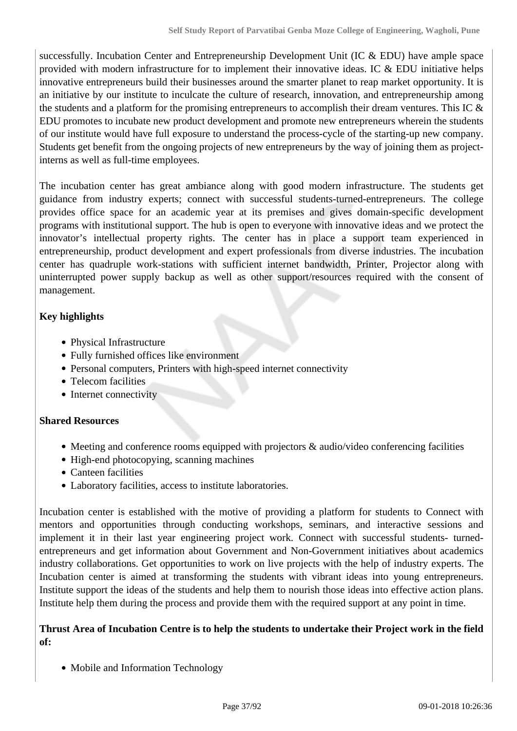successfully. Incubation Center and Entrepreneurship Development Unit (IC & EDU) have ample space provided with modern infrastructure for to implement their innovative ideas. IC & EDU initiative helps innovative entrepreneurs build their businesses around the smarter planet to reap market opportunity. It is an initiative by our institute to inculcate the culture of research, innovation, and entrepreneurship among the students and a platform for the promising entrepreneurs to accomplish their dream ventures. This IC & EDU promotes to incubate new product development and promote new entrepreneurs wherein the students of our institute would have full exposure to understand the process-cycle of the starting-up new company. Students get benefit from the ongoing projects of new entrepreneurs by the way of joining them as project-interns as well as full-time employees.

The incubation center has great ambiance along with good modern infrastructure. The students get guidance from industry experts; connect with successful students-turned-entrepreneurs. The college provides office space for an academic year at its premises and gives domain-specific development programs with institutional support. The hub is open to everyone with innovative ideas and we protect the innovator's intellectual property rights. The center has in place a support team experienced in entrepreneurship, product development and expert professionals from diverse industries. The incubation center has quadruple work-stations with sufficient internet bandwidth, Printer, Projector along with uninterrupted power supply backup as well as other support/resources required with the consent of management.

**Key highlights**

- Physical Infrastructure
- Fully furnished offices like environment
- Personal computers, Printers with high-speed internet connectivity
- Telecom facilities
- Internet connectivity

**Shared Resources**

- Meeting and conference rooms equipped with projectors & audio/video conferencing facilities
- High-end photocopying, scanning machines
- Canteen facilities
- Laboratory facilities, access to institute laboratories.

Incubation center is established with the motive of providing a platform for students to Connect with mentors and opportunities through conducting workshops, seminars, and interactive sessions and implement it in their last year engineering project work. Connect with successful students- turned-entrepreneurs and get information about Government and Non-Government initiatives about academics industry collaborations. Get opportunities to work on live projects with the help of industry experts. The Incubation center is aimed at transforming the students with vibrant ideas into young entrepreneurs. Institute support the ideas of the students and help them to nourish those ideas into effective action plans. Institute help them during the process and provide them with the required support at any point in time.

**Thrust Area of Incubation Centre is to help the students to undertake their Project work in the field of:**

- Mobile and Information Technology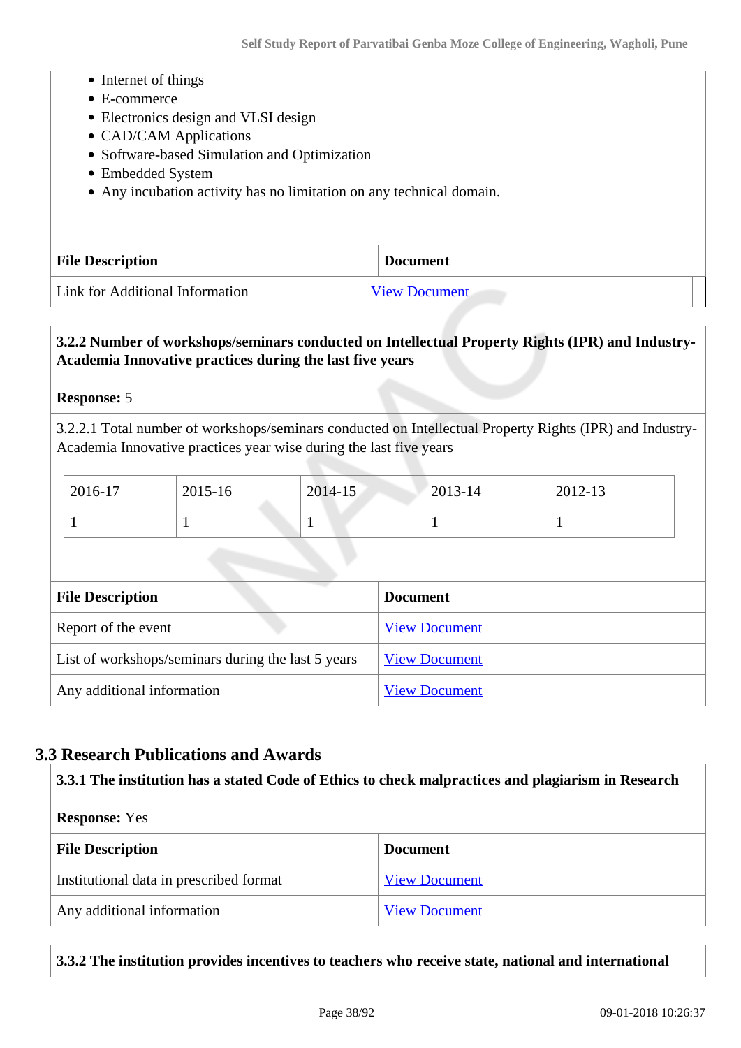- Internet of things
- E-commerce
- Electronics design and VLSI design
- CAD/CAM Applications
- Software-based Simulation and Optimization
- Embedded System
- Any incubation activity has no limitation on any technical domain.

| File Description | Document |
|---|---|
| Link for Additional Information | View Document |

**3.2.2 Number of workshops/seminars conducted on Intellectual Property Rights (IPR) and Industry-Academia Innovative practices during the last five years**

**Response:** 5

3.2.2.1 Total number of workshops/seminars conducted on Intellectual Property Rights (IPR) and Industry-Academia Innovative practices year wise during the last five years

| 2016-17 | 2015-16 | 2014-15 | 2013-14 | 2012-13 |
|---|---|---|---|---|
| 1 | 1 | 1 | 1 | 1 |

| File Description | Document |
|---|---|
| Report of the event | View Document |
| List of workshops/seminars during the last 5 years | View Document |
| Any additional information | View Document |

## 3.3 Research Publications and Awards

**3.3.1 The institution has a stated Code of Ethics to check malpractices and plagiarism in Research**

**Response:** Yes

| File Description | Document |
|---|---|
| Institutional data in prescribed format | View Document |
| Any additional information | View Document |

**3.3.2 The institution provides incentives to teachers who receive state, national and international**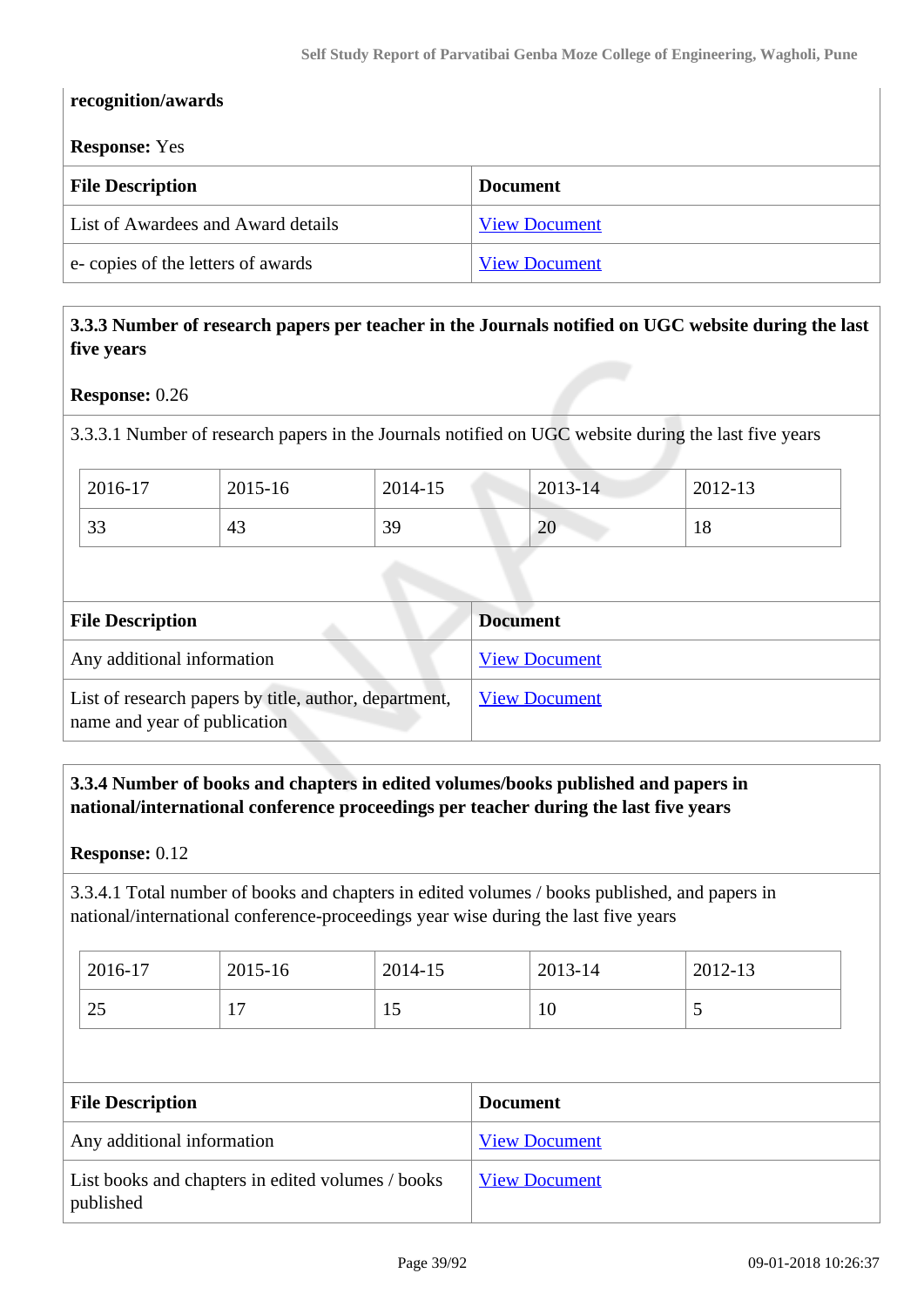**recognition/awards**

**Response:** Yes

| File Description | Document |
|---|---|
| List of Awardees and Award details | View Document |
| e- copies of the letters of awards | View Document |

**3.3.3 Number of research papers per teacher in the Journals notified on UGC website during the last five years**

**Response:** 0.26

3.3.3.1 Number of research papers in the Journals notified on UGC website during the last five years

| 2016-17 | 2015-16 | 2014-15 | 2013-14 | 2012-13 |
|---|---|---|---|---|
| 33 | 43 | 39 | 20 | 18 |

| File Description | Document |
|---|---|
| Any additional information | View Document |
| List of research papers by title, author, department, name and year of publication | View Document |

**3.3.4 Number of books and chapters in edited volumes/books published and papers in national/international conference proceedings per teacher during the last five years**

**Response:** 0.12

3.3.4.1 Total number of books and chapters in edited volumes / books published, and papers in national/international conference-proceedings year wise during the last five years

| 2016-17 | 2015-16 | 2014-15 | 2013-14 | 2012-13 |
|---|---|---|---|---|
| 25 | 17 | 15 | 10 | 5 |

| File Description | Document |
|---|---|
| Any additional information | View Document |
| List books and chapters in edited volumes / books published | View Document |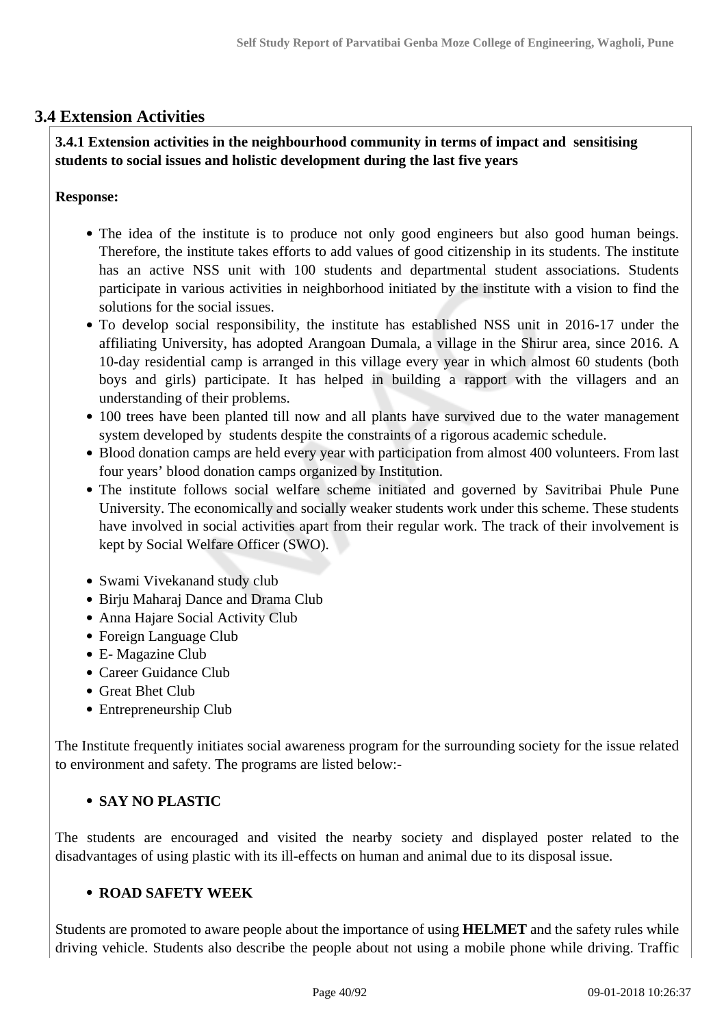## 3.4 Extension Activities

**3.4.1 Extension activities in the neighbourhood community in terms of impact and sensitising students to social issues and holistic development during the last five years**

**Response:**

- The idea of the institute is to produce not only good engineers but also good human beings. Therefore, the institute takes efforts to add values of good citizenship in its students. The institute has an active NSS unit with 100 students and departmental student associations. Students participate in various activities in neighborhood initiated by the institute with a vision to find the solutions for the social issues.
- To develop social responsibility, the institute has established NSS unit in 2016-17 under the affiliating University, has adopted Arangoan Dumala, a village in the Shirur area, since 2016. A 10-day residential camp is arranged in this village every year in which almost 60 students (both boys and girls) participate. It has helped in building a rapport with the villagers and an understanding of their problems.
- 100 trees have been planted till now and all plants have survived due to the water management system developed by students despite the constraints of a rigorous academic schedule.
- Blood donation camps are held every year with participation from almost 400 volunteers. From last four years' blood donation camps organized by Institution.
- The institute follows social welfare scheme initiated and governed by Savitribai Phule Pune University. The economically and socially weaker students work under this scheme. These students have involved in social activities apart from their regular work. The track of their involvement is kept by Social Welfare Officer (SWO).

- Swami Vivekanand study club
- Birju Maharaj Dance and Drama Club
- Anna Hajare Social Activity Club
- Foreign Language Club
- E- Magazine Club
- Career Guidance Club
- Great Bhet Club
- Entrepreneurship Club

The Institute frequently initiates social awareness program for the surrounding society for the issue related to environment and safety. The programs are listed below:-

- **SAY NO PLASTIC**

The students are encouraged and visited the nearby society and displayed poster related to the disadvantages of using plastic with its ill-effects on human and animal due to its disposal issue.

- **ROAD SAFETY WEEK**

Students are promoted to aware people about the importance of using **HELMET** and the safety rules while driving vehicle. Students also describe the people about not using a mobile phone while driving. Traffic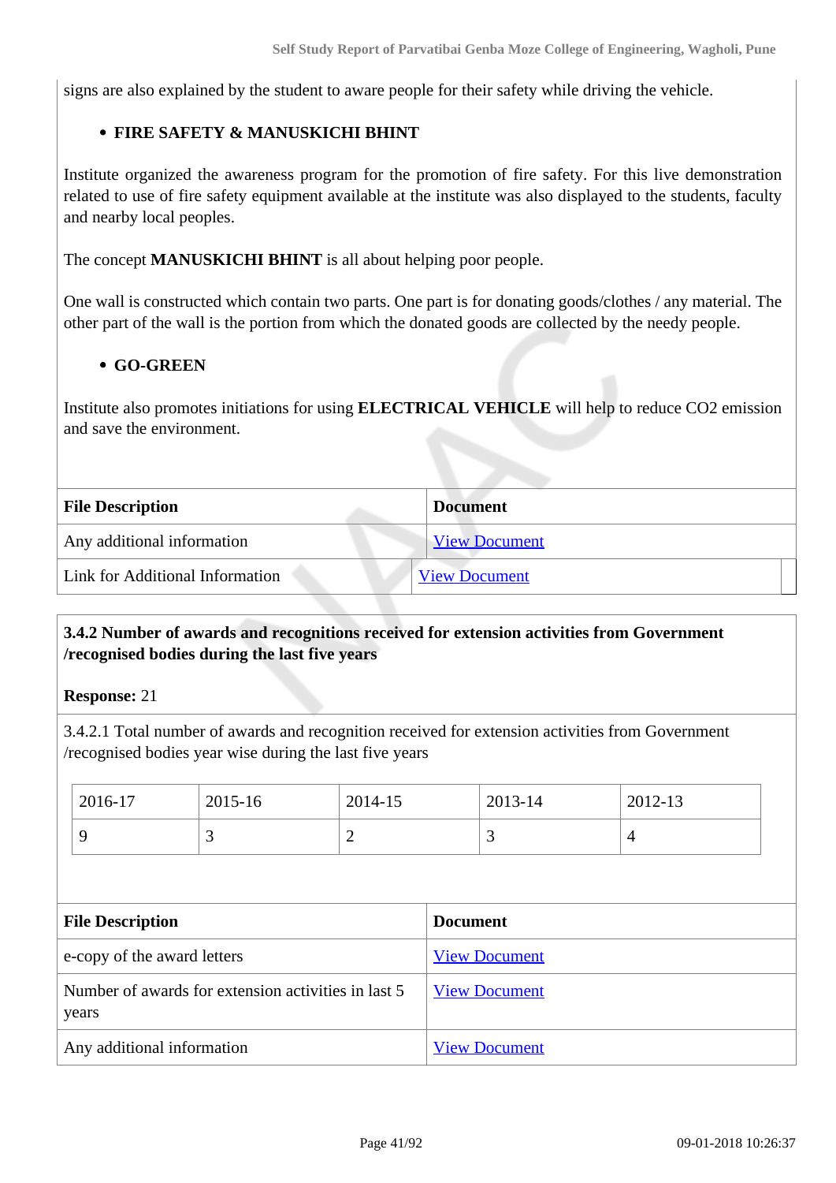signs are also explained by the student to aware people for their safety while driving the vehicle.

- **FIRE SAFETY & MANUSKICHI BHINT**

Institute organized the awareness program for the promotion of fire safety. For this live demonstration related to use of fire safety equipment available at the institute was also displayed to the students, faculty and nearby local peoples.

The concept **MANUSKICHI BHINT** is all about helping poor people.

One wall is constructed which contain two parts. One part is for donating goods/clothes / any material. The other part of the wall is the portion from which the donated goods are collected by the needy people.

- **GO-GREEN**

Institute also promotes initiations for using **ELECTRICAL VEHICLE** will help to reduce CO2 emission and save the environment.

| File Description | Document |
|---|---|
| Any additional information | View Document |
| Link for Additional Information | View Document |

**3.4.2 Number of awards and recognitions received for extension activities from Government /recognised bodies during the last five years**

**Response:** 21

3.4.2.1 Total number of awards and recognition received for extension activities from Government /recognised bodies year wise during the last five years

| 2016-17 | 2015-16 | 2014-15 | 2013-14 | 2012-13 |
|---|---|---|---|---|
| 9 | 3 | 2 | 3 | 4 |

| File Description | Document |
|---|---|
| e-copy of the award letters | View Document |
| Number of awards for extension activities in last 5 years | View Document |
| Any additional information | View Document |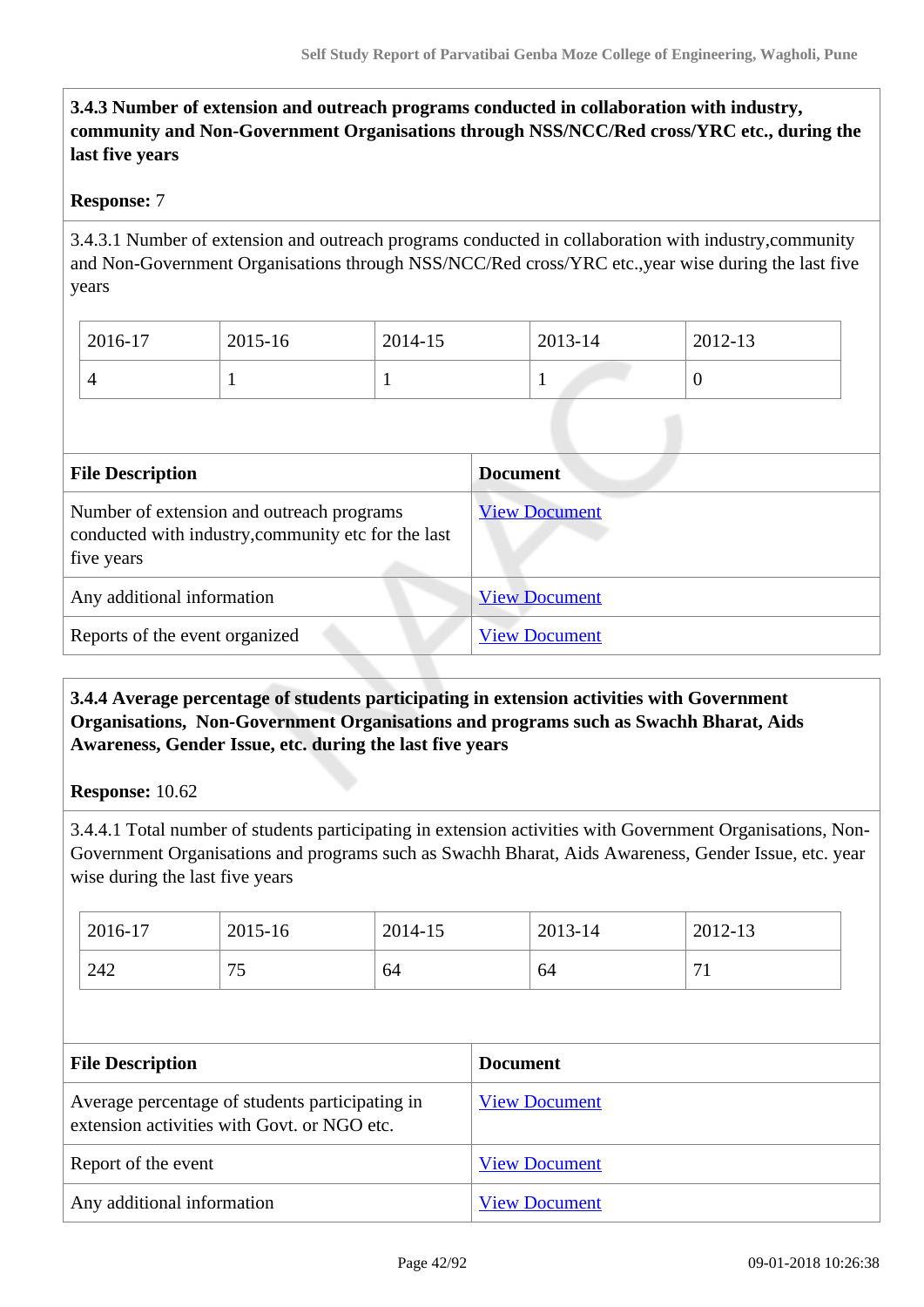**3.4.3 Number of extension and outreach programs conducted in collaboration with industry, community and Non-Government Organisations through NSS/NCC/Red cross/YRC etc., during the last five years**

**Response:** 7

3.4.3.1 Number of extension and outreach programs conducted in collaboration with industry,community and Non-Government Organisations through NSS/NCC/Red cross/YRC etc.,year wise during the last five years

| 2016-17 | 2015-16 | 2014-15 | 2013-14 | 2012-13 |
|---|---|---|---|---|
| 4 | 1 | 1 | 1 | 0 |

| File Description | Document |
|---|---|
| Number of extension and outreach programs conducted with industry,community etc for the last five years | View Document |
| Any additional information | View Document |
| Reports of the event organized | View Document |

**3.4.4 Average percentage of students participating in extension activities with Government Organisations, Non-Government Organisations and programs such as Swachh Bharat, Aids Awareness, Gender Issue, etc. during the last five years**

**Response:** 10.62

3.4.4.1 Total number of students participating in extension activities with Government Organisations, Non-Government Organisations and programs such as Swachh Bharat, Aids Awareness, Gender Issue, etc. year wise during the last five years

| 2016-17 | 2015-16 | 2014-15 | 2013-14 | 2012-13 |
|---|---|---|---|---|
| 242 | 75 | 64 | 64 | 71 |

| File Description | Document |
|---|---|
| Average percentage of students participating in extension activities with Govt. or NGO etc. | View Document |
| Report of the event | View Document |
| Any additional information | View Document |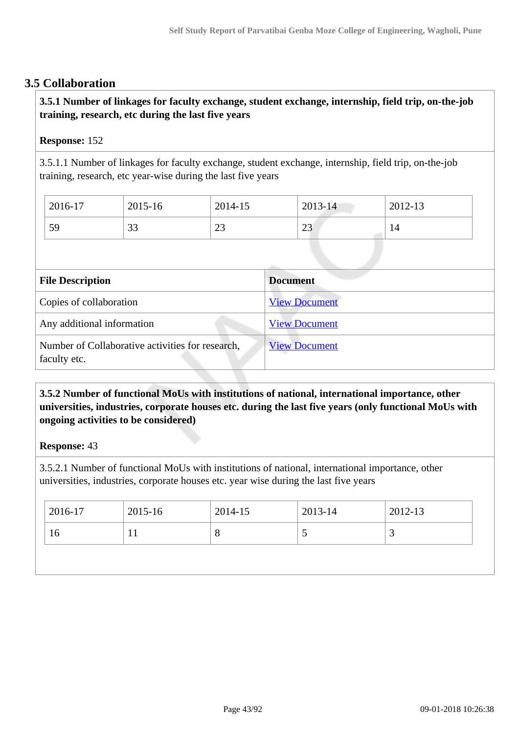## 3.5 Collaboration

**3.5.1 Number of linkages for faculty exchange, student exchange, internship, field trip, on-the-job training, research, etc during the last five years**

**Response:** 152

3.5.1.1 Number of linkages for faculty exchange, student exchange, internship, field trip, on-the-job training, research, etc year-wise during the last five years

| 2016-17 | 2015-16 | 2014-15 | 2013-14 | 2012-13 |
|---|---|---|---|---|
| 59 | 33 | 23 | 23 | 14 |

| File Description | Document |
|---|---|
| Copies of collaboration | View Document |
| Any additional information | View Document |
| Number of Collaborative activities for research, faculty etc. | View Document |

**3.5.2 Number of functional MoUs with institutions of national, international importance, other universities, industries, corporate houses etc. during the last five years (only functional MoUs with ongoing activities to be considered)**

**Response:** 43

3.5.2.1 Number of functional MoUs with institutions of national, international importance, other universities, industries, corporate houses etc. year wise during the last five years

| 2016-17 | 2015-16 | 2014-15 | 2013-14 | 2012-13 |
|---|---|---|---|---|
| 16 | 11 | 8 | 5 | 3 |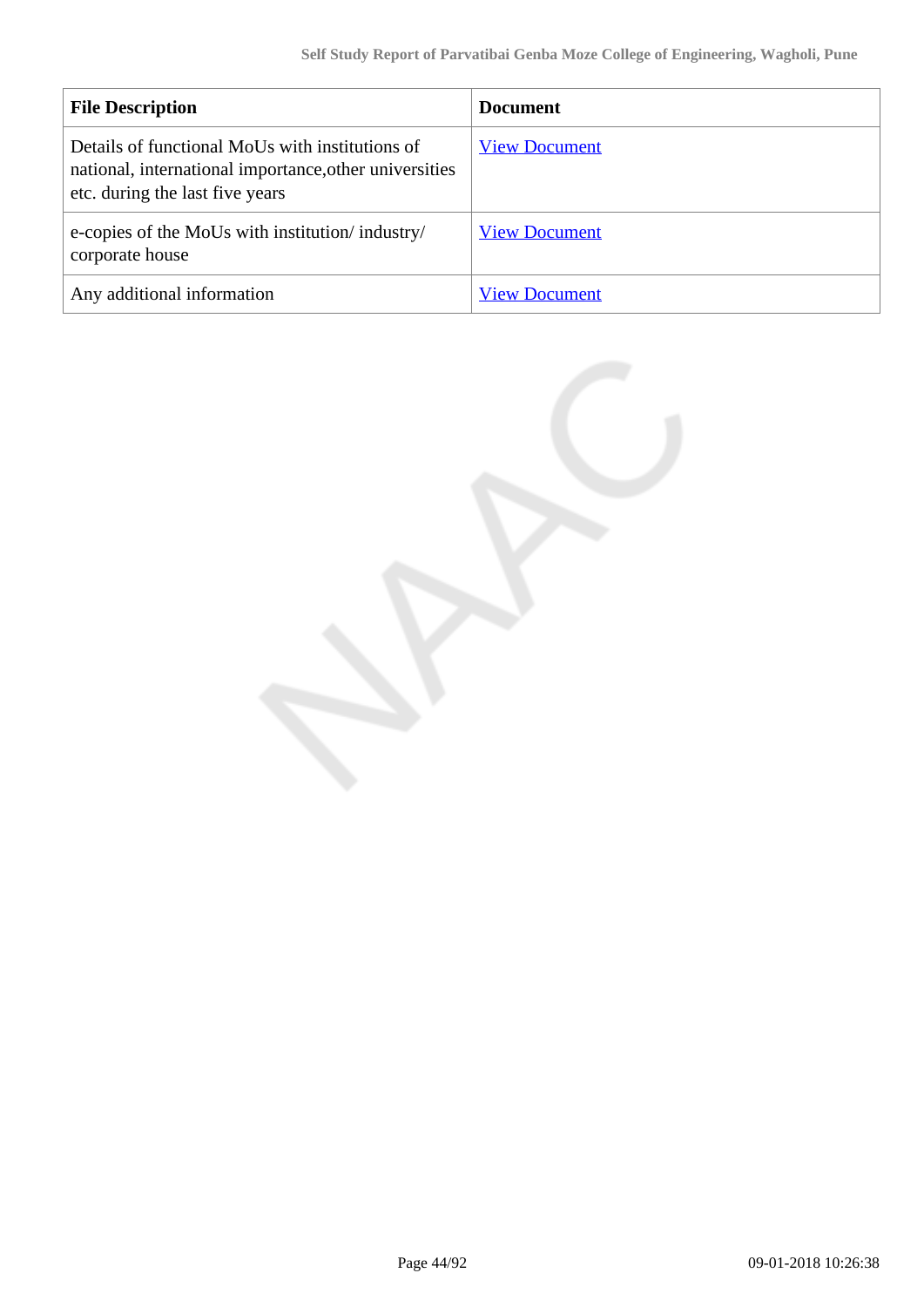| File Description | Document |
| --- | --- |
| Details of functional MoUs with institutions of national, international importance,other universities etc. during the last five years | View Document |
| e-copies of the MoUs with institution/ industry/ corporate house | View Document |
| Any additional information | View Document |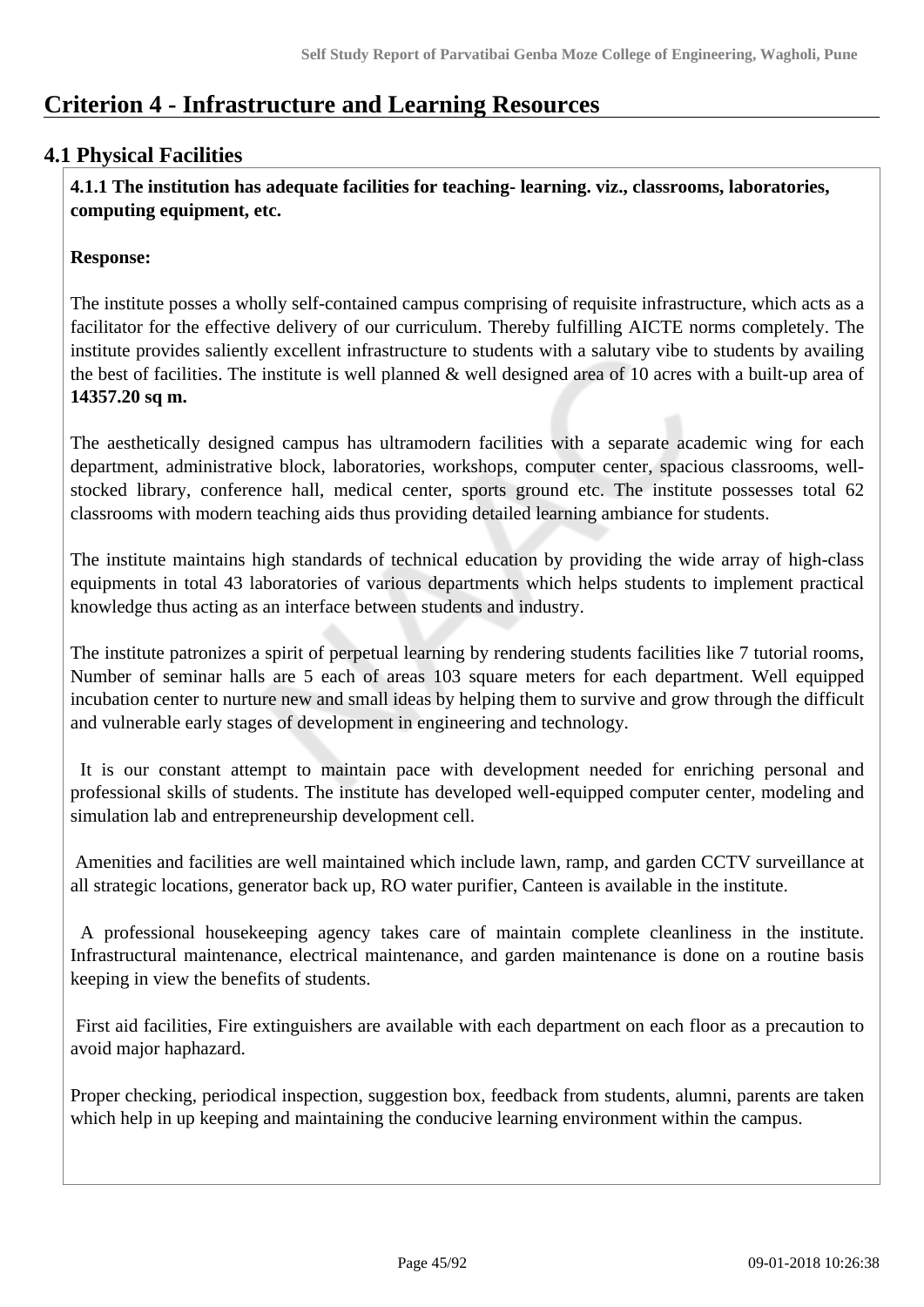# Criterion 4 - Infrastructure and Learning Resources

## 4.1 Physical Facilities

**4.1.1 The institution has adequate facilities for teaching- learning. viz., classrooms, laboratories, computing equipment, etc.**

**Response:**

The institute posses a wholly self-contained campus comprising of requisite infrastructure, which acts as a facilitator for the effective delivery of our curriculum. Thereby fulfilling AICTE norms completely. The institute provides saliently excellent infrastructure to students with a salutary vibe to students by availing the best of facilities. The institute is well planned & well designed area of 10 acres with a built-up area of **14357.20 sq m.**

The aesthetically designed campus has ultramodern facilities with a separate academic wing for each department, administrative block, laboratories, workshops, computer center, spacious classrooms, well-stocked library, conference hall, medical center, sports ground etc. The institute possesses total 62 classrooms with modern teaching aids thus providing detailed learning ambiance for students.

The institute maintains high standards of technical education by providing the wide array of high-class equipments in total 43 laboratories of various departments which helps students to implement practical knowledge thus acting as an interface between students and industry.

The institute patronizes a spirit of perpetual learning by rendering students facilities like 7 tutorial rooms, Number of seminar halls are 5 each of areas 103 square meters for each department. Well equipped incubation center to nurture new and small ideas by helping them to survive and grow through the difficult and vulnerable early stages of development in engineering and technology.

It is our constant attempt to maintain pace with development needed for enriching personal and professional skills of students. The institute has developed well-equipped computer center, modeling and simulation lab and entrepreneurship development cell.

Amenities and facilities are well maintained which include lawn, ramp, and garden CCTV surveillance at all strategic locations, generator back up, RO water purifier, Canteen is available in the institute.

A professional housekeeping agency takes care of maintain complete cleanliness in the institute. Infrastructural maintenance, electrical maintenance, and garden maintenance is done on a routine basis keeping in view the benefits of students.

First aid facilities, Fire extinguishers are available with each department on each floor as a precaution to avoid major haphazard.

Proper checking, periodical inspection, suggestion box, feedback from students, alumni, parents are taken which help in up keeping and maintaining the conducive learning environment within the campus.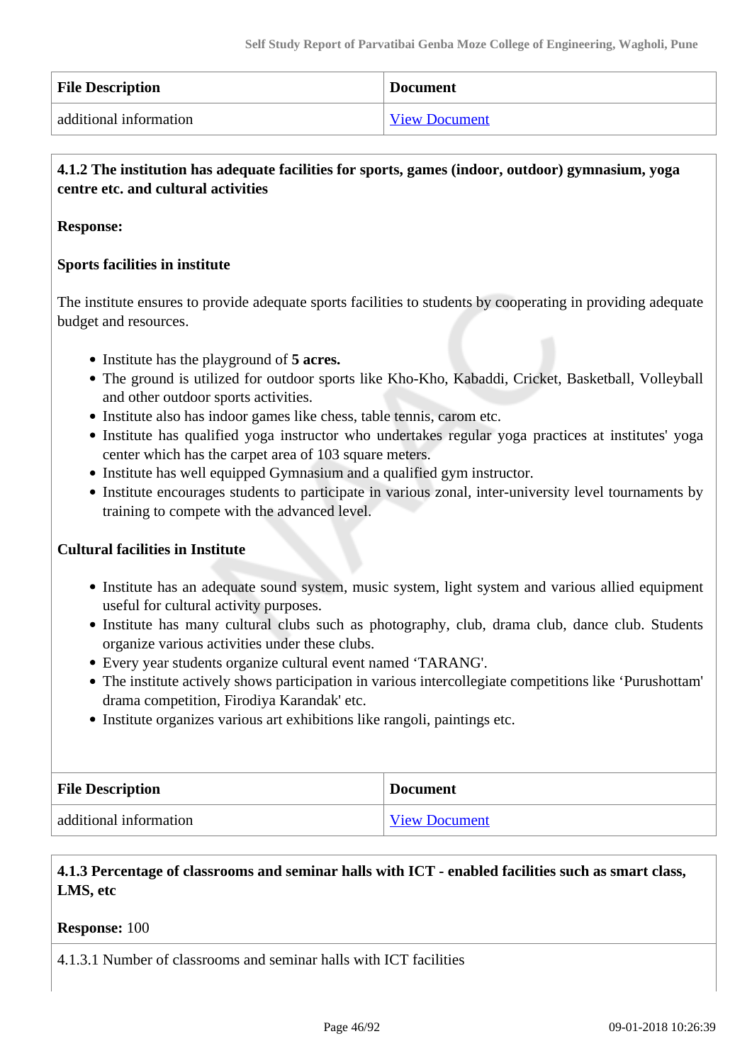| File Description | Document |
| --- | --- |
| additional information | View Document |

**4.1.2 The institution has adequate facilities for sports, games (indoor, outdoor) gymnasium, yoga centre etc. and cultural activities**

**Response:**

**Sports facilities in institute**

The institute ensures to provide adequate sports facilities to students by cooperating in providing adequate budget and resources.

- Institute has the playground of **5 acres.**
- The ground is utilized for outdoor sports like Kho-Kho, Kabaddi, Cricket, Basketball, Volleyball and other outdoor sports activities.
- Institute also has indoor games like chess, table tennis, carom etc.
- Institute has qualified yoga instructor who undertakes regular yoga practices at institutes' yoga center which has the carpet area of 103 square meters.
- Institute has well equipped Gymnasium and a qualified gym instructor.
- Institute encourages students to participate in various zonal, inter-university level tournaments by training to compete with the advanced level.

**Cultural facilities in Institute**

- Institute has an adequate sound system, music system, light system and various allied equipment useful for cultural activity purposes.
- Institute has many cultural clubs such as photography, club, drama club, dance club. Students organize various activities under these clubs.
- Every year students organize cultural event named 'TARANG'.
- The institute actively shows participation in various intercollegiate competitions like 'Purushottam' drama competition, Firodiya Karandak' etc.
- Institute organizes various art exhibitions like rangoli, paintings etc.

| File Description | Document |
| --- | --- |
| additional information | View Document |

**4.1.3 Percentage of classrooms and seminar halls with ICT - enabled facilities such as smart class, LMS, etc**

**Response:** 100

4.1.3.1 Number of classrooms and seminar halls with ICT facilities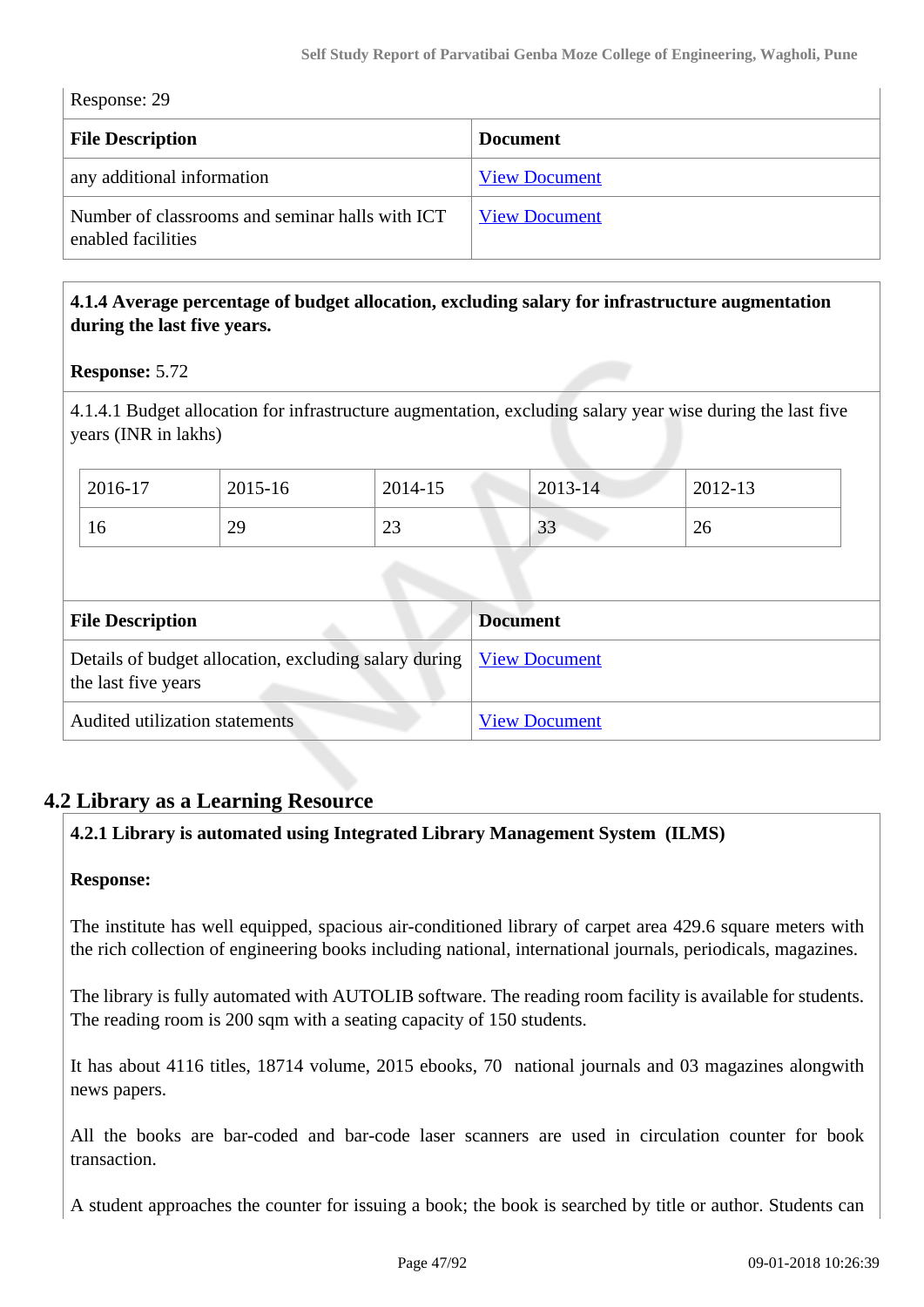Response: 29

| File Description | Document |
|---|---|
| any additional information | View Document |
| Number of classrooms and seminar halls with ICT enabled facilities | View Document |

**4.1.4 Average percentage of budget allocation, excluding salary for infrastructure augmentation during the last five years.**

**Response:** 5.72

4.1.4.1 Budget allocation for infrastructure augmentation, excluding salary year wise during the last five years (INR in lakhs)

| 2016-17 | 2015-16 | 2014-15 | 2013-14 | 2012-13 |
|---|---|---|---|---|
| 16 | 29 | 23 | 33 | 26 |

| File Description | Document |
|---|---|
| Details of budget allocation, excluding salary during the last five years | View Document |
| Audited utilization statements | View Document |

## 4.2 Library as a Learning Resource

**4.2.1 Library is automated using Integrated Library Management System (ILMS)**

**Response:**

The institute has well equipped, spacious air-conditioned library of carpet area 429.6 square meters with the rich collection of engineering books including national, international journals, periodicals, magazines.

The library is fully automated with AUTOLIB software. The reading room facility is available for students. The reading room is 200 sqm with a seating capacity of 150 students.

It has about 4116 titles, 18714 volume, 2015 ebooks, 70 national journals and 03 magazines alongwith news papers.

All the books are bar-coded and bar-code laser scanners are used in circulation counter for book transaction.

A student approaches the counter for issuing a book; the book is searched by title or author. Students can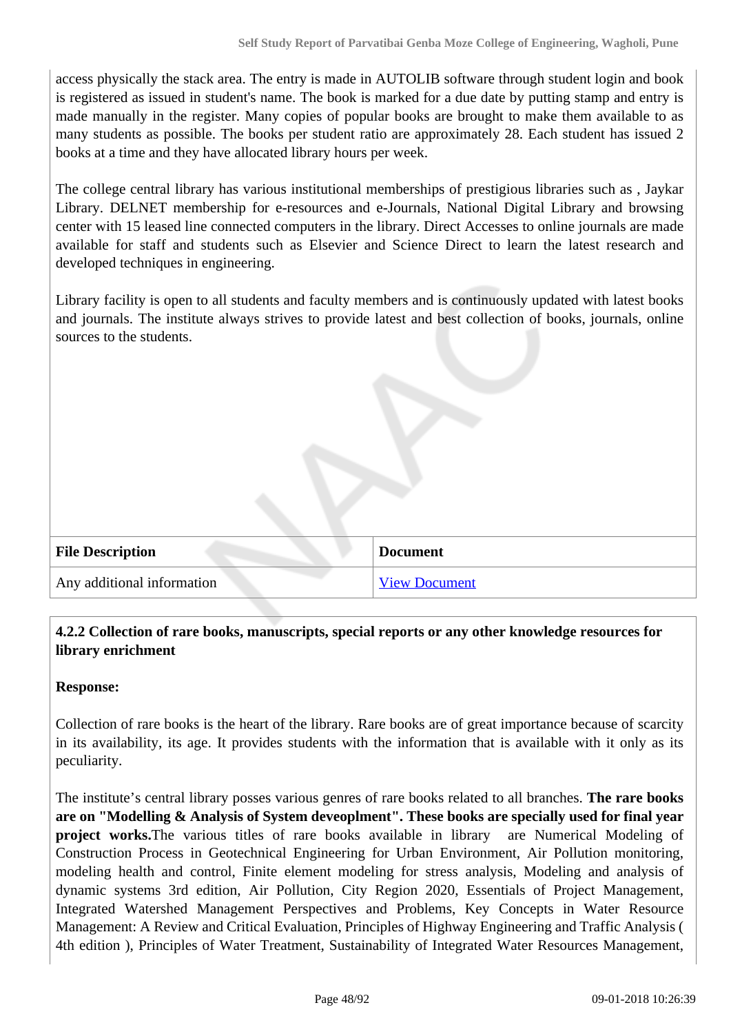access physically the stack area. The entry is made in AUTOLIB software through student login and book is registered as issued in student's name. The book is marked for a due date by putting stamp and entry is made manually in the register. Many copies of popular books are brought to make them available to as many students as possible. The books per student ratio are approximately 28. Each student has issued 2 books at a time and they have allocated library hours per week.

The college central library has various institutional memberships of prestigious libraries such as , Jaykar Library. DELNET membership for e-resources and e-Journals, National Digital Library and browsing center with 15 leased line connected computers in the library. Direct Accesses to online journals are made available for staff and students such as Elsevier and Science Direct to learn the latest research and developed techniques in engineering.

Library facility is open to all students and faculty members and is continuously updated with latest books and journals. The institute always strives to provide latest and best collection of books, journals, online sources to the students.

| File Description | Document |
|---|---|
| Any additional information | View Document |

**4.2.2 Collection of rare books, manuscripts, special reports or any other knowledge resources for library enrichment**

**Response:**

Collection of rare books is the heart of the library. Rare books are of great importance because of scarcity in its availability, its age. It provides students with the information that is available with it only as its peculiarity.

The institute's central library posses various genres of rare books related to all branches. **The rare books are on "Modelling & Analysis of System deveoplment". These books are specially used for final year project works.**The various titles of rare books available in library are Numerical Modeling of Construction Process in Geotechnical Engineering for Urban Environment, Air Pollution monitoring, modeling health and control, Finite element modeling for stress analysis, Modeling and analysis of dynamic systems 3rd edition, Air Pollution, City Region 2020, Essentials of Project Management, Integrated Watershed Management Perspectives and Problems, Key Concepts in Water Resource Management: A Review and Critical Evaluation, Principles of Highway Engineering and Traffic Analysis ( 4th edition ), Principles of Water Treatment, Sustainability of Integrated Water Resources Management,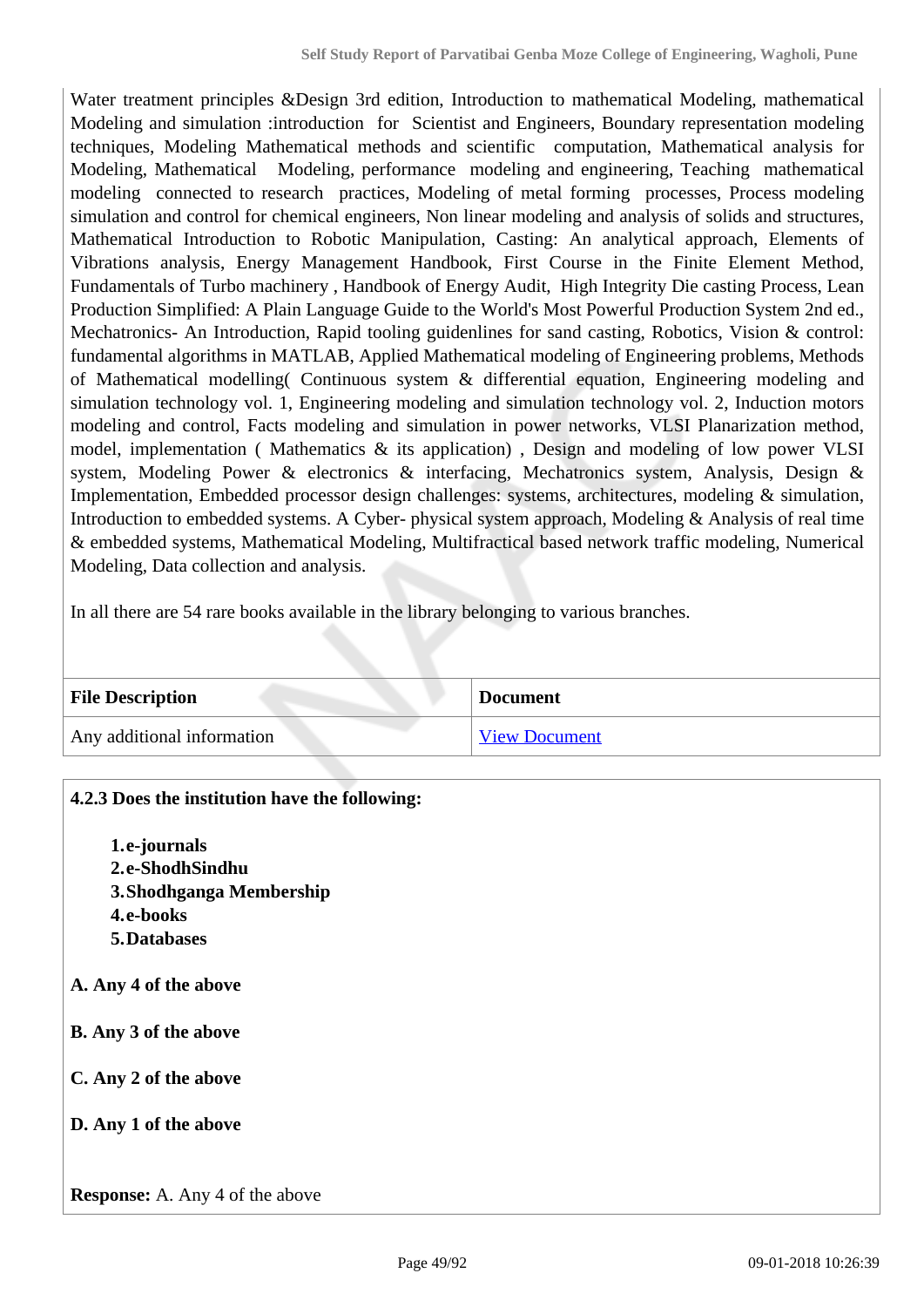Water treatment principles &Design 3rd edition, Introduction to mathematical Modeling, mathematical Modeling and simulation :introduction for Scientist and Engineers, Boundary representation modeling techniques, Modeling Mathematical methods and scientific computation, Mathematical analysis for Modeling, Mathematical Modeling, performance modeling and engineering, Teaching mathematical modeling connected to research practices, Modeling of metal forming processes, Process modeling simulation and control for chemical engineers, Non linear modeling and analysis of solids and structures, Mathematical Introduction to Robotic Manipulation, Casting: An analytical approach, Elements of Vibrations analysis, Energy Management Handbook, First Course in the Finite Element Method, Fundamentals of Turbo machinery , Handbook of Energy Audit, High Integrity Die casting Process, Lean Production Simplified: A Plain Language Guide to the World's Most Powerful Production System 2nd ed., Mechatronics- An Introduction, Rapid tooling guidenlines for sand casting, Robotics, Vision & control: fundamental algorithms in MATLAB, Applied Mathematical modeling of Engineering problems, Methods of Mathematical modelling( Continuous system & differential equation, Engineering modeling and simulation technology vol. 1, Engineering modeling and simulation technology vol. 2, Induction motors modeling and control, Facts modeling and simulation in power networks, VLSI Planarization method, model, implementation ( Mathematics & its application) , Design and modeling of low power VLSI system, Modeling Power & electronics & interfacing, Mechatronics system, Analysis, Design & Implementation, Embedded processor design challenges: systems, architectures, modeling & simulation, Introduction to embedded systems. A Cyber- physical system approach, Modeling & Analysis of real time & embedded systems, Mathematical Modeling, Multifractical based network traffic modeling, Numerical Modeling, Data collection and analysis.

In all there are 54 rare books available in the library belonging to various branches.

| File Description | Document |
|---|---|
| Any additional information | View Document |

**4.2.3 Does the institution have the following:**

1. **e-journals**
2. **e-ShodhSindhu**
3. **Shodhganga Membership**
4. **e-books**
5. **Databases**

**A. Any 4 of the above**

**B. Any 3 of the above**

**C. Any 2 of the above**

**D. Any 1 of the above**

**Response:** A. Any 4 of the above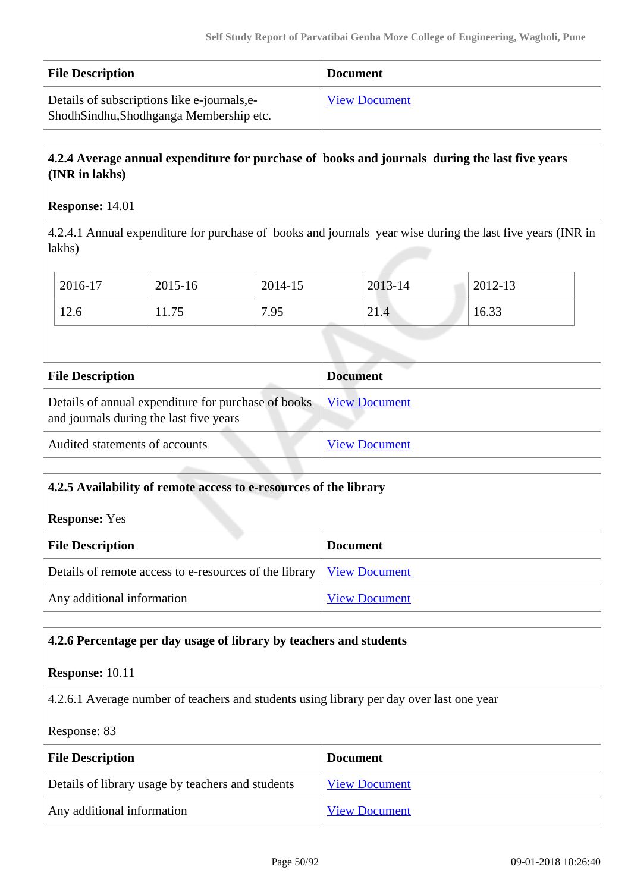| File Description | Document |
|---|---|
| Details of subscriptions like e-journals,e-ShodhSindhu,Shodhganga Membership etc. | View Document |

**4.2.4 Average annual expenditure for purchase of books and journals during the last five years (INR in lakhs)**

**Response:** 14.01

4.2.4.1 Annual expenditure for purchase of books and journals year wise during the last five years (INR in lakhs)

| 2016-17 | 2015-16 | 2014-15 | 2013-14 | 2012-13 |
|---|---|---|---|---|
| 12.6 | 11.75 | 7.95 | 21.4 | 16.33 |

| File Description | Document |
|---|---|
| Details of annual expenditure for purchase of books and journals during the last five years | View Document |
| Audited statements of accounts | View Document |

**4.2.5 Availability of remote access to e-resources of the library**

**Response:** Yes

| File Description | Document |
|---|---|
| Details of remote access to e-resources of the library | View Document |
| Any additional information | View Document |

**4.2.6 Percentage per day usage of library by teachers and students**

**Response:** 10.11

4.2.6.1 Average number of teachers and students using library per day over last one year

Response: 83

| File Description | Document |
|---|---|
| Details of library usage by teachers and students | View Document |
| Any additional information | View Document |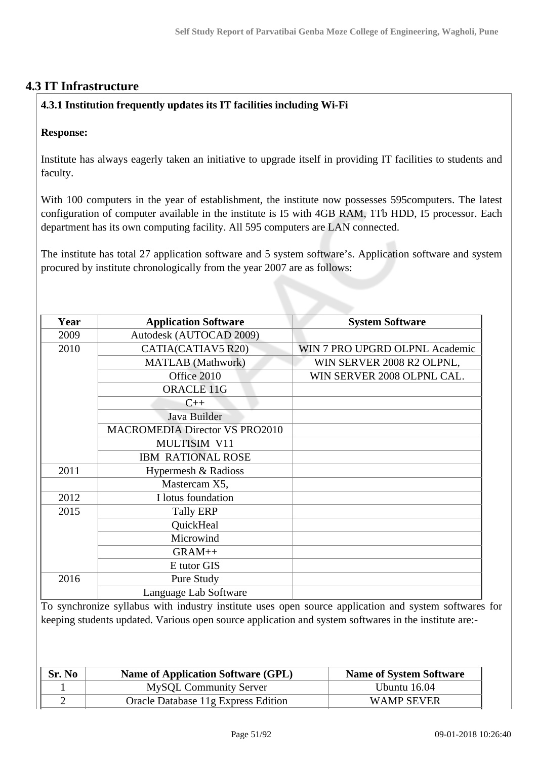## 4.3 IT Infrastructure

**4.3.1 Institution frequently updates its IT facilities including Wi-Fi**

**Response:**

Institute has always eagerly taken an initiative to upgrade itself in providing IT facilities to students and faculty.

With 100 computers in the year of establishment, the institute now possesses 595computers. The latest configuration of computer available in the institute is I5 with 4GB RAM, 1Tb HDD, I5 processor. Each department has its own computing facility. All 595 computers are LAN connected.

The institute has total 27 application software and 5 system software's. Application software and system procured by institute chronologically from the year 2007 are as follows:

| Year | Application Software | System Software |
|---|---|---|
| 2009 | Autodesk (AUTOCAD 2009) | |
| 2010 | CATIA(CATIAV5 R20) | WIN 7 PRO UPGRD OLPNL Academic |
| | MATLAB (Mathwork) | WIN SERVER 2008 R2 OLPNL, |
| | Office 2010 | WIN SERVER 2008 OLPNL CAL. |
| | ORACLE 11G | |
| | C++ | |
| | Java Builder | |
| | MACROMEDIA Director VS PRO2010 | |
| | MULTISIM V11 | |
| | IBM RATIONAL ROSE | |
| 2011 | Hypermesh & Radioss | |
| | Mastercam X5, | |
| 2012 | I lotus foundation | |
| 2015 | Tally ERP | |
| | QuickHeal | |
| | Microwind | |
| | GRAM++ | |
| | E tutor GIS | |
| 2016 | Pure Study | |
| | Language Lab Software | |

To synchronize syllabus with industry institute uses open source application and system softwares for keeping students updated. Various open source application and system softwares in the institute are:-

| Sr. No | Name of Application Software (GPL) | Name of System Software |
|---|---|---|
| 1 | MySQL Community Server | Ubuntu 16.04 |
| 2 | Oracle Database 11g Express Edition | WAMP SEVER |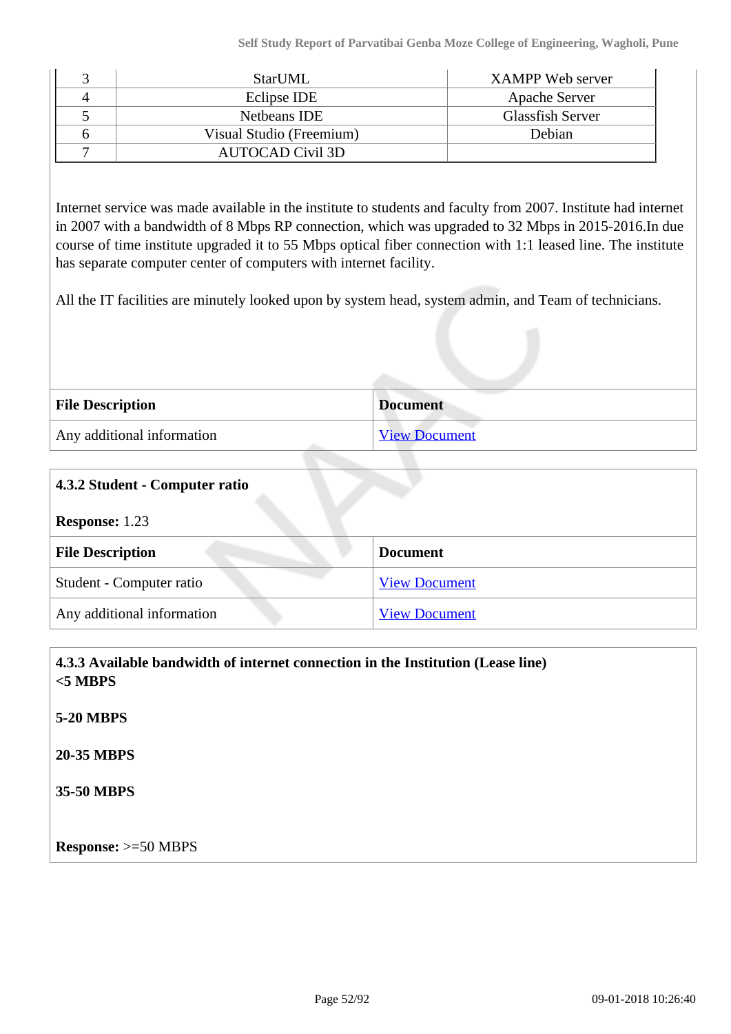| 3 | StarUML | XAMPP Web server |
|---|---|---|
| 4 | Eclipse IDE | Apache Server |
| 5 | Netbeans IDE | Glassfish Server |
| 6 | Visual Studio (Freemium) | Debian |
| 7 | AUTOCAD Civil 3D | |

Internet service was made available in the institute to students and faculty from 2007. Institute had internet in 2007 with a bandwidth of 8 Mbps RP connection, which was upgraded to 32 Mbps in 2015-2016.In due course of time institute upgraded it to 55 Mbps optical fiber connection with 1:1 leased line. The institute has separate computer center of computers with internet facility.

All the IT facilities are minutely looked upon by system head, system admin, and Team of technicians.

| File Description | Document |
|---|---|
| Any additional information | View Document |

**4.3.2 Student - Computer ratio**

**Response:** 1.23

| File Description | Document |
|---|---|
| Student - Computer ratio | View Document |
| Any additional information | View Document |

**4.3.3 Available bandwidth of internet connection in the Institution (Lease line)**
**<5 MBPS**

**5-20 MBPS**

**20-35 MBPS**

**35-50 MBPS**

**Response:** >=50 MBPS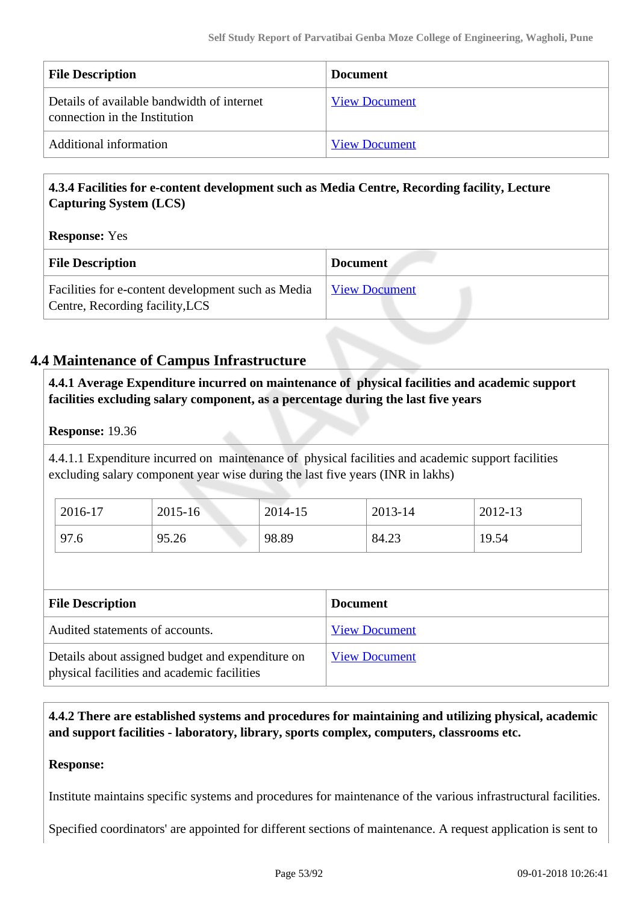| File Description | Document |
|---|---|
| Details of available bandwidth of internet connection in the Institution | View Document |
| Additional information | View Document |

**4.3.4 Facilities for e-content development such as Media Centre, Recording facility, Lecture Capturing System (LCS)**

**Response:** Yes

| File Description | Document |
|---|---|
| Facilities for e-content development such as Media Centre, Recording facility,LCS | View Document |

## 4.4 Maintenance of Campus Infrastructure

**4.4.1 Average Expenditure incurred on maintenance of physical facilities and academic support facilities excluding salary component, as a percentage during the last five years**

**Response:** 19.36

4.4.1.1 Expenditure incurred on maintenance of physical facilities and academic support facilities excluding salary component year wise during the last five years (INR in lakhs)

| 2016-17 | 2015-16 | 2014-15 | 2013-14 | 2012-13 |
|---|---|---|---|---|
| 97.6 | 95.26 | 98.89 | 84.23 | 19.54 |

| File Description | Document |
|---|---|
| Audited statements of accounts. | View Document |
| Details about assigned budget and expenditure on physical facilities and academic facilities | View Document |

**4.4.2 There are established systems and procedures for maintaining and utilizing physical, academic and support facilities - laboratory, library, sports complex, computers, classrooms etc.**

**Response:**

Institute maintains specific systems and procedures for maintenance of the various infrastructural facilities.

Specified coordinators' are appointed for different sections of maintenance. A request application is sent to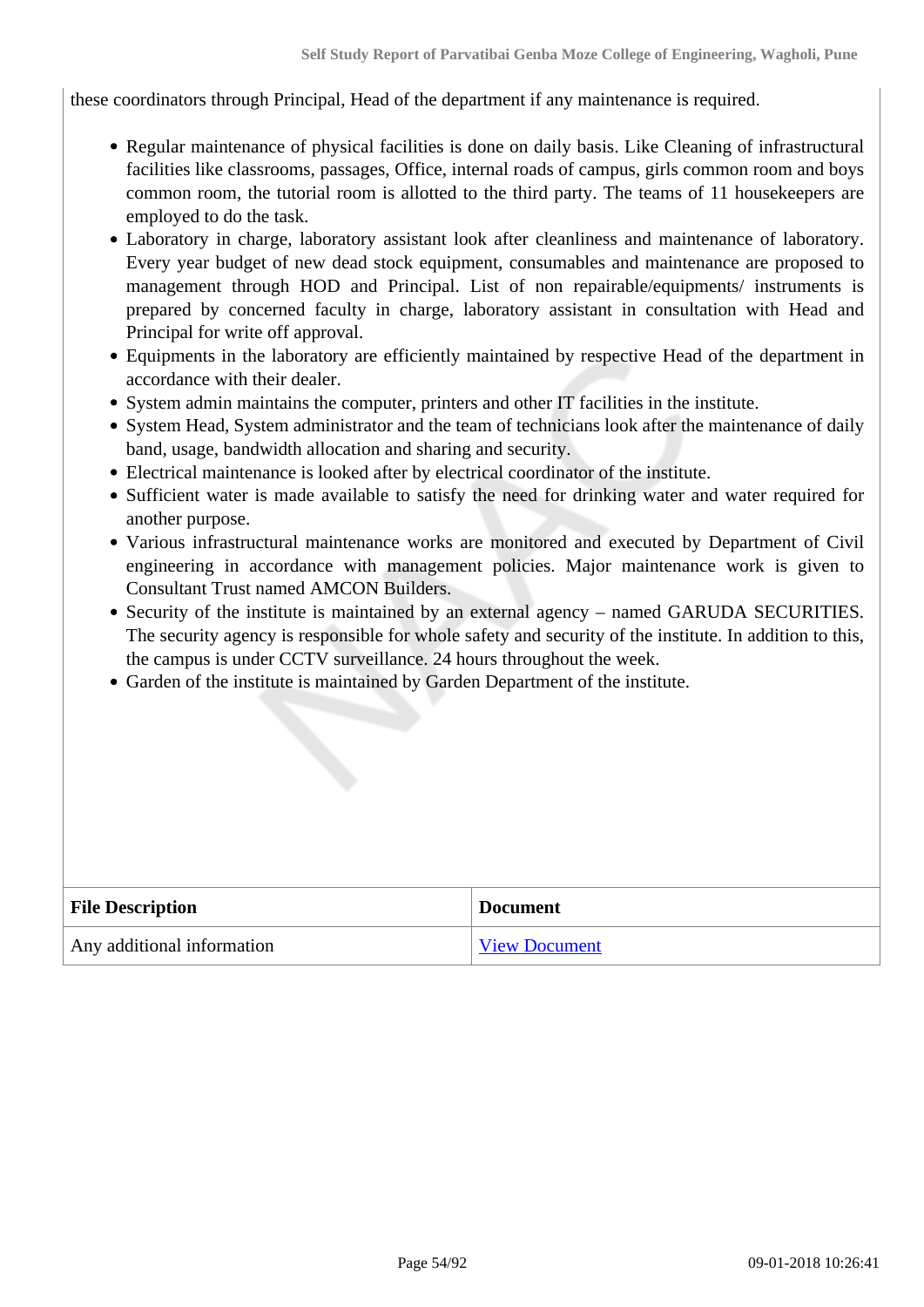these coordinators through Principal, Head of the department if any maintenance is required.

- Regular maintenance of physical facilities is done on daily basis. Like Cleaning of infrastructural facilities like classrooms, passages, Office, internal roads of campus, girls common room and boys common room, the tutorial room is allotted to the third party. The teams of 11 housekeepers are employed to do the task.
- Laboratory in charge, laboratory assistant look after cleanliness and maintenance of laboratory. Every year budget of new dead stock equipment, consumables and maintenance are proposed to management through HOD and Principal. List of non repairable/equipments/ instruments is prepared by concerned faculty in charge, laboratory assistant in consultation with Head and Principal for write off approval.
- Equipments in the laboratory are efficiently maintained by respective Head of the department in accordance with their dealer.
- System admin maintains the computer, printers and other IT facilities in the institute.
- System Head, System administrator and the team of technicians look after the maintenance of daily band, usage, bandwidth allocation and sharing and security.
- Electrical maintenance is looked after by electrical coordinator of the institute.
- Sufficient water is made available to satisfy the need for drinking water and water required for another purpose.
- Various infrastructural maintenance works are monitored and executed by Department of Civil engineering in accordance with management policies. Major maintenance work is given to Consultant Trust named AMCON Builders.
- Security of the institute is maintained by an external agency – named GARUDA SECURITIES. The security agency is responsible for whole safety and security of the institute. In addition to this, the campus is under CCTV surveillance. 24 hours throughout the week.
- Garden of the institute is maintained by Garden Department of the institute.

| File Description | Document |
|---|---|
| Any additional information | View Document |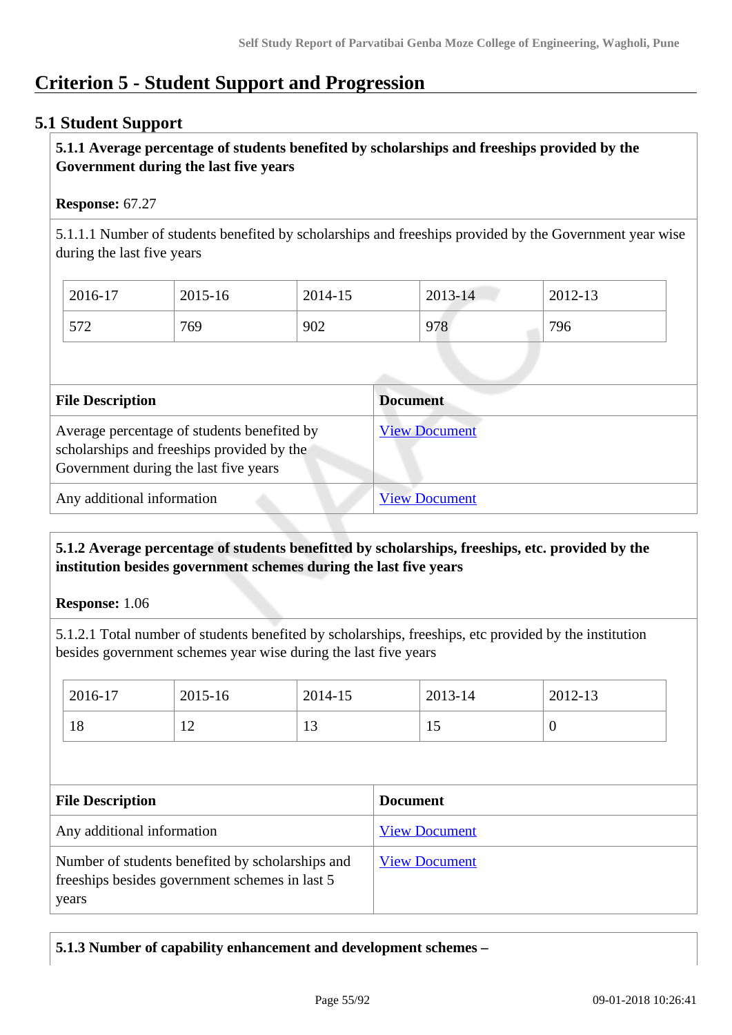# Criterion 5 - Student Support and Progression

## 5.1 Student Support

**5.1.1 Average percentage of students benefited by scholarships and freeships provided by the Government during the last five years**

**Response:** 67.27

5.1.1.1 Number of students benefited by scholarships and freeships provided by the Government year wise during the last five years

| 2016-17 | 2015-16 | 2014-15 | 2013-14 | 2012-13 |
|---|---|---|---|---|
| 572 | 769 | 902 | 978 | 796 |

| File Description | Document |
|---|---|
| Average percentage of students benefited by scholarships and freeships provided by the Government during the last five years | View Document |
| Any additional information | View Document |

**5.1.2 Average percentage of students benefitted by scholarships, freeships, etc. provided by the institution besides government schemes during the last five years**

**Response:** 1.06

5.1.2.1 Total number of students benefited by scholarships, freeships, etc provided by the institution besides government schemes year wise during the last five years

| 2016-17 | 2015-16 | 2014-15 | 2013-14 | 2012-13 |
|---|---|---|---|---|
| 18 | 12 | 13 | 15 | 0 |

| File Description | Document |
|---|---|
| Any additional information | View Document |
| Number of students benefited by scholarships and freeships besides government schemes in last 5 years | View Document |

**5.1.3 Number of capability enhancement and development schemes –**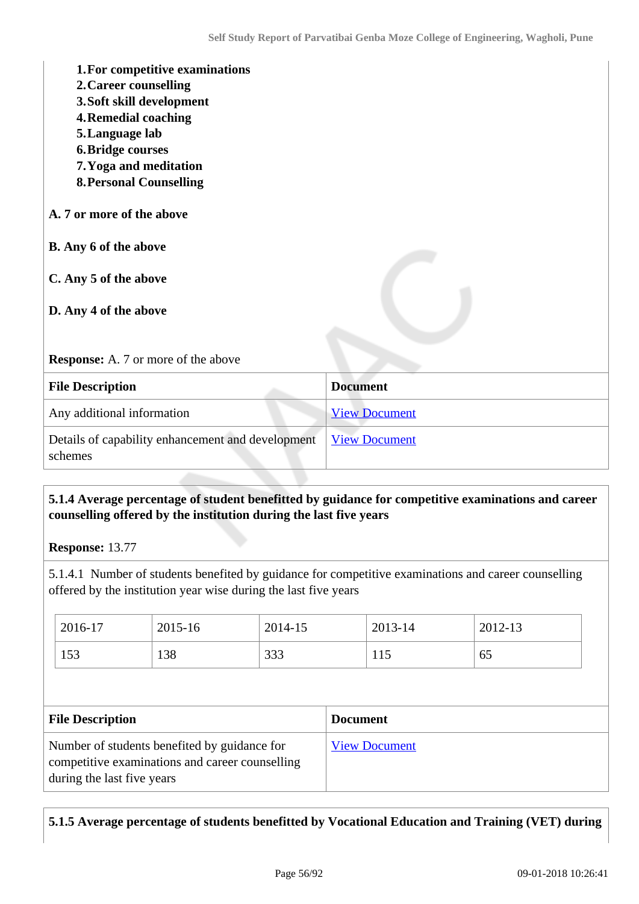1. **For competitive examinations**
2. **Career counselling**
3. **Soft skill development**
4. **Remedial coaching**
5. **Language lab**
6. **Bridge courses**
7. **Yoga and meditation**
8. **Personal Counselling**

**A. 7 or more of the above**

**B. Any 6 of the above**

**C. Any 5 of the above**

**D. Any 4 of the above**

**Response:** A. 7 or more of the above

| **File Description** | **Document** |
|---|---|
| Any additional information | View Document |
| Details of capability enhancement and development schemes | View Document |

**5.1.4 Average percentage of student benefitted by guidance for competitive examinations and career counselling offered by the institution during the last five years**

**Response:** 13.77

5.1.4.1 Number of students benefited by guidance for competitive examinations and career counselling offered by the institution year wise during the last five years

| 2016-17 | 2015-16 | 2014-15 | 2013-14 | 2012-13 |
|---|---|---|---|---|
| 153 | 138 | 333 | 115 | 65 |

| **File Description** | **Document** |
|---|---|
| Number of students benefited by guidance for competitive examinations and career counselling during the last five years | View Document |

**5.1.5 Average percentage of students benefitted by Vocational Education and Training (VET) during**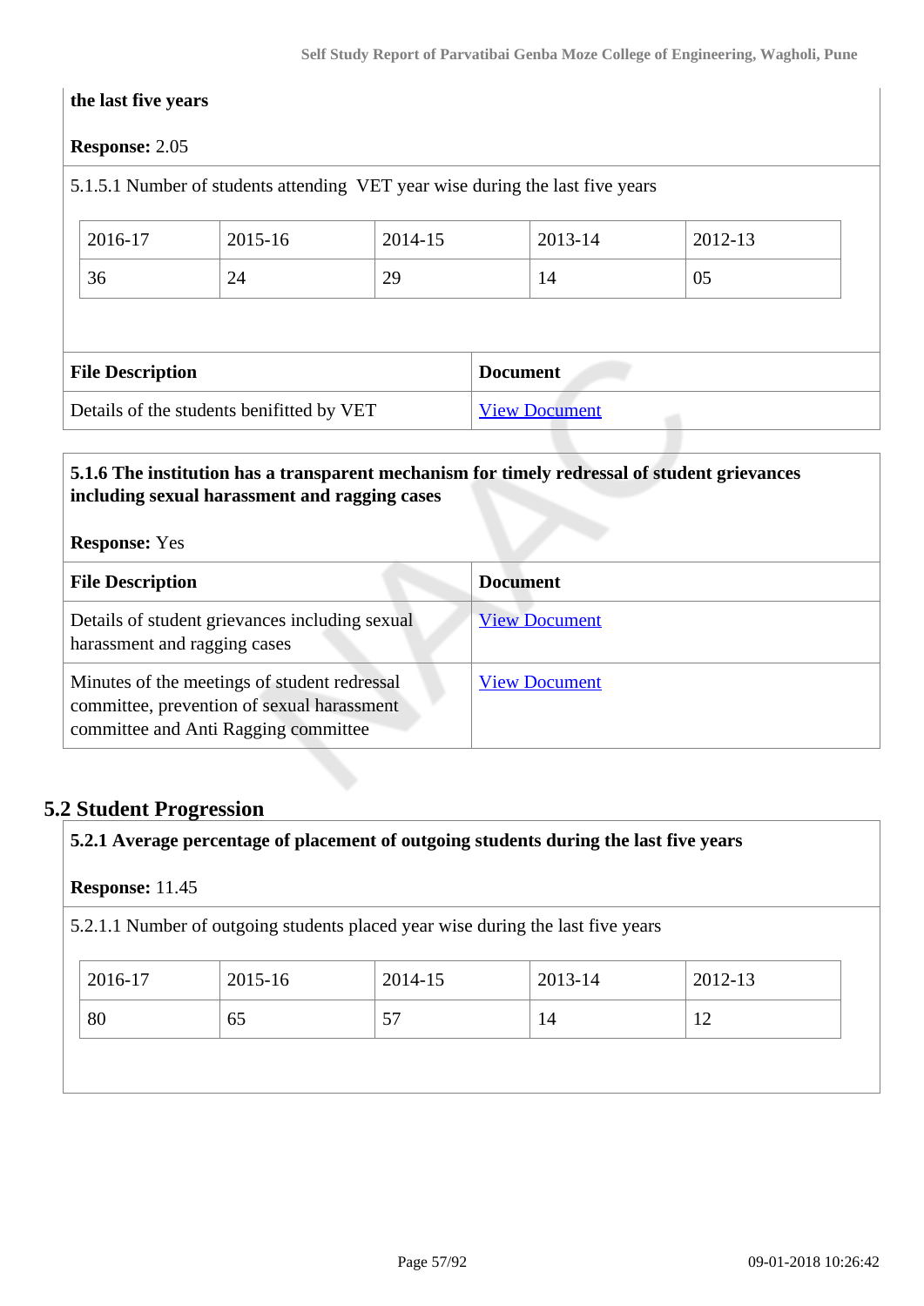**the last five years**

**Response:** 2.05

5.1.5.1 Number of students attending VET year wise during the last five years

| 2016-17 | 2015-16 | 2014-15 | 2013-14 | 2012-13 |
|---|---|---|---|---|
| 36 | 24 | 29 | 14 | 05 |

| File Description | Document |
|---|---|
| Details of the students benifitted by VET | View Document |

**5.1.6 The institution has a transparent mechanism for timely redressal of student grievances including sexual harassment and ragging cases**

**Response:** Yes

| File Description | Document |
|---|---|
| Details of student grievances including sexual harassment and ragging cases | View Document |
| Minutes of the meetings of student redressal committee, prevention of sexual harassment committee and Anti Ragging committee | View Document |

## 5.2 Student Progression

**5.2.1 Average percentage of placement of outgoing students during the last five years**

**Response:** 11.45

5.2.1.1 Number of outgoing students placed year wise during the last five years

| 2016-17 | 2015-16 | 2014-15 | 2013-14 | 2012-13 |
|---|---|---|---|---|
| 80 | 65 | 57 | 14 | 12 |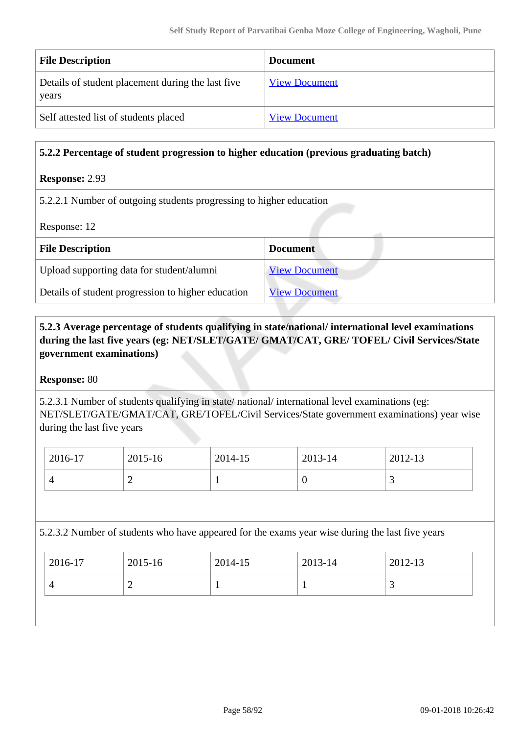| File Description | Document |
|---|---|
| Details of student placement during the last five years | View Document |
| Self attested list of students placed | View Document |

**5.2.2 Percentage of student progression to higher education (previous graduating batch)**

**Response:** 2.93

5.2.2.1 Number of outgoing students progressing to higher education

Response: 12

| File Description | Document |
|---|---|
| Upload supporting data for student/alumni | View Document |
| Details of student progression to higher education | View Document |

**5.2.3 Average percentage of students qualifying in state/national/ international level examinations during the last five years (eg: NET/SLET/GATE/ GMAT/CAT, GRE/ TOFEL/ Civil Services/State government examinations)**

**Response:** 80

5.2.3.1 Number of students qualifying in state/ national/ international level examinations (eg: NET/SLET/GATE/GMAT/CAT, GRE/TOFEL/Civil Services/State government examinations) year wise during the last five years

| 2016-17 | 2015-16 | 2014-15 | 2013-14 | 2012-13 |
|---|---|---|---|---|
| 4 | 2 | 1 | 0 | 3 |

5.2.3.2 Number of students who have appeared for the exams year wise during the last five years

| 2016-17 | 2015-16 | 2014-15 | 2013-14 | 2012-13 |
|---|---|---|---|---|
| 4 | 2 | 1 | 1 | 3 |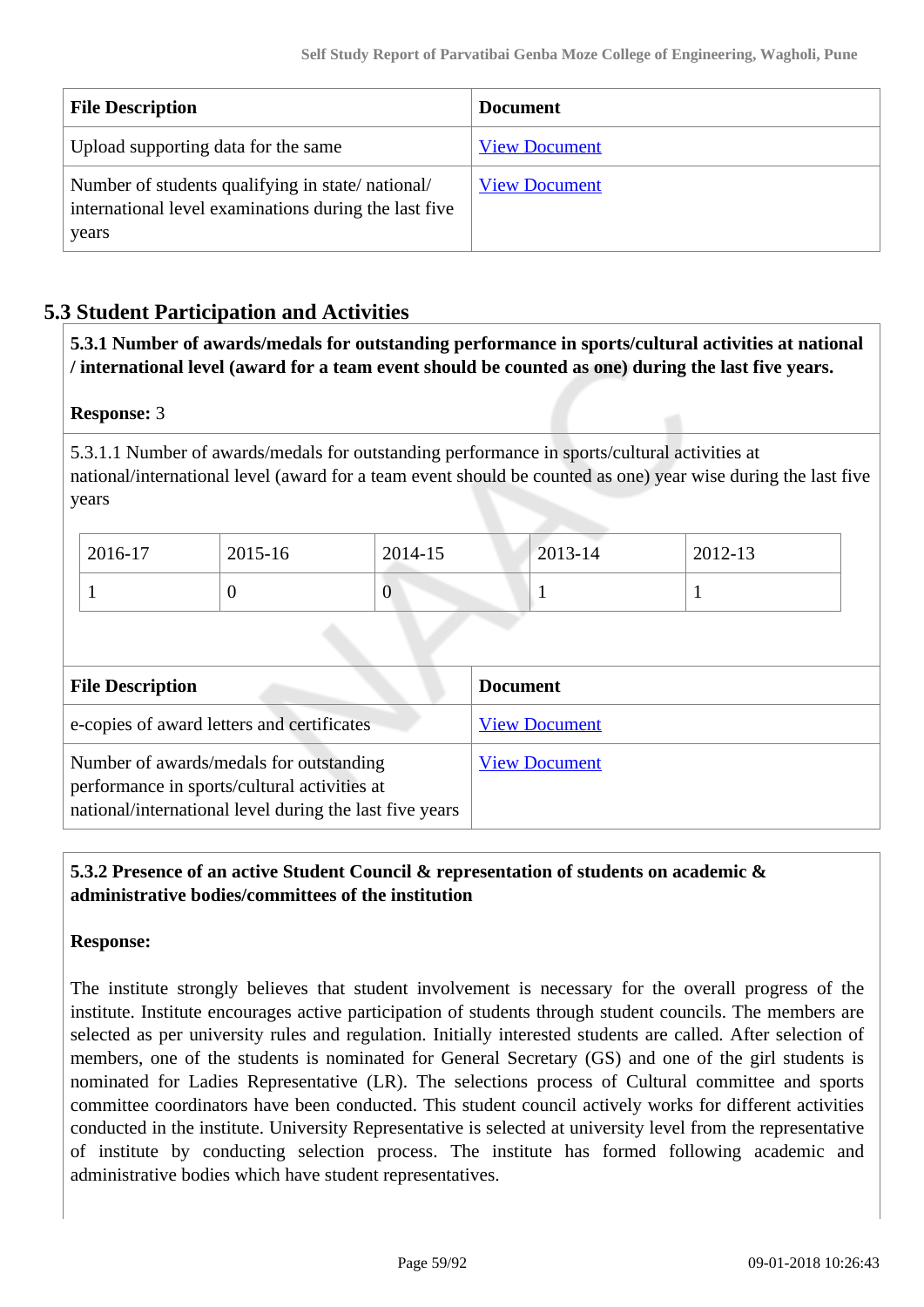| File Description | Document |
| --- | --- |
| Upload supporting data for the same | View Document |
| Number of students qualifying in state/ national/ international level examinations during the last five years | View Document |

## 5.3 Student Participation and Activities

**5.3.1 Number of awards/medals for outstanding performance in sports/cultural activities at national / international level (award for a team event should be counted as one) during the last five years.**

**Response:** 3

5.3.1.1 Number of awards/medals for outstanding performance in sports/cultural activities at national/international level (award for a team event should be counted as one) year wise during the last five years

| 2016-17 | 2015-16 | 2014-15 | 2013-14 | 2012-13 |
| --- | --- | --- | --- | --- |
| 1 | 0 | 0 | 1 | 1 |

| File Description | Document |
| --- | --- |
| e-copies of award letters and certificates | View Document |
| Number of awards/medals for outstanding performance in sports/cultural activities at national/international level during the last five years | View Document |

**5.3.2 Presence of an active Student Council & representation of students on academic & administrative bodies/committees of the institution**

**Response:**

The institute strongly believes that student involvement is necessary for the overall progress of the institute. Institute encourages active participation of students through student councils. The members are selected as per university rules and regulation. Initially interested students are called. After selection of members, one of the students is nominated for General Secretary (GS) and one of the girl students is nominated for Ladies Representative (LR). The selections process of Cultural committee and sports committee coordinators have been conducted. This student council actively works for different activities conducted in the institute. University Representative is selected at university level from the representative of institute by conducting selection process. The institute has formed following academic and administrative bodies which have student representatives.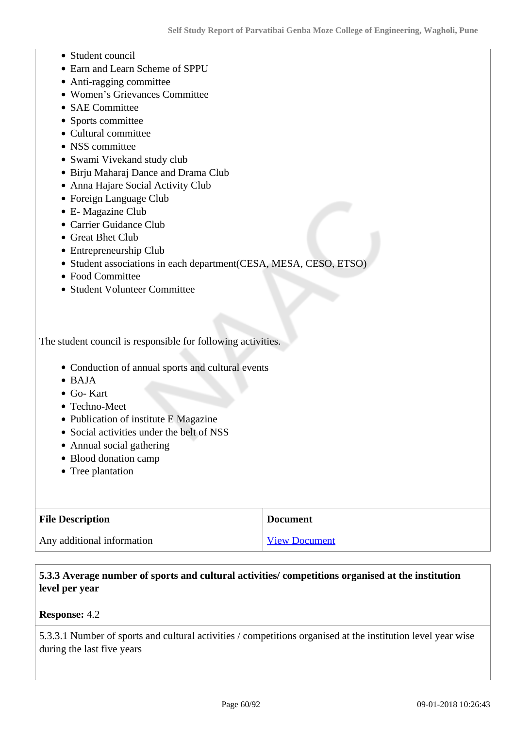- Student council
- Earn and Learn Scheme of SPPU
- Anti-ragging committee
- Women's Grievances Committee
- SAE Committee
- Sports committee
- Cultural committee
- NSS committee
- Swami Vivekand study club
- Birju Maharaj Dance and Drama Club
- Anna Hajare Social Activity Club
- Foreign Language Club
- E- Magazine Club
- Carrier Guidance Club
- Great Bhet Club
- Entrepreneurship Club
- Student associations in each department(CESA, MESA, CESO, ETSO)
- Food Committee
- Student Volunteer Committee

The student council is responsible for following activities.

- Conduction of annual sports and cultural events
- BAJA
- Go- Kart
- Techno-Meet
- Publication of institute E Magazine
- Social activities under the belt of NSS
- Annual social gathering
- Blood donation camp
- Tree plantation

| File Description | Document |
| --- | --- |
| Any additional information | View Document |

**5.3.3 Average number of sports and cultural activities/ competitions organised at the institution level per year**

**Response:** 4.2

5.3.3.1 Number of sports and cultural activities / competitions organised at the institution level year wise during the last five years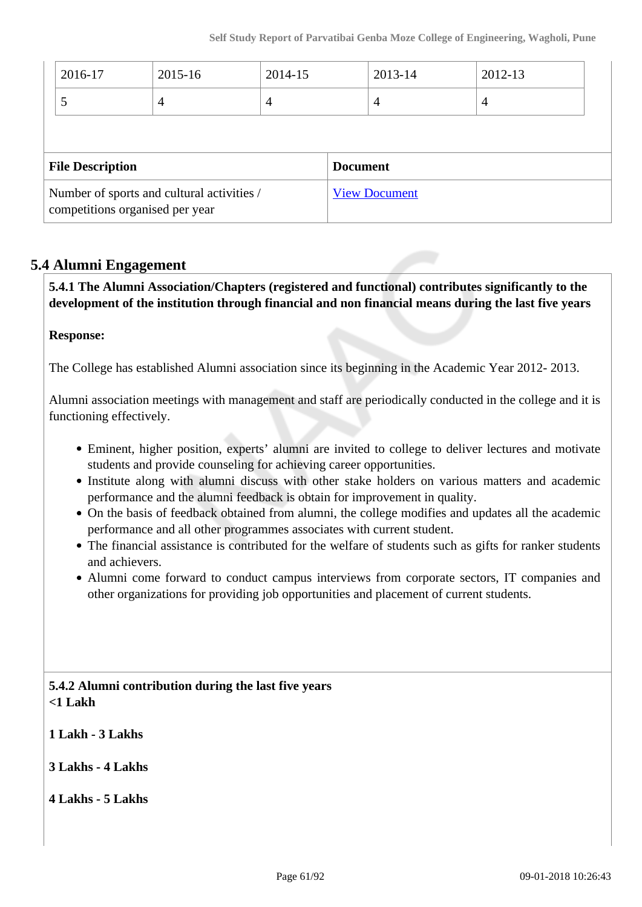| 2016-17 | 2015-16 | 2014-15 | 2013-14 | 2012-13 |
|---|---|---|---|---|
| 5 | 4 | 4 | 4 | 4 |

| File Description | Document |
|---|---|
| Number of sports and cultural activities / competitions organised per year | View Document |

## 5.4 Alumni Engagement

**5.4.1 The Alumni Association/Chapters (registered and functional) contributes significantly to the development of the institution through financial and non financial means during the last five years**

**Response:**

The College has established Alumni association since its beginning in the Academic Year 2012- 2013.

Alumni association meetings with management and staff are periodically conducted in the college and it is functioning effectively.

- Eminent, higher position, experts' alumni are invited to college to deliver lectures and motivate students and provide counseling for achieving career opportunities.
- Institute along with alumni discuss with other stake holders on various matters and academic performance and the alumni feedback is obtain for improvement in quality.
- On the basis of feedback obtained from alumni, the college modifies and updates all the academic performance and all other programmes associates with current student.
- The financial assistance is contributed for the welfare of students such as gifts for ranker students and achievers.
- Alumni come forward to conduct campus interviews from corporate sectors, IT companies and other organizations for providing job opportunities and placement of current students.

**5.4.2 Alumni contribution during the last five years**
**<1 Lakh**

**1 Lakh - 3 Lakhs**

**3 Lakhs - 4 Lakhs**

**4 Lakhs - 5 Lakhs**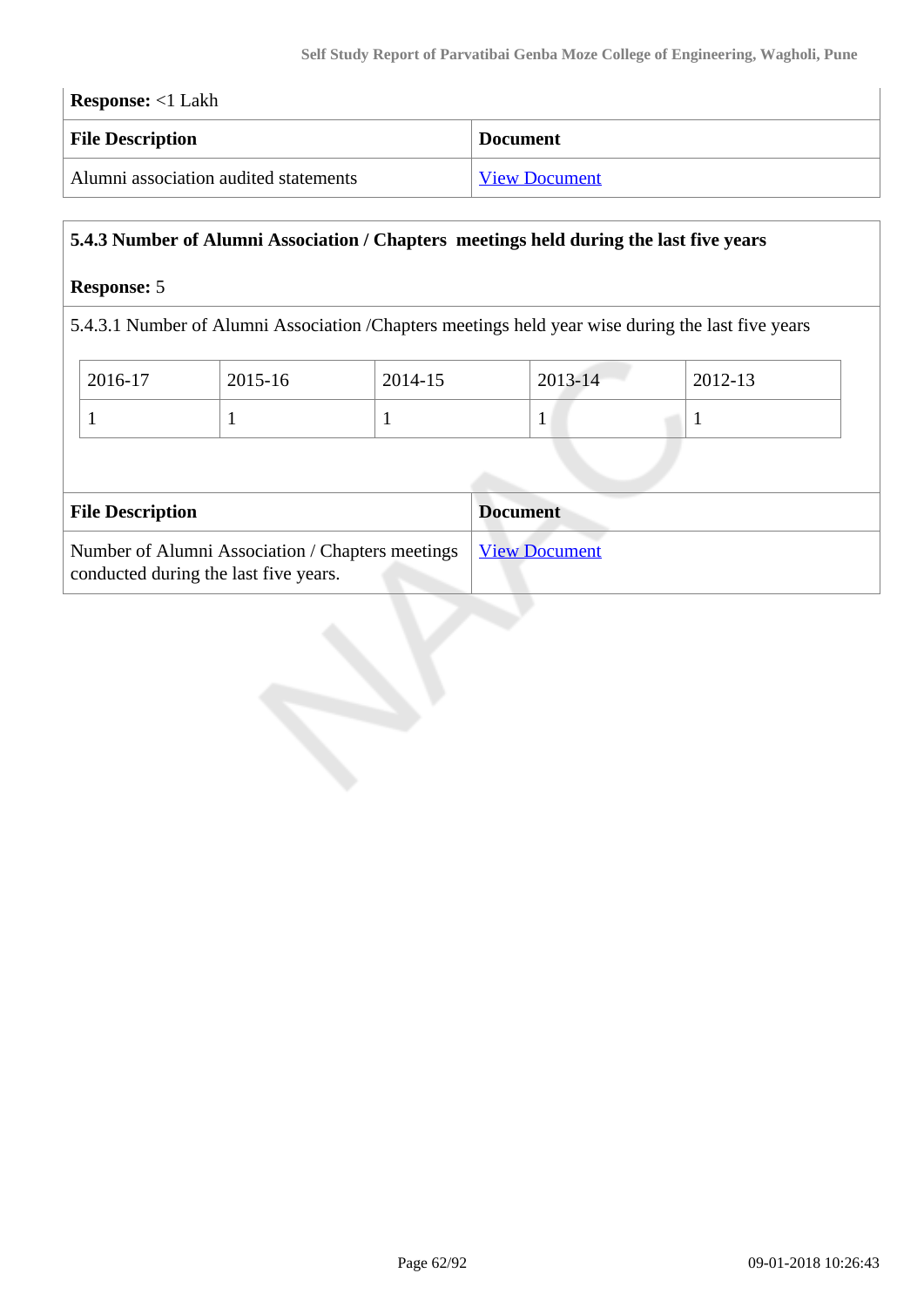**Response:** <1 Lakh

| File Description | Document |
|---|---|
| Alumni association audited statements | View Document |

**5.4.3 Number of Alumni Association / Chapters meetings held during the last five years**

**Response:** 5

5.4.3.1 Number of Alumni Association /Chapters meetings held year wise during the last five years

| 2016-17 | 2015-16 | 2014-15 | 2013-14 | 2012-13 |
|---|---|---|---|---|
| 1 | 1 | 1 | 1 | 1 |

| File Description | Document |
|---|---|
| Number of Alumni Association / Chapters meetings conducted during the last five years. | View Document |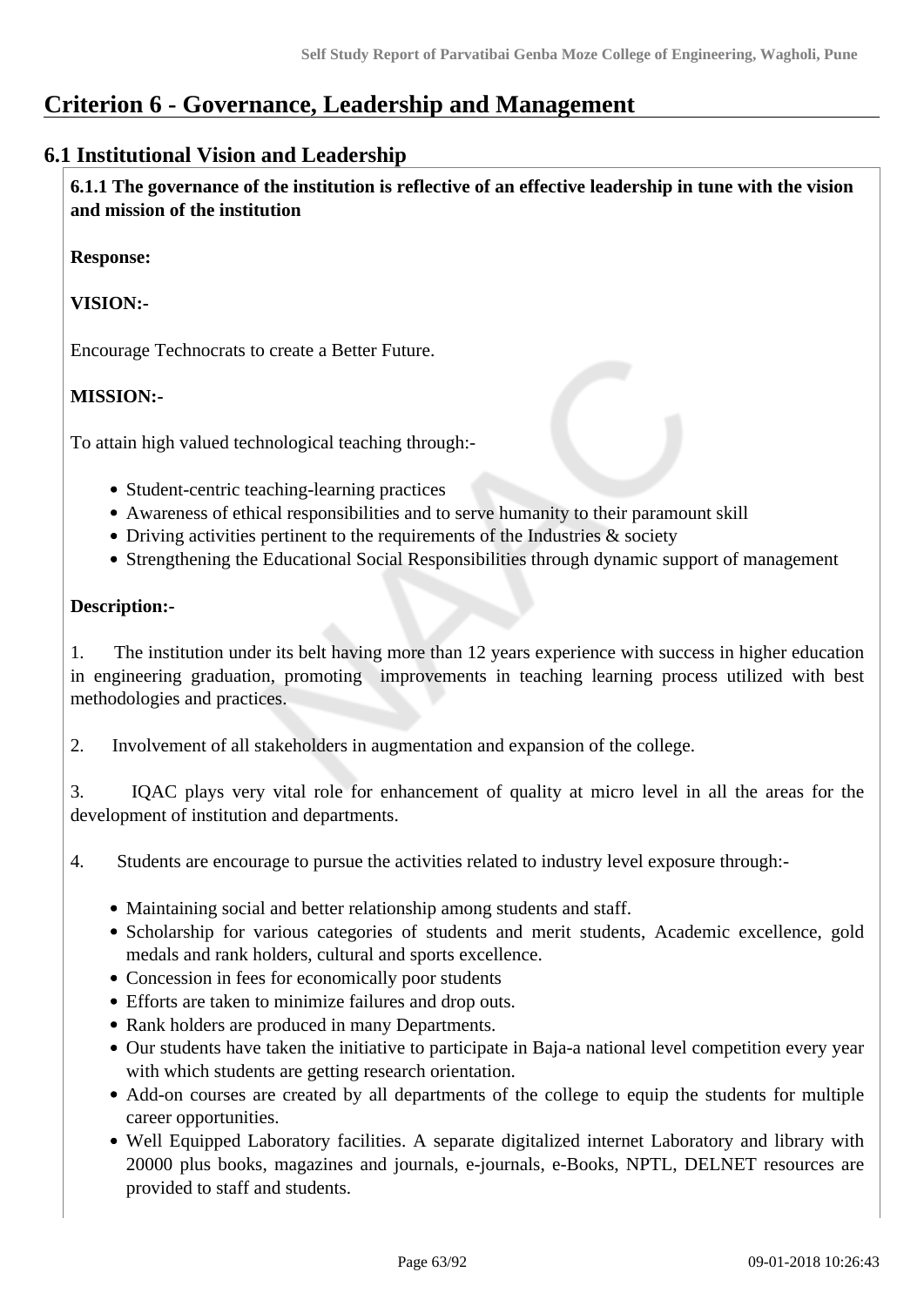# Criterion 6 - Governance, Leadership and Management

## 6.1 Institutional Vision and Leadership

**6.1.1 The governance of the institution is reflective of an effective leadership in tune with the vision and mission of the institution**

**Response:**

**VISION:-**

Encourage Technocrats to create a Better Future.

**MISSION:-**

To attain high valued technological teaching through:-

- Student-centric teaching-learning practices
- Awareness of ethical responsibilities and to serve humanity to their paramount skill
- Driving activities pertinent to the requirements of the Industries & society
- Strengthening the Educational Social Responsibilities through dynamic support of management

**Description:-**

1. The institution under its belt having more than 12 years experience with success in higher education in engineering graduation, promoting improvements in teaching learning process utilized with best methodologies and practices.

2. Involvement of all stakeholders in augmentation and expansion of the college.

3. IQAC plays very vital role for enhancement of quality at micro level in all the areas for the development of institution and departments.

4. Students are encourage to pursue the activities related to industry level exposure through:-

- Maintaining social and better relationship among students and staff.
- Scholarship for various categories of students and merit students, Academic excellence, gold medals and rank holders, cultural and sports excellence.
- Concession in fees for economically poor students
- Efforts are taken to minimize failures and drop outs.
- Rank holders are produced in many Departments.
- Our students have taken the initiative to participate in Baja-a national level competition every year with which students are getting research orientation.
- Add-on courses are created by all departments of the college to equip the students for multiple career opportunities.
- Well Equipped Laboratory facilities. A separate digitalized internet Laboratory and library with 20000 plus books, magazines and journals, e-journals, e-Books, NPTL, DELNET resources are provided to staff and students.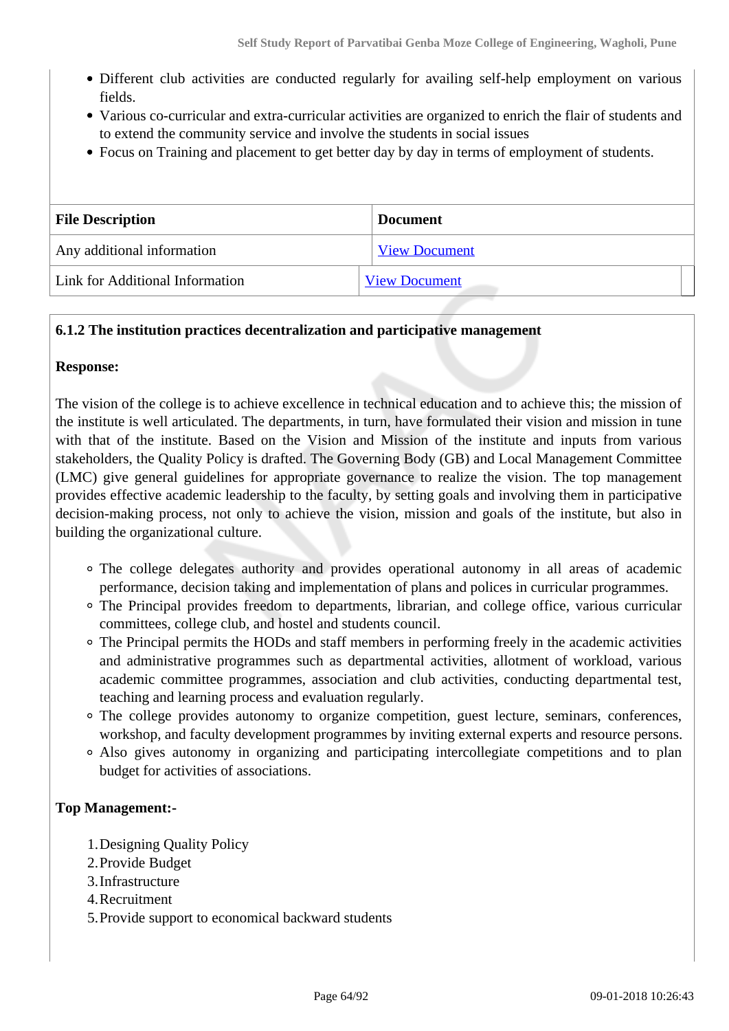- Different club activities are conducted regularly for availing self-help employment on various fields.
- Various co-curricular and extra-curricular activities are organized to enrich the flair of students and to extend the community service and involve the students in social issues
- Focus on Training and placement to get better day by day in terms of employment of students.

| File Description | Document |
|---|---|
| Any additional information | View Document |
| Link for Additional Information | View Document |

**6.1.2 The institution practices decentralization and participative management**

**Response:**

The vision of the college is to achieve excellence in technical education and to achieve this; the mission of the institute is well articulated. The departments, in turn, have formulated their vision and mission in tune with that of the institute. Based on the Vision and Mission of the institute and inputs from various stakeholders, the Quality Policy is drafted. The Governing Body (GB) and Local Management Committee (LMC) give general guidelines for appropriate governance to realize the vision. The top management provides effective academic leadership to the faculty, by setting goals and involving them in participative decision-making process, not only to achieve the vision, mission and goals of the institute, but also in building the organizational culture.

- The college delegates authority and provides operational autonomy in all areas of academic performance, decision taking and implementation of plans and polices in curricular programmes.
- The Principal provides freedom to departments, librarian, and college office, various curricular committees, college club, and hostel and students council.
- The Principal permits the HODs and staff members in performing freely in the academic activities and administrative programmes such as departmental activities, allotment of workload, various academic committee programmes, association and club activities, conducting departmental test, teaching and learning process and evaluation regularly.
- The college provides autonomy to organize competition, guest lecture, seminars, conferences, workshop, and faculty development programmes by inviting external experts and resource persons.
- Also gives autonomy in organizing and participating intercollegiate competitions and to plan budget for activities of associations.

**Top Management:-**

1. Designing Quality Policy
2. Provide Budget
3. Infrastructure
4. Recruitment
5. Provide support to economical backward students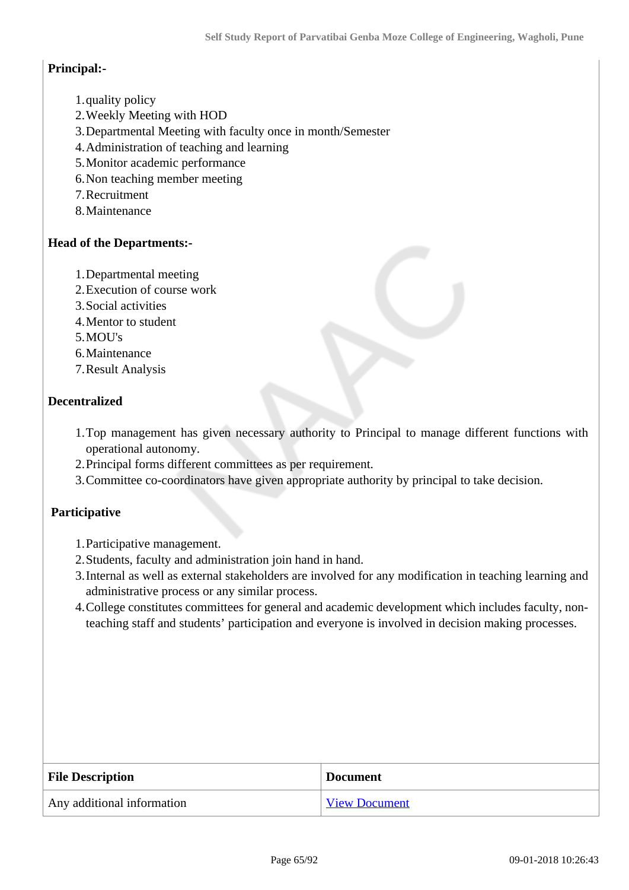**Principal:-**

1. quality policy
2. Weekly Meeting with HOD
3. Departmental Meeting with faculty once in month/Semester
4. Administration of teaching and learning
5. Monitor academic performance
6. Non teaching member meeting
7. Recruitment
8. Maintenance

**Head of the Departments:-**

1. Departmental meeting
2. Execution of course work
3. Social activities
4. Mentor to student
5. MOU's
6. Maintenance
7. Result Analysis

**Decentralized**

1. Top management has given necessary authority to Principal to manage different functions with operational autonomy.
2. Principal forms different committees as per requirement.
3. Committee co-coordinators have given appropriate authority by principal to take decision.

**Participative**

1. Participative management.
2. Students, faculty and administration join hand in hand.
3. Internal as well as external stakeholders are involved for any modification in teaching learning and administrative process or any similar process.
4. College constitutes committees for general and academic development which includes faculty, non-teaching staff and students' participation and everyone is involved in decision making processes.

| File Description | Document |
|---|---|
| Any additional information | View Document |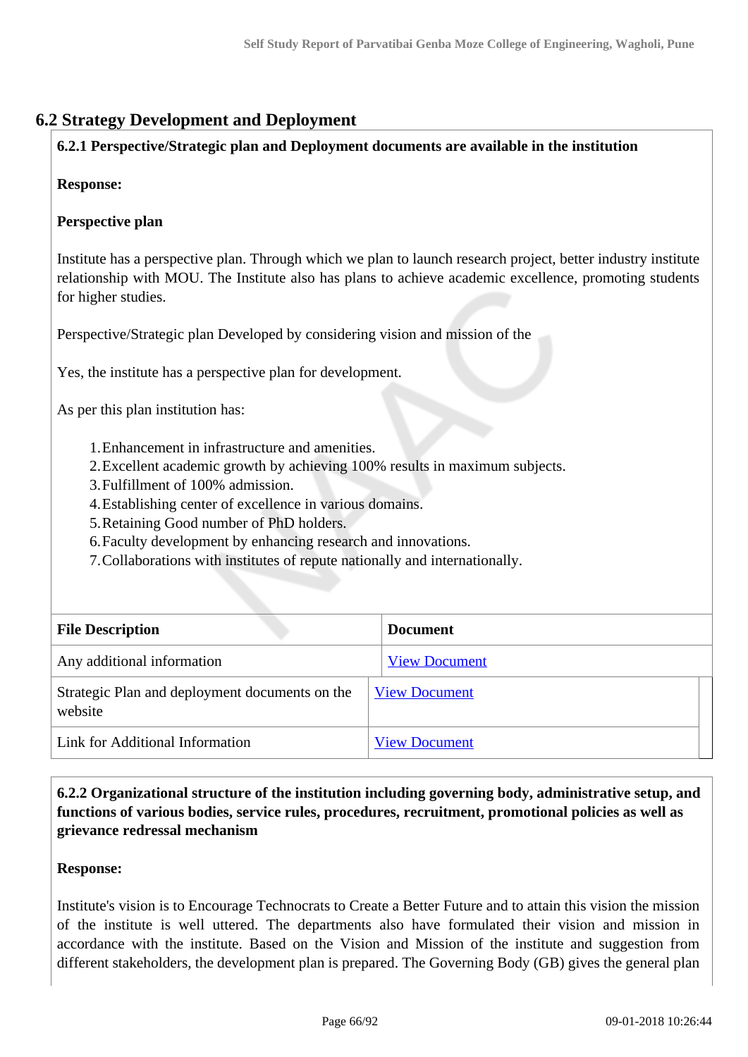## 6.2 Strategy Development and Deployment

**6.2.1 Perspective/Strategic plan and Deployment documents are available in the institution**

**Response:**

**Perspective plan**

Institute has a perspective plan. Through which we plan to launch research project, better industry institute relationship with MOU. The Institute also has plans to achieve academic excellence, promoting students for higher studies.

Perspective/Strategic plan Developed by considering vision and mission of the

Yes, the institute has a perspective plan for development.

As per this plan institution has:

1. Enhancement in infrastructure and amenities.
2. Excellent academic growth by achieving 100% results in maximum subjects.
3. Fulfillment of 100% admission.
4. Establishing center of excellence in various domains.
5. Retaining Good number of PhD holders.
6. Faculty development by enhancing research and innovations.
7. Collaborations with institutes of repute nationally and internationally.

| File Description | Document |
| --- | --- |
| Any additional information | View Document |
| Strategic Plan and deployment documents on the website | View Document |
| Link for Additional Information | View Document |

**6.2.2 Organizational structure of the institution including governing body, administrative setup, and functions of various bodies, service rules, procedures, recruitment, promotional policies as well as grievance redressal mechanism**

**Response:**

Institute's vision is to Encourage Technocrats to Create a Better Future and to attain this vision the mission of the institute is well uttered. The departments also have formulated their vision and mission in accordance with the institute. Based on the Vision and Mission of the institute and suggestion from different stakeholders, the development plan is prepared. The Governing Body (GB) gives the general plan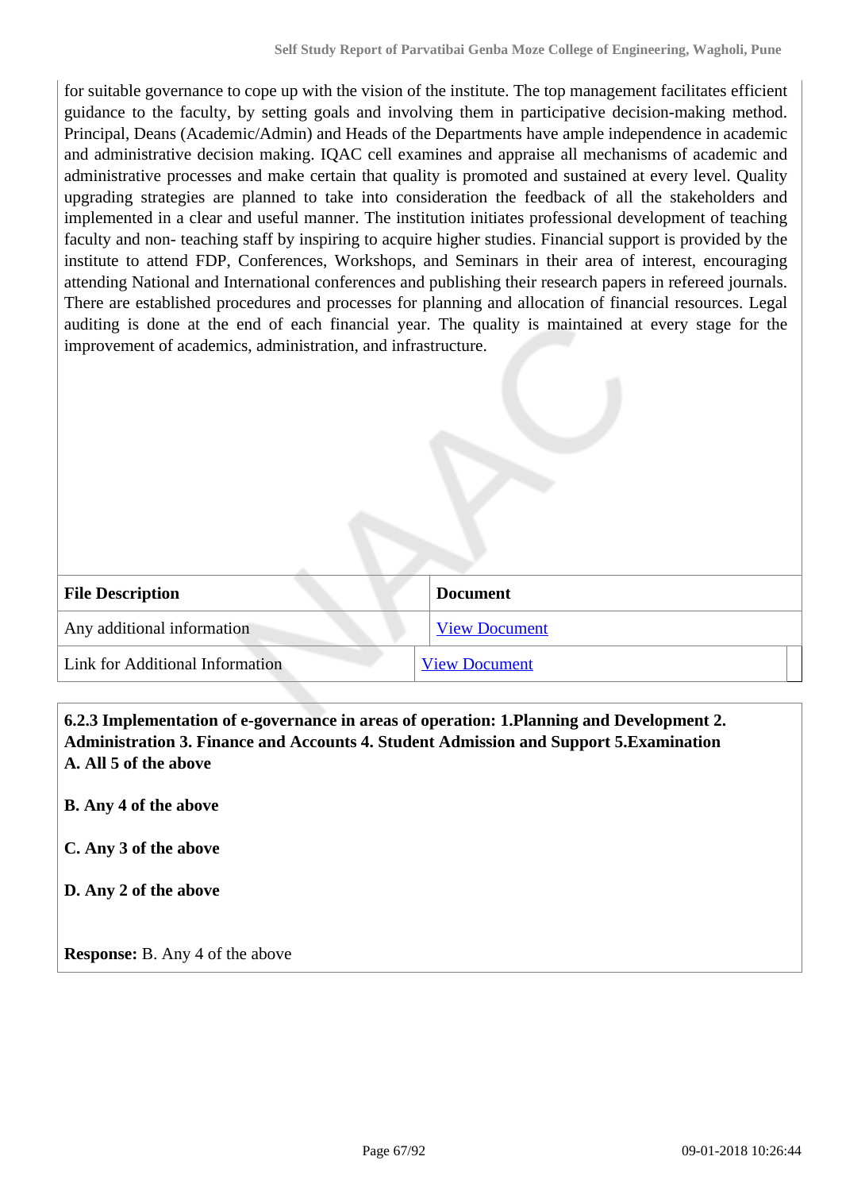for suitable governance to cope up with the vision of the institute. The top management facilitates efficient guidance to the faculty, by setting goals and involving them in participative decision-making method. Principal, Deans (Academic/Admin) and Heads of the Departments have ample independence in academic and administrative decision making. IQAC cell examines and appraise all mechanisms of academic and administrative processes and make certain that quality is promoted and sustained at every level. Quality upgrading strategies are planned to take into consideration the feedback of all the stakeholders and implemented in a clear and useful manner. The institution initiates professional development of teaching faculty and non- teaching staff by inspiring to acquire higher studies. Financial support is provided by the institute to attend FDP, Conferences, Workshops, and Seminars in their area of interest, encouraging attending National and International conferences and publishing their research papers in refereed journals. There are established procedures and processes for planning and allocation of financial resources. Legal auditing is done at the end of each financial year. The quality is maintained at every stage for the improvement of academics, administration, and infrastructure.

| File Description | Document |
|---|---|
| Any additional information | View Document |
| Link for Additional Information | View Document |

**6.2.3 Implementation of e-governance in areas of operation: 1.Planning and Development 2. Administration 3. Finance and Accounts 4. Student Admission and Support 5.Examination**

**A. All 5 of the above**

**B. Any 4 of the above**

**C. Any 3 of the above**

**D. Any 2 of the above**

**Response:** B. Any 4 of the above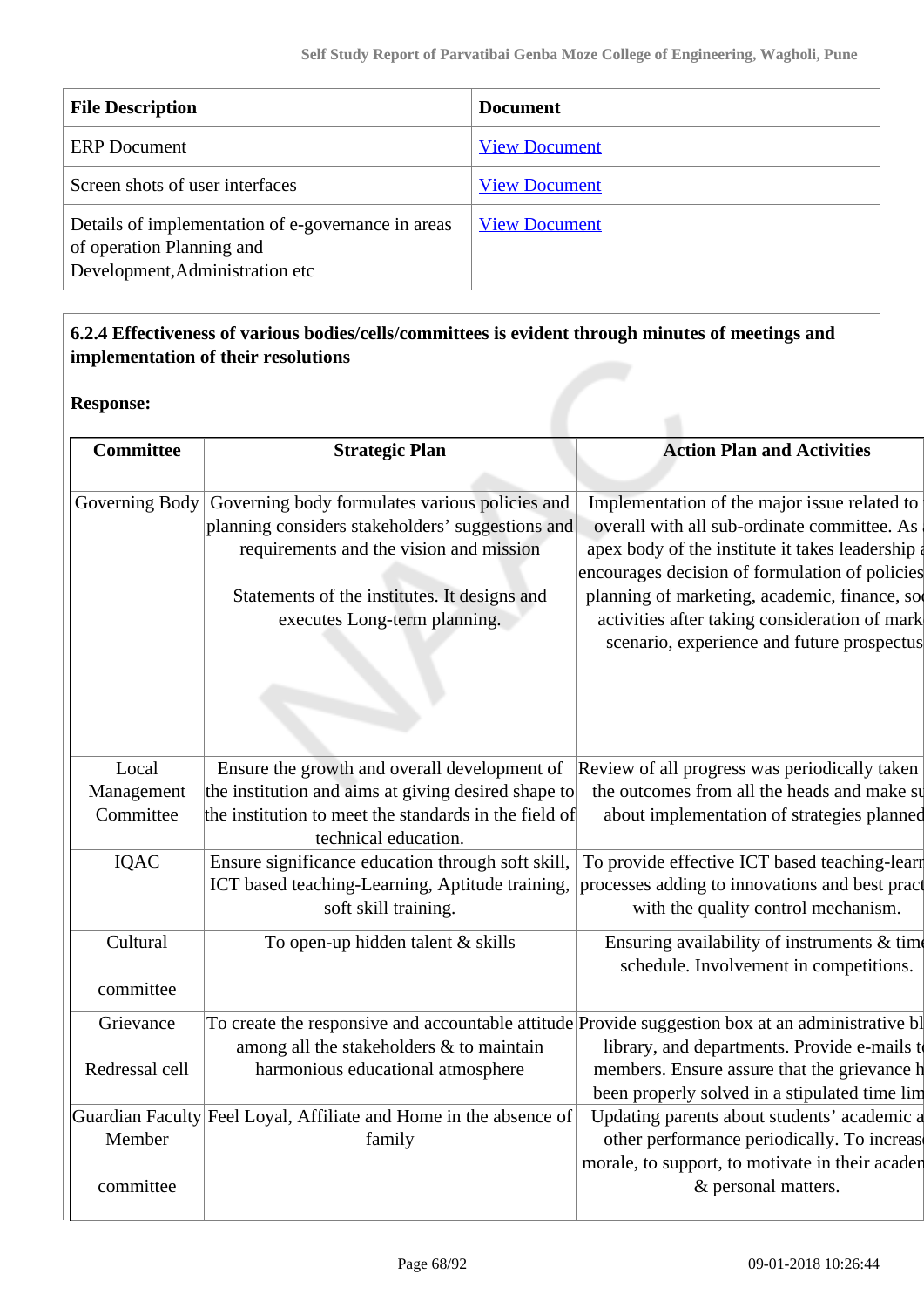| File Description | Document |
|---|---|
| ERP Document | View Document |
| Screen shots of user interfaces | View Document |
| Details of implementation of e-governance in areas of operation Planning and Development,Administration etc | View Document |

**6.2.4 Effectiveness of various bodies/cells/committees is evident through minutes of meetings and implementation of their resolutions**

**Response:**

| Committee | Strategic Plan | Action Plan and Activities |
|---|---|---|
| Governing Body | Governing body formulates various policies and planning considers stakeholders' suggestions and requirements and the vision and mission<br><br>Statements of the institutes. It designs and executes Long-term planning. | Implementation of the major issue related to overall with all sub-ordinate committee. As apex body of the institute it takes leadership encourages decision of formulation of policies planning of marketing, academic, finance, so activities after taking consideration of mark scenario, experience and future prospectus |
| Local Management Committee | Ensure the growth and overall development of the institution and aims at giving desired shape to the institution to meet the standards in the field of technical education. | Review of all progress was periodically taken the outcomes from all the heads and make su about implementation of strategies planned |
| IQAC | Ensure significance education through soft skill, ICT based teaching-Learning, Aptitude training, soft skill training. | To provide effective ICT based teaching-learn processes adding to innovations and best pract with the quality control mechanism. |
| Cultural committee | To open-up hidden talent & skills | Ensuring availability of instruments & tim schedule. Involvement in competitions. |
| Grievance Redressal cell | To create the responsive and accountable attitude among all the stakeholders & to maintain harmonious educational atmosphere | Provide suggestion box at an administrative bl library, and departments. Provide e-mails t members. Ensure assure that the grievance h been properly solved in a stipulated time lim |
| Guardian Faculty Member committee | Feel Loyal, Affiliate and Home in the absence of family | Updating parents about students' academic a other performance periodically. To increas morale, to support, to motivate in their acaden & personal matters. |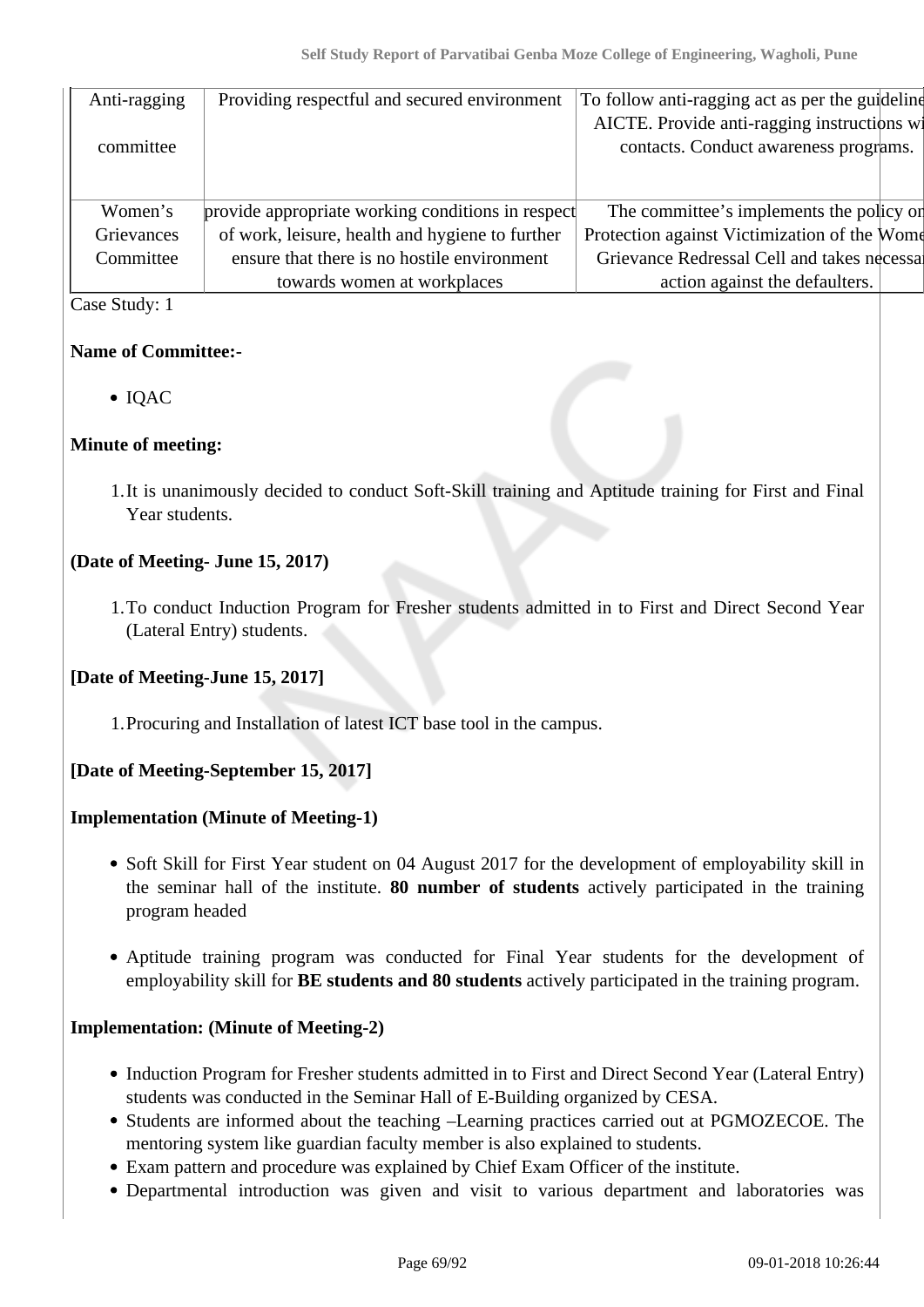| Anti-ragging committee | Providing respectful and secured environment | To follow anti-ragging act as per the guideline AICTE. Provide anti-ragging instructions wi contacts. Conduct awareness programs. |
|---|---|---|
| Women's Grievances Committee | provide appropriate working conditions in respect of work, leisure, health and hygiene to further ensure that there is no hostile environment towards women at workplaces | The committee's implements the policy or Protection against Victimization of the Wome Grievance Redressal Cell and takes necessa action against the defaulters. |

Case Study: 1

**Name of Committee:-**

- IQAC

**Minute of meeting:**

1. It is unanimously decided to conduct Soft-Skill training and Aptitude training for First and Final Year students.

**(Date of Meeting- June 15, 2017)**

1. To conduct Induction Program for Fresher students admitted in to First and Direct Second Year (Lateral Entry) students.

**[Date of Meeting-June 15, 2017]**

1. Procuring and Installation of latest ICT base tool in the campus.

**[Date of Meeting-September 15, 2017]**

**Implementation (Minute of Meeting-1)**

- Soft Skill for First Year student on 04 August 2017 for the development of employability skill in the seminar hall of the institute. **80 number of students** actively participated in the training program headed
- Aptitude training program was conducted for Final Year students for the development of employability skill for **BE students and 80 students** actively participated in the training program.

**Implementation: (Minute of Meeting-2)**

- Induction Program for Fresher students admitted in to First and Direct Second Year (Lateral Entry) students was conducted in the Seminar Hall of E-Building organized by CESA.
- Students are informed about the teaching –Learning practices carried out at PGMOZECOE. The mentoring system like guardian faculty member is also explained to students.
- Exam pattern and procedure was explained by Chief Exam Officer of the institute.
- Departmental introduction was given and visit to various department and laboratories was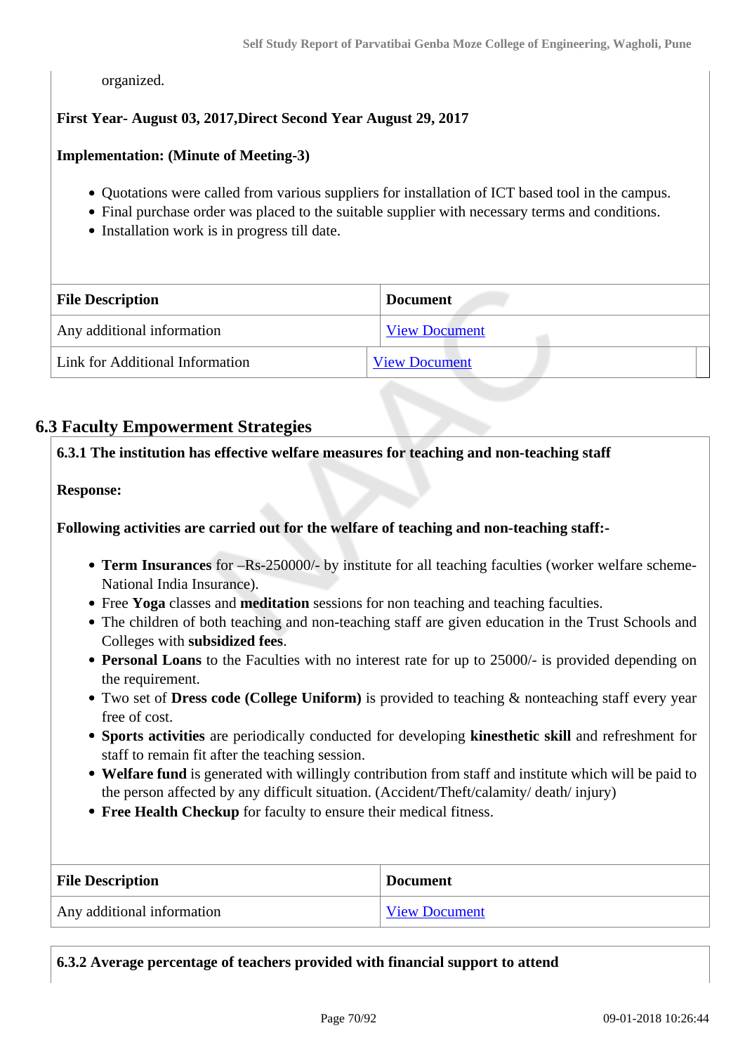organized.

**First Year- August 03, 2017,Direct Second Year August 29, 2017**

**Implementation: (Minute of Meeting-3)**

- Quotations were called from various suppliers for installation of ICT based tool in the campus.
- Final purchase order was placed to the suitable supplier with necessary terms and conditions.
- Installation work is in progress till date.

| File Description | Document |
|---|---|
| Any additional information | View Document |
| Link for Additional Information | View Document |

## 6.3 Faculty Empowerment Strategies

**6.3.1 The institution has effective welfare measures for teaching and non-teaching staff**

**Response:**

**Following activities are carried out for the welfare of teaching and non-teaching staff:-**

- **Term Insurances** for –Rs-250000/- by institute for all teaching faculties (worker welfare scheme-National India Insurance).
- Free **Yoga** classes and **meditation** sessions for non teaching and teaching faculties.
- The children of both teaching and non-teaching staff are given education in the Trust Schools and Colleges with **subsidized fees**.
- **Personal Loans** to the Faculties with no interest rate for up to 25000/- is provided depending on the requirement.
- Two set of **Dress code (College Uniform)** is provided to teaching & nonteaching staff every year free of cost.
- **Sports activities** are periodically conducted for developing **kinesthetic skill** and refreshment for staff to remain fit after the teaching session.
- **Welfare fund** is generated with willingly contribution from staff and institute which will be paid to the person affected by any difficult situation. (Accident/Theft/calamity/ death/ injury)
- **Free Health Checkup** for faculty to ensure their medical fitness.

| File Description | Document |
|---|---|
| Any additional information | View Document |

**6.3.2 Average percentage of teachers provided with financial support to attend**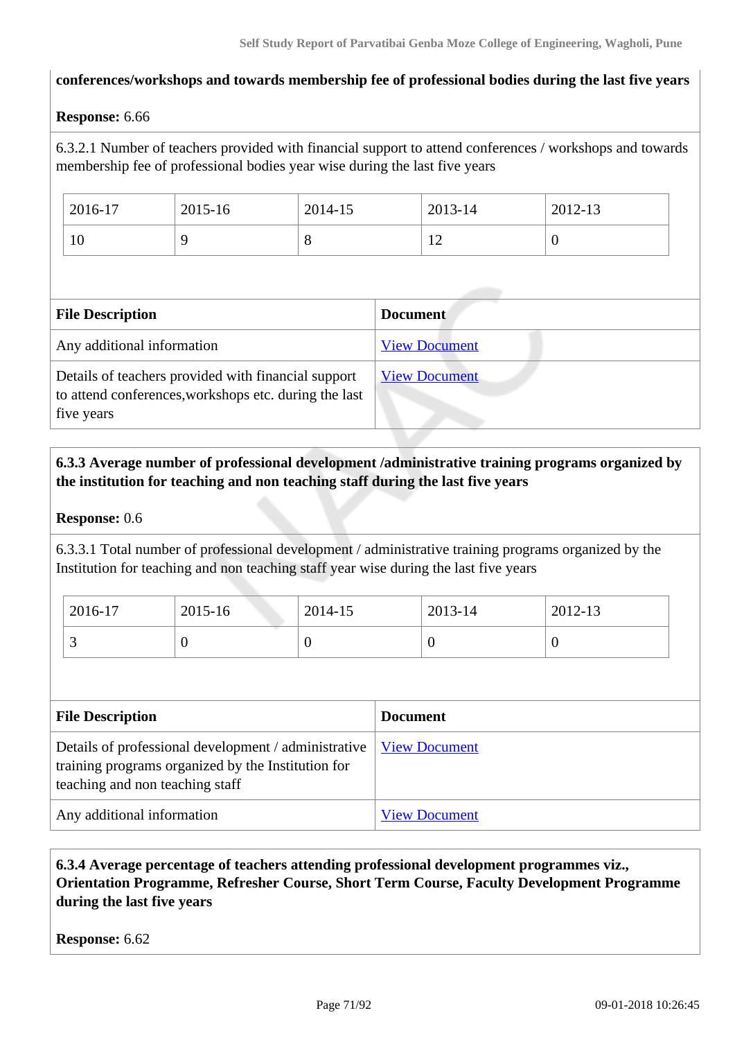**conferences/workshops and towards membership fee of professional bodies during the last five years**

**Response:** 6.66

6.3.2.1 Number of teachers provided with financial support to attend conferences / workshops and towards membership fee of professional bodies year wise during the last five years

| 2016-17 | 2015-16 | 2014-15 | 2013-14 | 2012-13 |
|---|---|---|---|---|
| 10 | 9 | 8 | 12 | 0 |

| File Description | Document |
|---|---|
| Any additional information | View Document |
| Details of teachers provided with financial support to attend conferences,workshops etc. during the last five years | View Document |

**6.3.3 Average number of professional development /administrative training programs organized by the institution for teaching and non teaching staff during the last five years**

**Response:** 0.6

6.3.3.1 Total number of professional development / administrative training programs organized by the Institution for teaching and non teaching staff year wise during the last five years

| 2016-17 | 2015-16 | 2014-15 | 2013-14 | 2012-13 |
|---|---|---|---|---|
| 3 | 0 | 0 | 0 | 0 |

| File Description | Document |
|---|---|
| Details of professional development / administrative training programs organized by the Institution for teaching and non teaching staff | View Document |
| Any additional information | View Document |

**6.3.4 Average percentage of teachers attending professional development programmes viz., Orientation Programme, Refresher Course, Short Term Course, Faculty Development Programme during the last five years**

**Response:** 6.62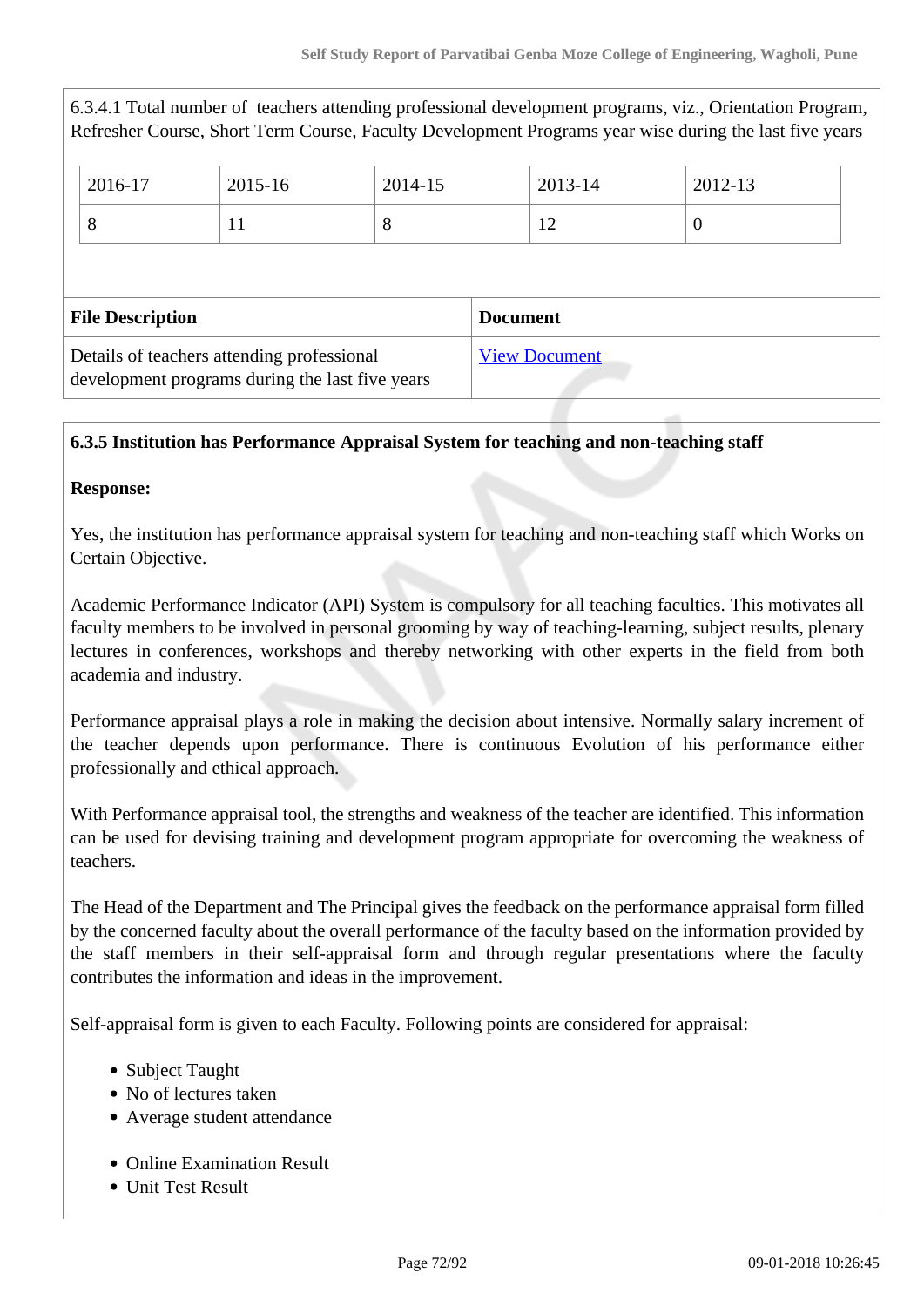6.3.4.1 Total number of teachers attending professional development programs, viz., Orientation Program, Refresher Course, Short Term Course, Faculty Development Programs year wise during the last five years

| 2016-17 | 2015-16 | 2014-15 | 2013-14 | 2012-13 |
|---|---|---|---|---|
| 8 | 11 | 8 | 12 | 0 |

| File Description | Document |
|---|---|
| Details of teachers attending professional development programs during the last five years | View Document |

**6.3.5 Institution has Performance Appraisal System for teaching and non-teaching staff**

**Response:**

Yes, the institution has performance appraisal system for teaching and non-teaching staff which Works on Certain Objective.

Academic Performance Indicator (API) System is compulsory for all teaching faculties. This motivates all faculty members to be involved in personal grooming by way of teaching-learning, subject results, plenary lectures in conferences, workshops and thereby networking with other experts in the field from both academia and industry.

Performance appraisal plays a role in making the decision about intensive. Normally salary increment of the teacher depends upon performance. There is continuous Evolution of his performance either professionally and ethical approach.

With Performance appraisal tool, the strengths and weakness of the teacher are identified. This information can be used for devising training and development program appropriate for overcoming the weakness of teachers.

The Head of the Department and The Principal gives the feedback on the performance appraisal form filled by the concerned faculty about the overall performance of the faculty based on the information provided by the staff members in their self-appraisal form and through regular presentations where the faculty contributes the information and ideas in the improvement.

Self-appraisal form is given to each Faculty. Following points are considered for appraisal:

- Subject Taught
- No of lectures taken
- Average student attendance

- Online Examination Result
- Unit Test Result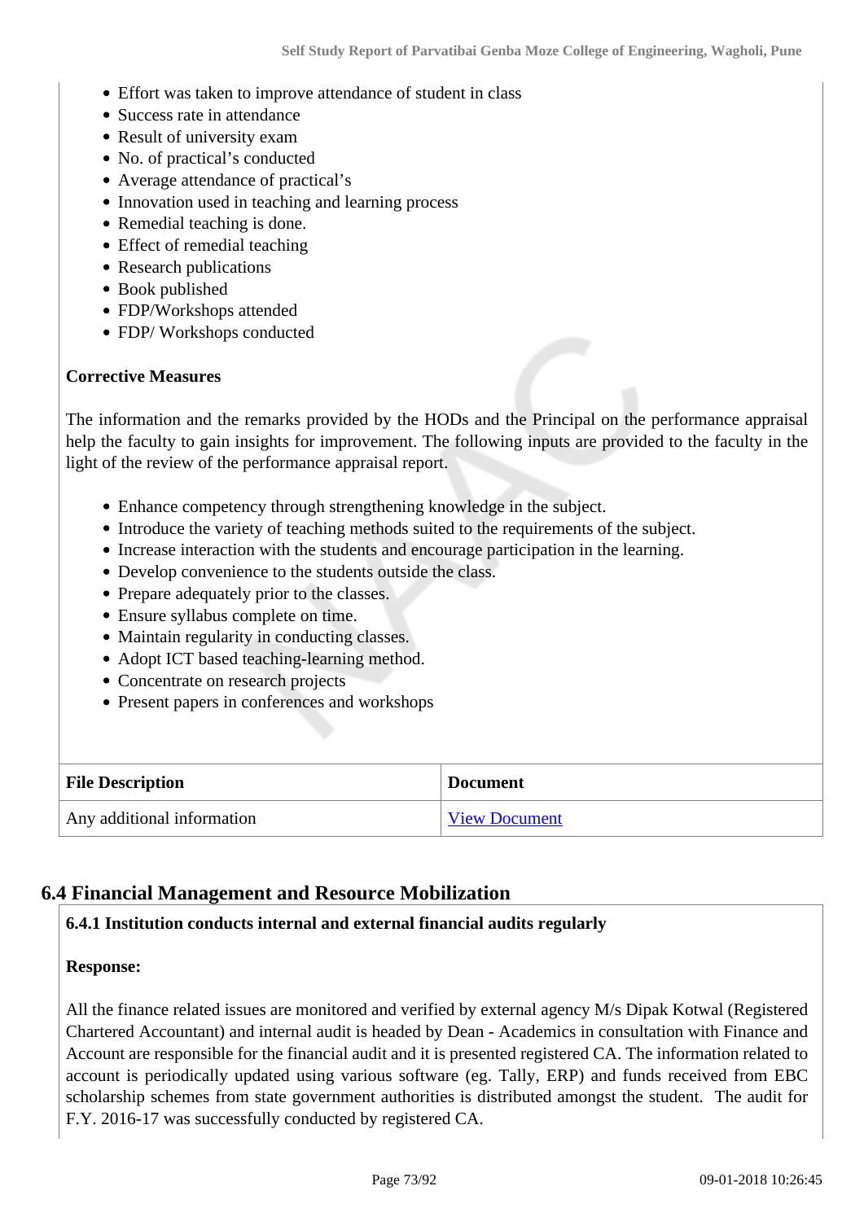- Effort was taken to improve attendance of student in class
- Success rate in attendance
- Result of university exam
- No. of practical's conducted
- Average attendance of practical's
- Innovation used in teaching and learning process
- Remedial teaching is done.
- Effect of remedial teaching
- Research publications
- Book published
- FDP/Workshops attended
- FDP/ Workshops conducted

**Corrective Measures**

The information and the remarks provided by the HODs and the Principal on the performance appraisal help the faculty to gain insights for improvement. The following inputs are provided to the faculty in the light of the review of the performance appraisal report.

- Enhance competency through strengthening knowledge in the subject.
- Introduce the variety of teaching methods suited to the requirements of the subject.
- Increase interaction with the students and encourage participation in the learning.
- Develop convenience to the students outside the class.
- Prepare adequately prior to the classes.
- Ensure syllabus complete on time.
- Maintain regularity in conducting classes.
- Adopt ICT based teaching-learning method.
- Concentrate on research projects
- Present papers in conferences and workshops

| File Description | Document |
|---|---|
| Any additional information | View Document |

## 6.4 Financial Management and Resource Mobilization

**6.4.1 Institution conducts internal and external financial audits regularly**

**Response:**

All the finance related issues are monitored and verified by external agency M/s Dipak Kotwal (Registered Chartered Accountant) and internal audit is headed by Dean - Academics in consultation with Finance and Account are responsible for the financial audit and it is presented registered CA. The information related to account is periodically updated using various software (eg. Tally, ERP) and funds received from EBC scholarship schemes from state government authorities is distributed amongst the student. The audit for F.Y. 2016-17 was successfully conducted by registered CA.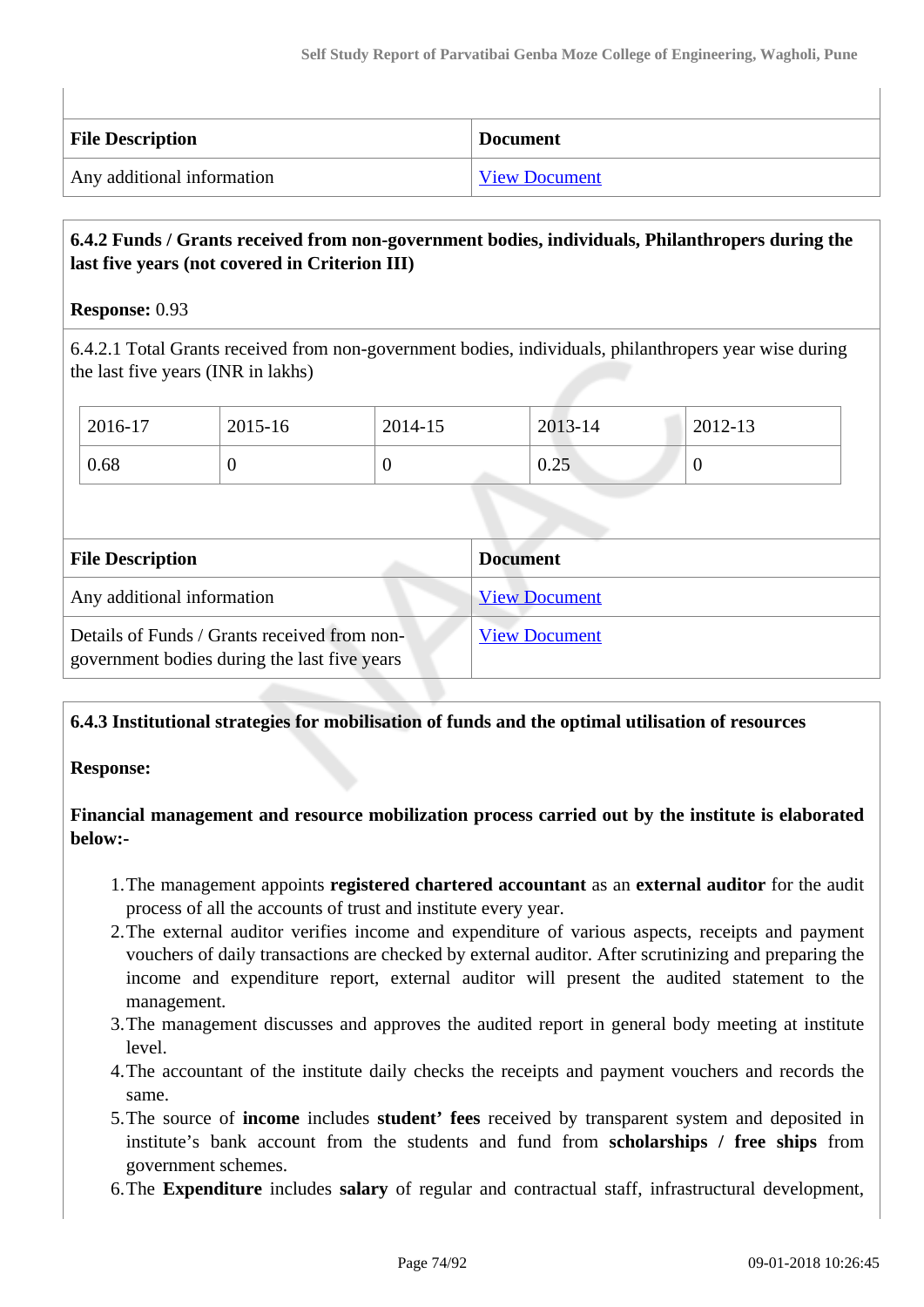| File Description | Document |
|---|---|
| Any additional information | View Document |

**6.4.2 Funds / Grants received from non-government bodies, individuals, Philanthropers during the last five years (not covered in Criterion III)**

**Response:** 0.93

6.4.2.1 Total Grants received from non-government bodies, individuals, philanthropers year wise during the last five years (INR in lakhs)

| 2016-17 | 2015-16 | 2014-15 | 2013-14 | 2012-13 |
|---|---|---|---|---|
| 0.68 | 0 | 0 | 0.25 | 0 |

| File Description | Document |
|---|---|
| Any additional information | View Document |
| Details of Funds / Grants received from non-government bodies during the last five years | View Document |

**6.4.3 Institutional strategies for mobilisation of funds and the optimal utilisation of resources**

**Response:**

**Financial management and resource mobilization process carried out by the institute is elaborated below:-**

1. The management appoints **registered chartered accountant** as an **external auditor** for the audit process of all the accounts of trust and institute every year.
2. The external auditor verifies income and expenditure of various aspects, receipts and payment vouchers of daily transactions are checked by external auditor. After scrutinizing and preparing the income and expenditure report, external auditor will present the audited statement to the management.
3. The management discusses and approves the audited report in general body meeting at institute level.
4. The accountant of the institute daily checks the receipts and payment vouchers and records the same.
5. The source of **income** includes **student' fees** received by transparent system and deposited in institute's bank account from the students and fund from **scholarships / free ships** from government schemes.
6. The **Expenditure** includes **salary** of regular and contractual staff, infrastructural development,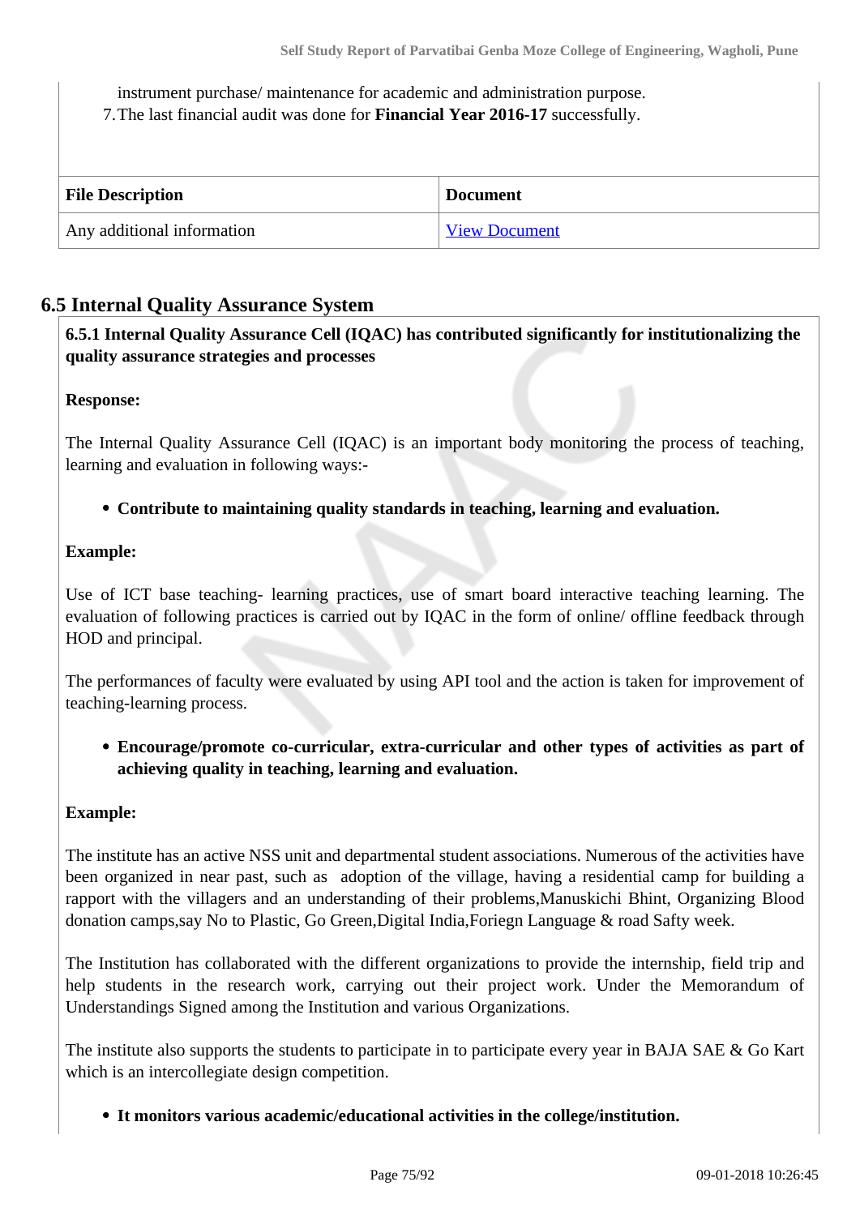instrument purchase/ maintenance for academic and administration purpose.

7. The last financial audit was done for **Financial Year 2016-17** successfully.

| File Description | Document |
| --- | --- |
| Any additional information | View Document |

## 6.5 Internal Quality Assurance System

**6.5.1 Internal Quality Assurance Cell (IQAC) has contributed significantly for institutionalizing the quality assurance strategies and processes**

**Response:**

The Internal Quality Assurance Cell (IQAC) is an important body monitoring the process of teaching, learning and evaluation in following ways:-

- **Contribute to maintaining quality standards in teaching, learning and evaluation.**

**Example:**

Use of ICT base teaching- learning practices, use of smart board interactive teaching learning. The evaluation of following practices is carried out by IQAC in the form of online/ offline feedback through HOD and principal.

The performances of faculty were evaluated by using API tool and the action is taken for improvement of teaching-learning process.

- **Encourage/promote co-curricular, extra-curricular and other types of activities as part of achieving quality in teaching, learning and evaluation.**

**Example:**

The institute has an active NSS unit and departmental student associations. Numerous of the activities have been organized in near past, such as adoption of the village, having a residential camp for building a rapport with the villagers and an understanding of their problems,Manuskichi Bhint, Organizing Blood donation camps,say No to Plastic, Go Green,Digital India,Foriegn Language & road Safty week.

The Institution has collaborated with the different organizations to provide the internship, field trip and help students in the research work, carrying out their project work. Under the Memorandum of Understandings Signed among the Institution and various Organizations.

The institute also supports the students to participate in to participate every year in BAJA SAE & Go Kart which is an intercollegiate design competition.

- **It monitors various academic/educational activities in the college/institution.**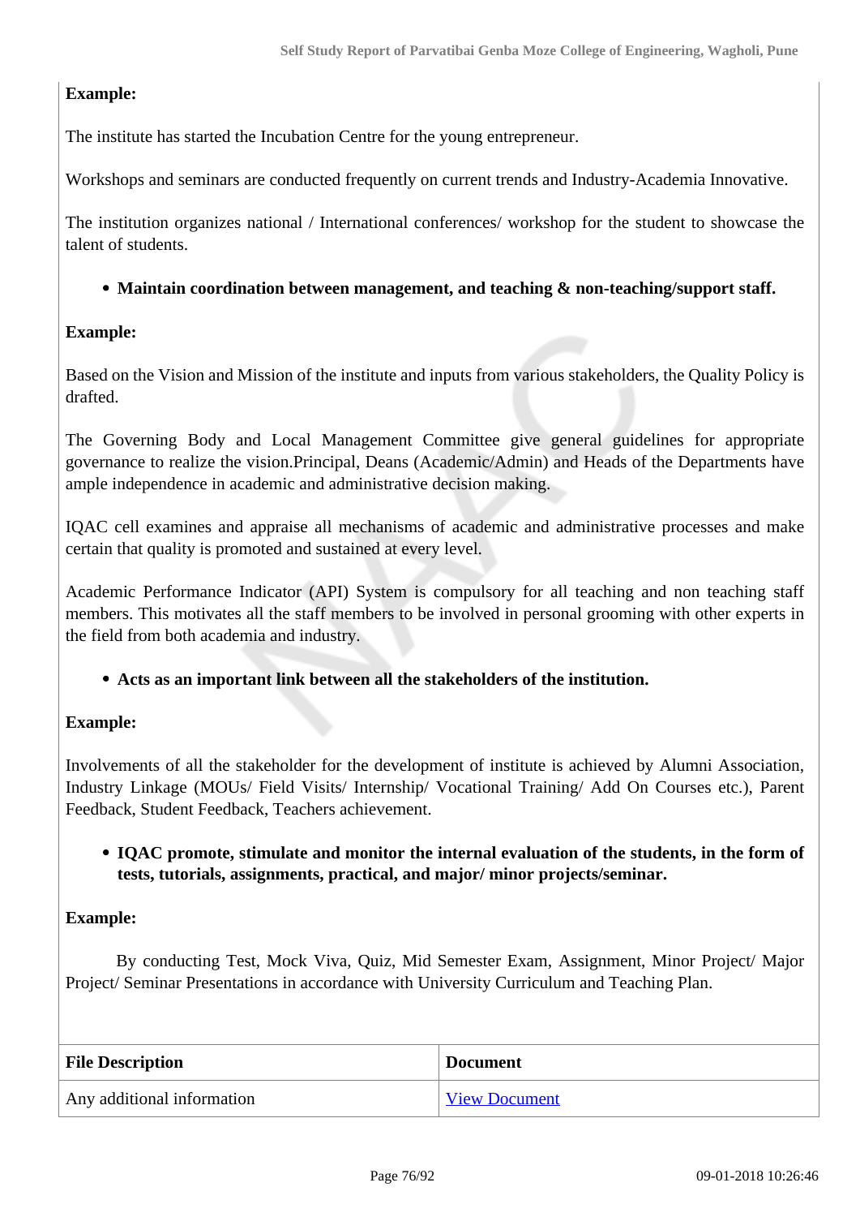**Example:**

The institute has started the Incubation Centre for the young entrepreneur.

Workshops and seminars are conducted frequently on current trends and Industry-Academia Innovative.

The institution organizes national / International conferences/ workshop for the student to showcase the talent of students.

- **Maintain coordination between management, and teaching & non-teaching/support staff.**

**Example:**

Based on the Vision and Mission of the institute and inputs from various stakeholders, the Quality Policy is drafted.

The Governing Body and Local Management Committee give general guidelines for appropriate governance to realize the vision.Principal, Deans (Academic/Admin) and Heads of the Departments have ample independence in academic and administrative decision making.

IQAC cell examines and appraise all mechanisms of academic and administrative processes and make certain that quality is promoted and sustained at every level.

Academic Performance Indicator (API) System is compulsory for all teaching and non teaching staff members. This motivates all the staff members to be involved in personal grooming with other experts in the field from both academia and industry.

- **Acts as an important link between all the stakeholders of the institution.**

**Example:**

Involvements of all the stakeholder for the development of institute is achieved by Alumni Association, Industry Linkage (MOUs/ Field Visits/ Internship/ Vocational Training/ Add On Courses etc.), Parent Feedback, Student Feedback, Teachers achievement.

- **IQAC promote, stimulate and monitor the internal evaluation of the students, in the form of tests, tutorials, assignments, practical, and major/ minor projects/seminar.**

**Example:**

By conducting Test, Mock Viva, Quiz, Mid Semester Exam, Assignment, Minor Project/ Major Project/ Seminar Presentations in accordance with University Curriculum and Teaching Plan.

| File Description | Document |
|---|---|
| Any additional information | View Document |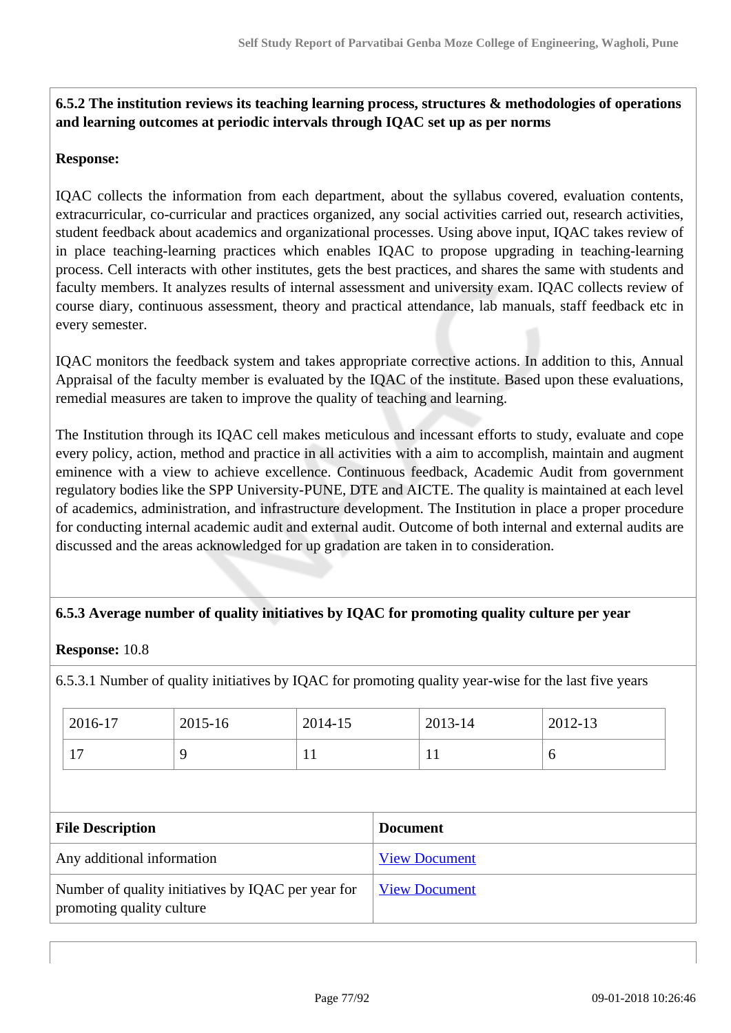**6.5.2 The institution reviews its teaching learning process, structures & methodologies of operations and learning outcomes at periodic intervals through IQAC set up as per norms**

**Response:**

IQAC collects the information from each department, about the syllabus covered, evaluation contents, extracurricular, co-curricular and practices organized, any social activities carried out, research activities, student feedback about academics and organizational processes. Using above input, IQAC takes review of in place teaching-learning practices which enables IQAC to propose upgrading in teaching-learning process. Cell interacts with other institutes, gets the best practices, and shares the same with students and faculty members. It analyzes results of internal assessment and university exam. IQAC collects review of course diary, continuous assessment, theory and practical attendance, lab manuals, staff feedback etc in every semester.

IQAC monitors the feedback system and takes appropriate corrective actions. In addition to this, Annual Appraisal of the faculty member is evaluated by the IQAC of the institute. Based upon these evaluations, remedial measures are taken to improve the quality of teaching and learning.

The Institution through its IQAC cell makes meticulous and incessant efforts to study, evaluate and cope every policy, action, method and practice in all activities with a aim to accomplish, maintain and augment eminence with a view to achieve excellence. Continuous feedback, Academic Audit from government regulatory bodies like the SPP University-PUNE, DTE and AICTE. The quality is maintained at each level of academics, administration, and infrastructure development. The Institution in place a proper procedure for conducting internal academic audit and external audit. Outcome of both internal and external audits are discussed and the areas acknowledged for up gradation are taken in to consideration.

**6.5.3 Average number of quality initiatives by IQAC for promoting quality culture per year**

**Response:** 10.8

6.5.3.1 Number of quality initiatives by IQAC for promoting quality year-wise for the last five years

| 2016-17 | 2015-16 | 2014-15 | 2013-14 | 2012-13 |
|---|---|---|---|---|
| 17 | 9 | 11 | 11 | 6 |

| File Description | Document |
|---|---|
| Any additional information | View Document |
| Number of quality initiatives by IQAC per year for promoting quality culture | View Document |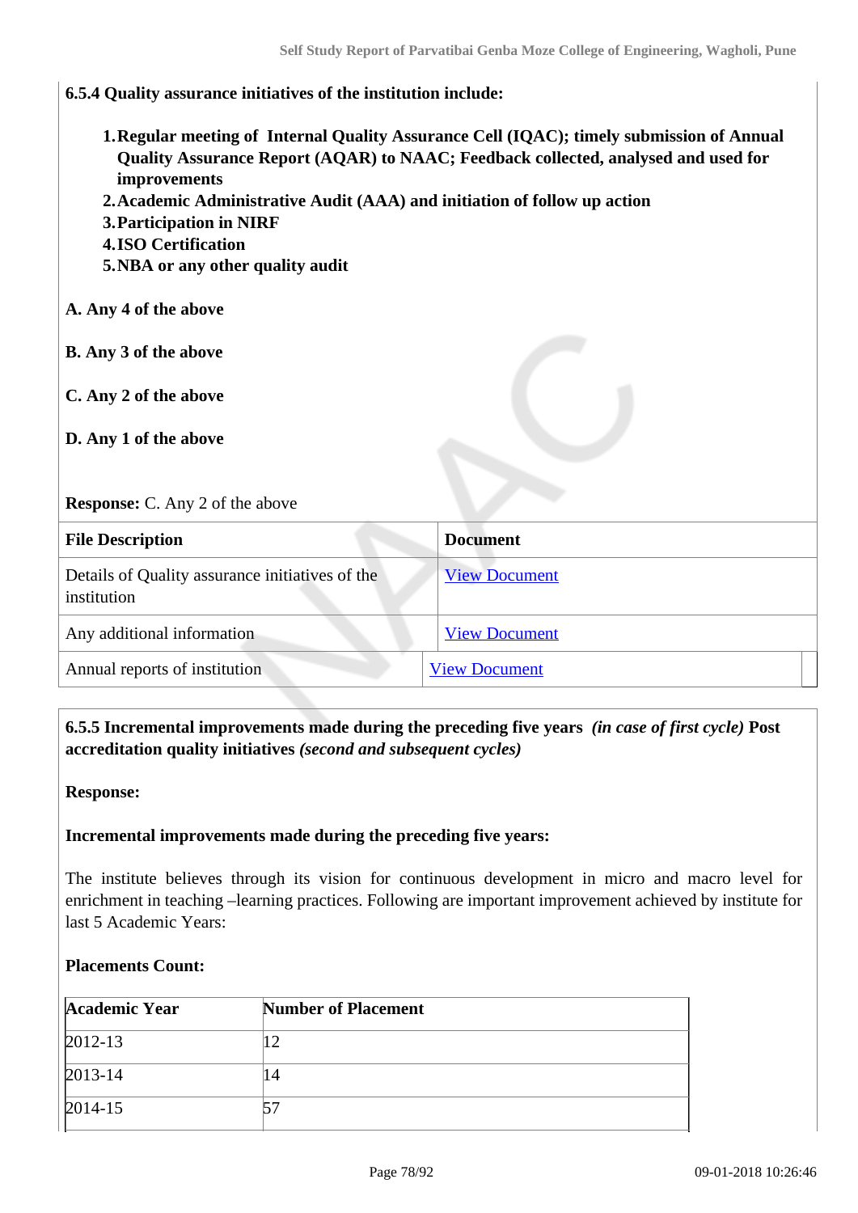**6.5.4 Quality assurance initiatives of the institution include:**

1. **Regular meeting of Internal Quality Assurance Cell (IQAC); timely submission of Annual Quality Assurance Report (AQAR) to NAAC; Feedback collected, analysed and used for improvements**
2. **Academic Administrative Audit (AAA) and initiation of follow up action**
3. **Participation in NIRF**
4. **ISO Certification**
5. **NBA or any other quality audit**

**A. Any 4 of the above**

**B. Any 3 of the above**

**C. Any 2 of the above**

**D. Any 1 of the above**

**Response:** C. Any 2 of the above

| File Description | Document |
|---|---|
| Details of Quality assurance initiatives of the institution | View Document |
| Any additional information | View Document |
| Annual reports of institution | View Document |

**6.5.5 Incremental improvements made during the preceding five years** ***(in case of first cycle)*** **Post accreditation quality initiatives** ***(second and subsequent cycles)***

**Response:**

**Incremental improvements made during the preceding five years:**

The institute believes through its vision for continuous development in micro and macro level for enrichment in teaching –learning practices. Following are important improvement achieved by institute for last 5 Academic Years:

**Placements Count:**

| Academic Year | Number of Placement |
|---|---|
| 2012-13 | 12 |
| 2013-14 | 14 |
| 2014-15 | 57 |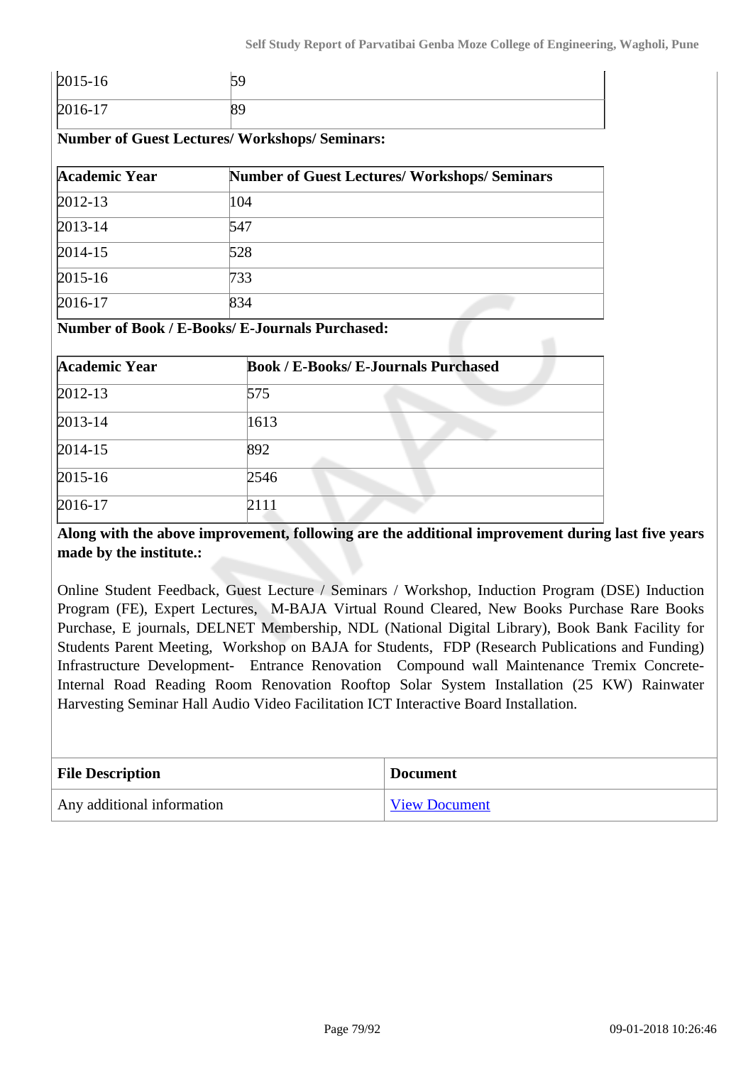| | |
|---|---|
| 2015-16 | 59 |
| 2016-17 | 89 |

**Number of Guest Lectures/ Workshops/ Seminars:**

| Academic Year | Number of Guest Lectures/ Workshops/ Seminars |
|---|---|
| 2012-13 | 104 |
| 2013-14 | 547 |
| 2014-15 | 528 |
| 2015-16 | 733 |
| 2016-17 | 834 |

**Number of Book / E-Books/ E-Journals Purchased:**

| Academic Year | Book / E-Books/ E-Journals Purchased |
|---|---|
| 2012-13 | 575 |
| 2013-14 | 1613 |
| 2014-15 | 892 |
| 2015-16 | 2546 |
| 2016-17 | 2111 |

**Along with the above improvement, following are the additional improvement during last five years made by the institute.:**

Online Student Feedback, Guest Lecture / Seminars / Workshop, Induction Program (DSE) Induction Program (FE), Expert Lectures, M-BAJA Virtual Round Cleared, New Books Purchase Rare Books Purchase, E journals, DELNET Membership, NDL (National Digital Library), Book Bank Facility for Students Parent Meeting, Workshop on BAJA for Students, FDP (Research Publications and Funding) Infrastructure Development- Entrance Renovation Compound wall Maintenance Tremix Concrete-Internal Road Reading Room Renovation Rooftop Solar System Installation (25 KW) Rainwater Harvesting Seminar Hall Audio Video Facilitation ICT Interactive Board Installation.

| File Description | Document |
|---|---|
| Any additional information | View Document |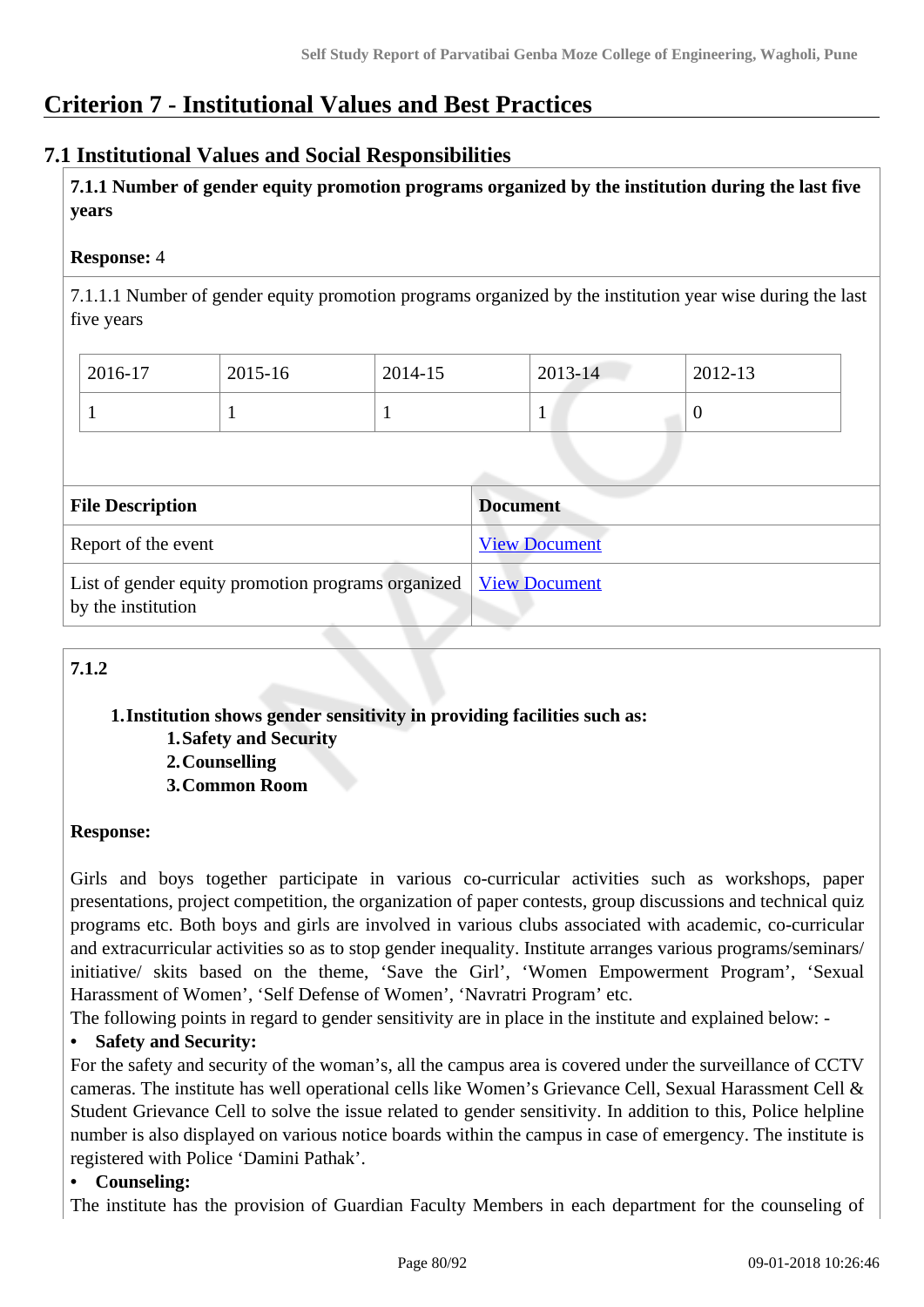# Criterion 7 - Institutional Values and Best Practices

## 7.1 Institutional Values and Social Responsibilities

**7.1.1 Number of gender equity promotion programs organized by the institution during the last five years**

**Response:** 4

7.1.1.1 Number of gender equity promotion programs organized by the institution year wise during the last five years

| 2016-17 | 2015-16 | 2014-15 | 2013-14 | 2012-13 |
|---|---|---|---|---|
| 1 | 1 | 1 | 1 | 0 |

| File Description | Document |
|---|---|
| Report of the event | View Document |
| List of gender equity promotion programs organized by the institution | View Document |

**7.1.2**

1. **Institution shows gender sensitivity in providing facilities such as:**
   1. **Safety and Security**
   2. **Counselling**
   3. **Common Room**

**Response:**

Girls and boys together participate in various co-curricular activities such as workshops, paper presentations, project competition, the organization of paper contests, group discussions and technical quiz programs etc. Both boys and girls are involved in various clubs associated with academic, co-curricular and extracurricular activities so as to stop gender inequality. Institute arranges various programs/seminars/ initiative/ skits based on the theme, 'Save the Girl', 'Women Empowerment Program', 'Sexual Harassment of Women', 'Self Defense of Women', 'Navratri Program' etc.
The following points in regard to gender sensitivity are in place in the institute and explained below: -

- **Safety and Security:**

For the safety and security of the woman's, all the campus area is covered under the surveillance of CCTV cameras. The institute has well operational cells like Women's Grievance Cell, Sexual Harassment Cell & Student Grievance Cell to solve the issue related to gender sensitivity. In addition to this, Police helpline number is also displayed on various notice boards within the campus in case of emergency. The institute is registered with Police 'Damini Pathak'.

- **Counseling:**

The institute has the provision of Guardian Faculty Members in each department for the counseling of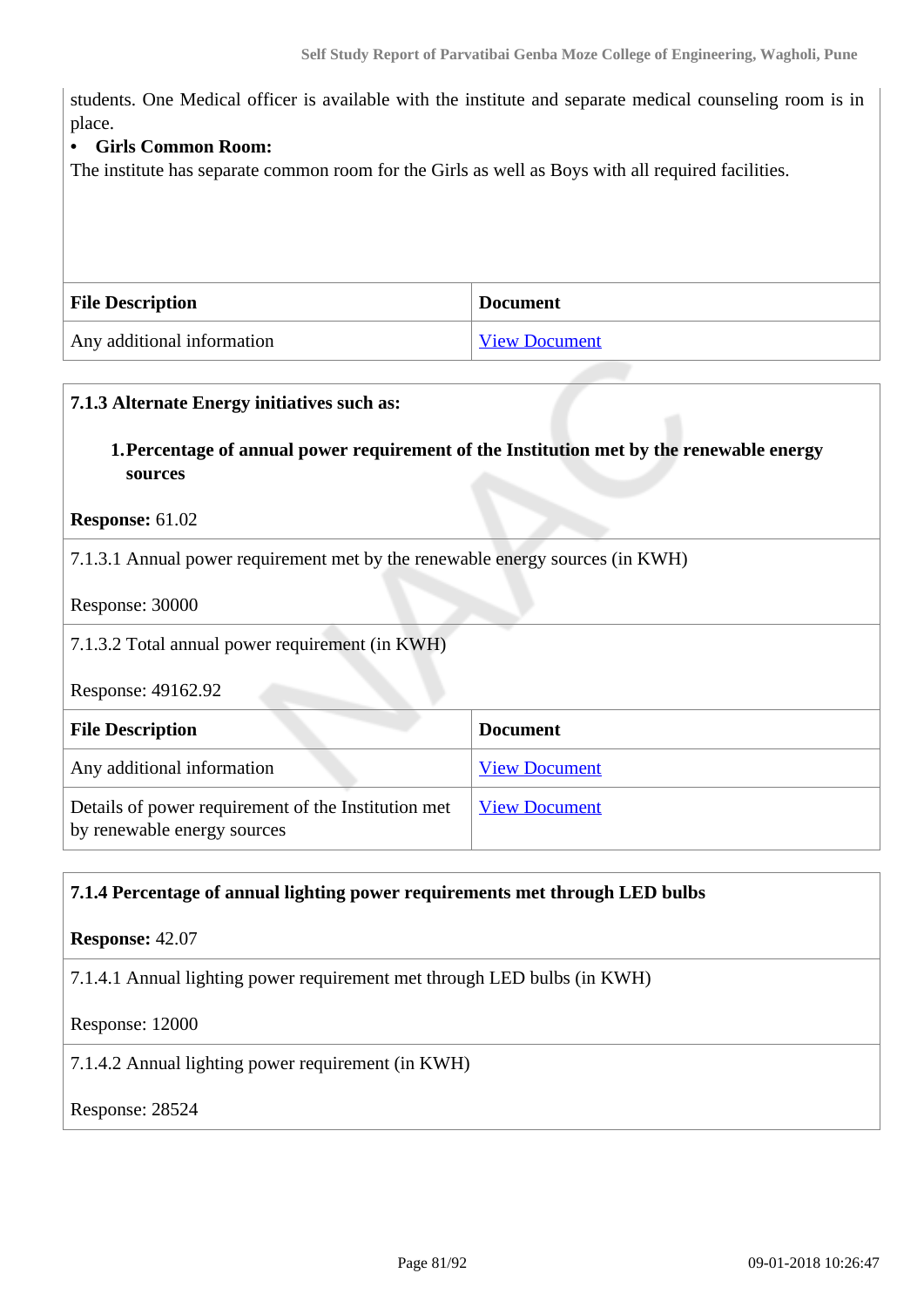students. One Medical officer is available with the institute and separate medical counseling room is in place.

- **Girls Common Room:**

The institute has separate common room for the Girls as well as Boys with all required facilities.

| File Description | Document |
|---|---|
| Any additional information | View Document |

**7.1.3 Alternate Energy initiatives such as:**

1. **Percentage of annual power requirement of the Institution met by the renewable energy sources**

**Response:** 61.02

7.1.3.1 Annual power requirement met by the renewable energy sources (in KWH)

Response: 30000

7.1.3.2 Total annual power requirement (in KWH)

Response: 49162.92

| File Description | Document |
|---|---|
| Any additional information | View Document |
| Details of power requirement of the Institution met by renewable energy sources | View Document |

**7.1.4 Percentage of annual lighting power requirements met through LED bulbs**

**Response:** 42.07

7.1.4.1 Annual lighting power requirement met through LED bulbs (in KWH)

Response: 12000

7.1.4.2 Annual lighting power requirement (in KWH)

Response: 28524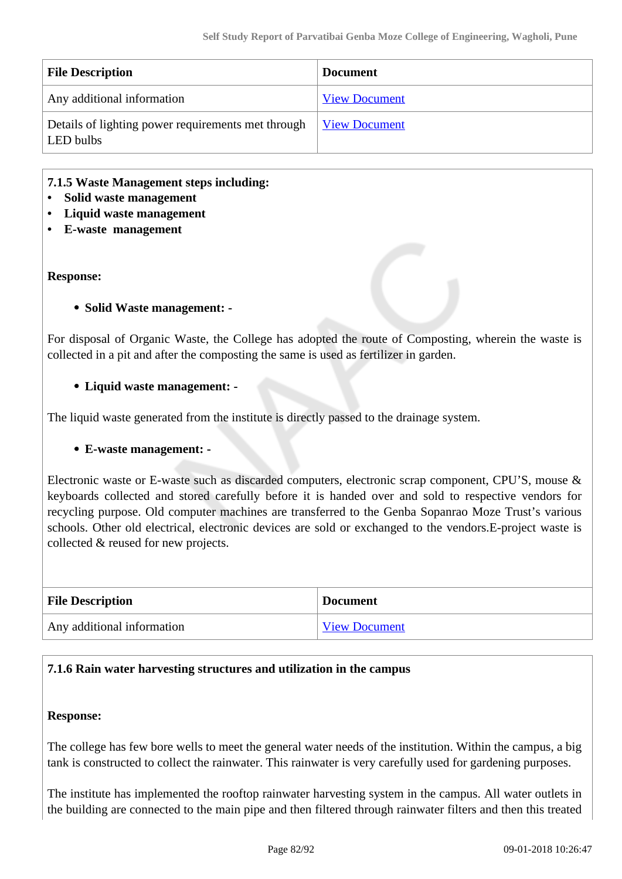| File Description | Document |
|---|---|
| Any additional information | View Document |
| Details of lighting power requirements met through LED bulbs | View Document |

**7.1.5 Waste Management steps including:**
- **Solid waste management**
- **Liquid waste management**
- **E-waste management**

**Response:**

- **Solid Waste management: -**

For disposal of Organic Waste, the College has adopted the route of Composting, wherein the waste is collected in a pit and after the composting the same is used as fertilizer in garden.

- **Liquid waste management: -**

The liquid waste generated from the institute is directly passed to the drainage system.

- **E-waste management: -**

Electronic waste or E-waste such as discarded computers, electronic scrap component, CPU'S, mouse & keyboards collected and stored carefully before it is handed over and sold to respective vendors for recycling purpose. Old computer machines are transferred to the Genba Sopanrao Moze Trust's various schools. Other old electrical, electronic devices are sold or exchanged to the vendors.E-project waste is collected & reused for new projects.

| File Description | Document |
|---|---|
| Any additional information | View Document |

**7.1.6 Rain water harvesting structures and utilization in the campus**

**Response:**

The college has few bore wells to meet the general water needs of the institution. Within the campus, a big tank is constructed to collect the rainwater. This rainwater is very carefully used for gardening purposes.

The institute has implemented the rooftop rainwater harvesting system in the campus. All water outlets in the building are connected to the main pipe and then filtered through rainwater filters and then this treated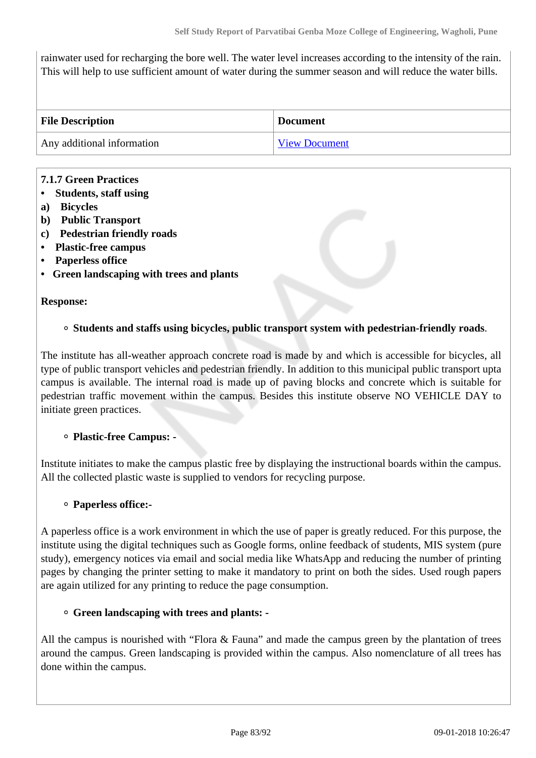rainwater used for recharging the bore well. The water level increases according to the intensity of the rain. This will help to use sufficient amount of water during the summer season and will reduce the water bills.

| File Description | Document |
|---|---|
| Any additional information | View Document |

**7.1.7 Green Practices**
- **Students, staff using**

**a) Bicycles**
**b) Public Transport**
**c) Pedestrian friendly roads**

- **Plastic-free campus**
- **Paperless office**
- **Green landscaping with trees and plants**

**Response:**

- **Students and staffs using bicycles, public transport system with pedestrian-friendly roads**.

The institute has all-weather approach concrete road is made by and which is accessible for bicycles, all type of public transport vehicles and pedestrian friendly. In addition to this municipal public transport upta campus is available. The internal road is made up of paving blocks and concrete which is suitable for pedestrian traffic movement within the campus. Besides this institute observe NO VEHICLE DAY to initiate green practices.

- **Plastic-free Campus: -**

Institute initiates to make the campus plastic free by displaying the instructional boards within the campus. All the collected plastic waste is supplied to vendors for recycling purpose.

- **Paperless office:-**

A paperless office is a work environment in which the use of paper is greatly reduced. For this purpose, the institute using the digital techniques such as Google forms, online feedback of students, MIS system (pure study), emergency notices via email and social media like WhatsApp and reducing the number of printing pages by changing the printer setting to make it mandatory to print on both the sides. Used rough papers are again utilized for any printing to reduce the page consumption.

- **Green landscaping with trees and plants: -**

All the campus is nourished with “Flora & Fauna” and made the campus green by the plantation of trees around the campus. Green landscaping is provided within the campus. Also nomenclature of all trees has done within the campus.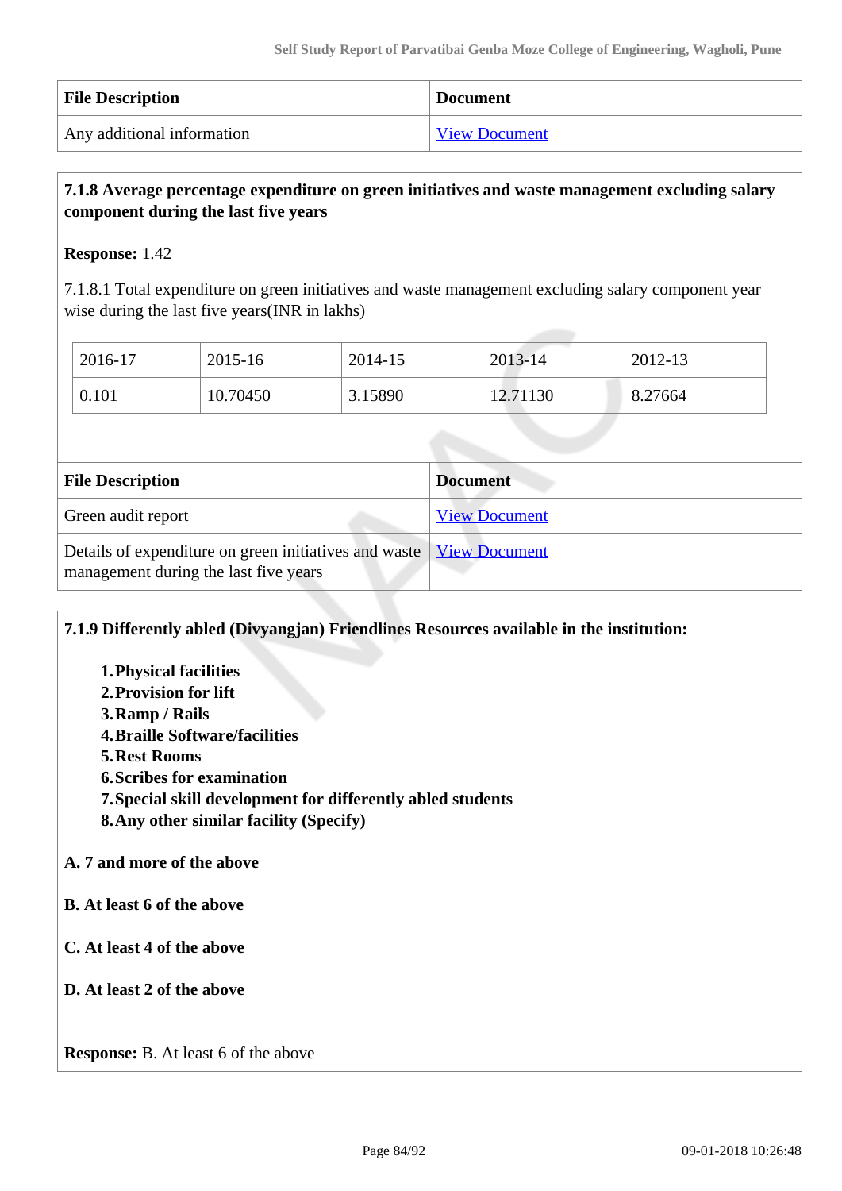| File Description | Document |
| --- | --- |
| Any additional information | View Document |

**7.1.8 Average percentage expenditure on green initiatives and waste management excluding salary component during the last five years**

**Response:** 1.42

7.1.8.1 Total expenditure on green initiatives and waste management excluding salary component year wise during the last five years(INR in lakhs)

| 2016-17 | 2015-16 | 2014-15 | 2013-14 | 2012-13 |
| --- | --- | --- | --- | --- |
| 0.101 | 10.70450 | 3.15890 | 12.71130 | 8.27664 |

| File Description | Document |
| --- | --- |
| Green audit report | View Document |
| Details of expenditure on green initiatives and waste management during the last five years | View Document |

**7.1.9 Differently abled (Divyangjan) Friendlines Resources available in the institution:**

1. **Physical facilities**
2. **Provision for lift**
3. **Ramp / Rails**
4. **Braille Software/facilities**
5. **Rest Rooms**
6. **Scribes for examination**
7. **Special skill development for differently abled students**
8. **Any other similar facility (Specify)**

**A. 7 and more of the above**

**B. At least 6 of the above**

**C. At least 4 of the above**

**D. At least 2 of the above**

**Response:** B. At least 6 of the above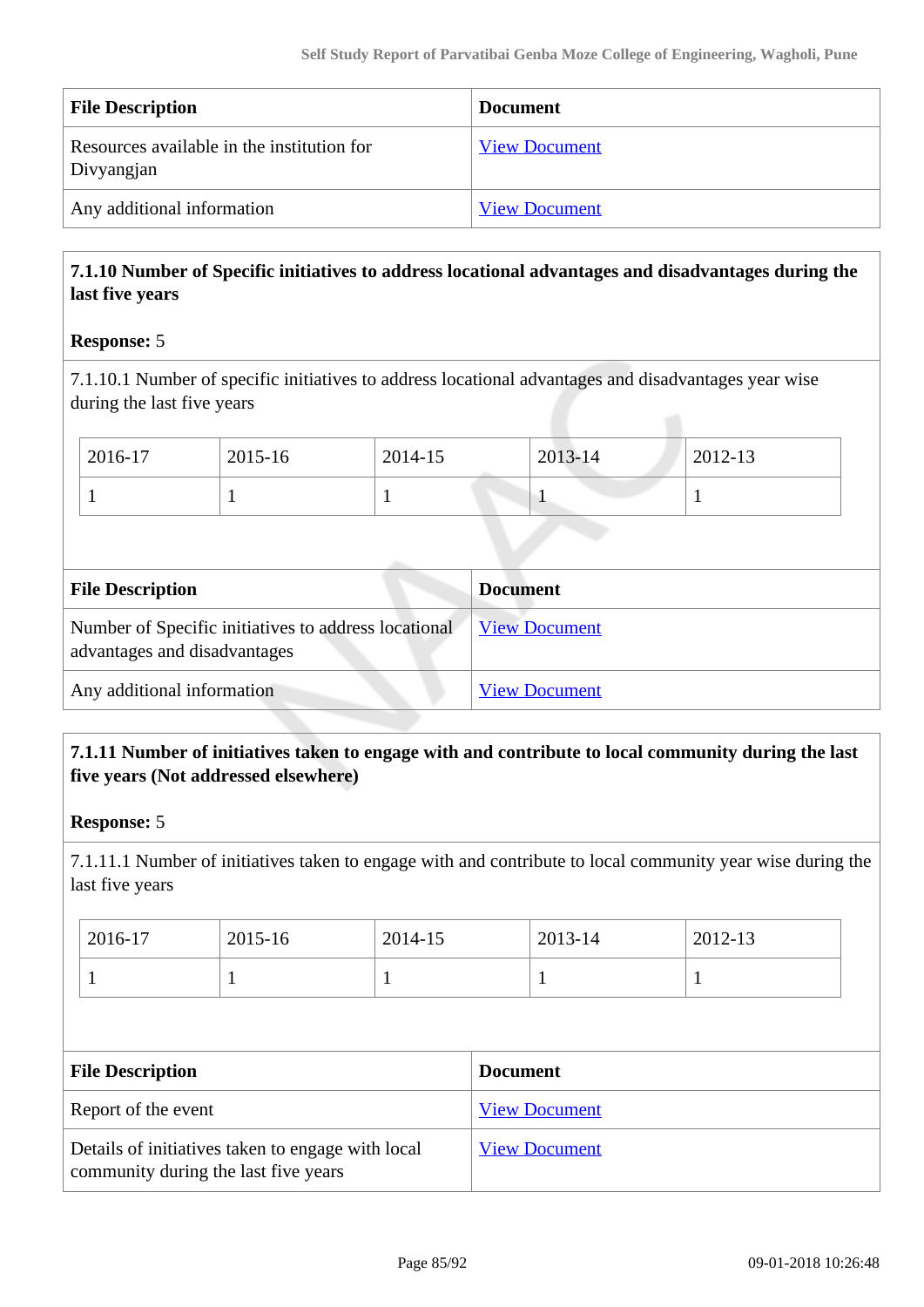| File Description | Document |
|---|---|
| Resources available in the institution for Divyangjan | View Document |
| Any additional information | View Document |

**7.1.10 Number of Specific initiatives to address locational advantages and disadvantages during the last five years**

**Response:** 5

7.1.10.1 Number of specific initiatives to address locational advantages and disadvantages year wise during the last five years

| 2016-17 | 2015-16 | 2014-15 | 2013-14 | 2012-13 |
|---|---|---|---|---|
| 1 | 1 | 1 | 1 | 1 |

| File Description | Document |
|---|---|
| Number of Specific initiatives to address locational advantages and disadvantages | View Document |
| Any additional information | View Document |

**7.1.11 Number of initiatives taken to engage with and contribute to local community during the last five years (Not addressed elsewhere)**

**Response:** 5

7.1.11.1 Number of initiatives taken to engage with and contribute to local community year wise during the last five years

| 2016-17 | 2015-16 | 2014-15 | 2013-14 | 2012-13 |
|---|---|---|---|---|
| 1 | 1 | 1 | 1 | 1 |

| File Description | Document |
|---|---|
| Report of the event | View Document |
| Details of initiatives taken to engage with local community during the last five years | View Document |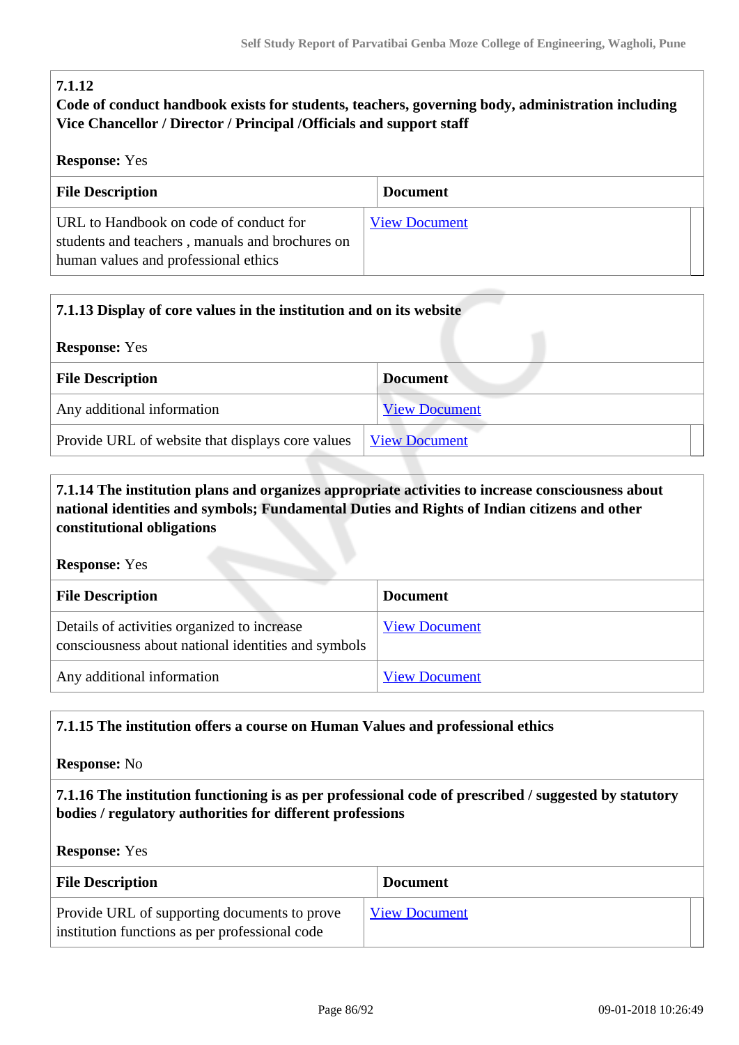**7.1.12**

**Code of conduct handbook exists for students, teachers, governing body, administration including Vice Chancellor / Director / Principal /Officials and support staff**

**Response:** Yes

| File Description | Document |
|---|---|
| URL to Handbook on code of conduct for students and teachers , manuals and brochures on human values and professional ethics | View Document |

**7.1.13 Display of core values in the institution and on its website**

**Response:** Yes

| File Description | Document |
|---|---|
| Any additional information | View Document |
| Provide URL of website that displays core values | View Document |

**7.1.14 The institution plans and organizes appropriate activities to increase consciousness about national identities and symbols; Fundamental Duties and Rights of Indian citizens and other constitutional obligations**

**Response:** Yes

| File Description | Document |
|---|---|
| Details of activities organized to increase consciousness about national identities and symbols | View Document |
| Any additional information | View Document |

**7.1.15 The institution offers a course on Human Values and professional ethics**

**Response:** No

**7.1.16 The institution functioning is as per professional code of prescribed / suggested by statutory bodies / regulatory authorities for different professions**

**Response:** Yes

| File Description | Document |
|---|---|
| Provide URL of supporting documents to prove institution functions as per professional code | View Document |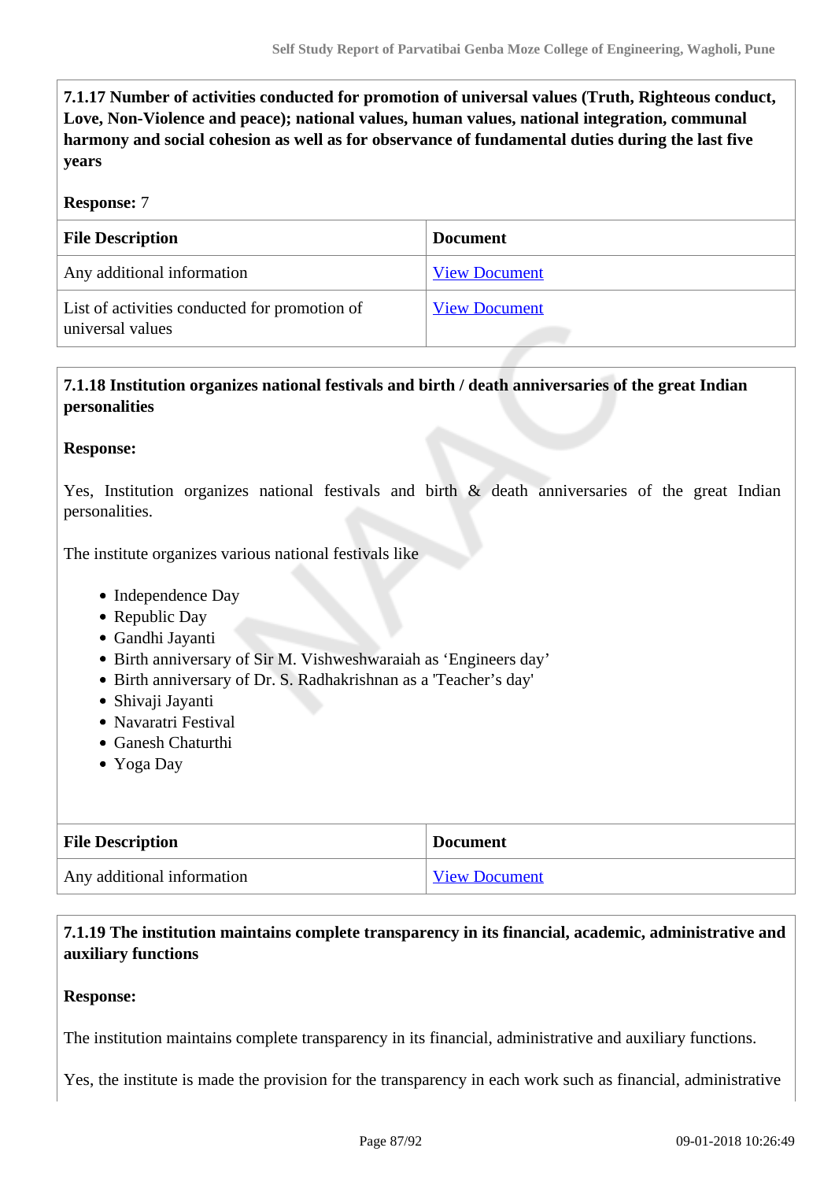**7.1.17 Number of activities conducted for promotion of universal values (Truth, Righteous conduct, Love, Non-Violence and peace); national values, human values, national integration, communal harmony and social cohesion as well as for observance of fundamental duties during the last five years**

**Response:** 7

| File Description | Document |
|---|---|
| Any additional information | View Document |
| List of activities conducted for promotion of universal values | View Document |

**7.1.18 Institution organizes national festivals and birth / death anniversaries of the great Indian personalities**

**Response:**

Yes, Institution organizes national festivals and birth & death anniversaries of the great Indian personalities.

The institute organizes various national festivals like

- Independence Day
- Republic Day
- Gandhi Jayanti
- Birth anniversary of Sir M. Vishweshwaraiah as 'Engineers day'
- Birth anniversary of Dr. S. Radhakrishnan as a 'Teacher's day'
- Shivaji Jayanti
- Navaratri Festival
- Ganesh Chaturthi
- Yoga Day

| File Description | Document |
|---|---|
| Any additional information | View Document |

**7.1.19 The institution maintains complete transparency in its financial, academic, administrative and auxiliary functions**

**Response:**

The institution maintains complete transparency in its financial, administrative and auxiliary functions.

Yes, the institute is made the provision for the transparency in each work such as financial, administrative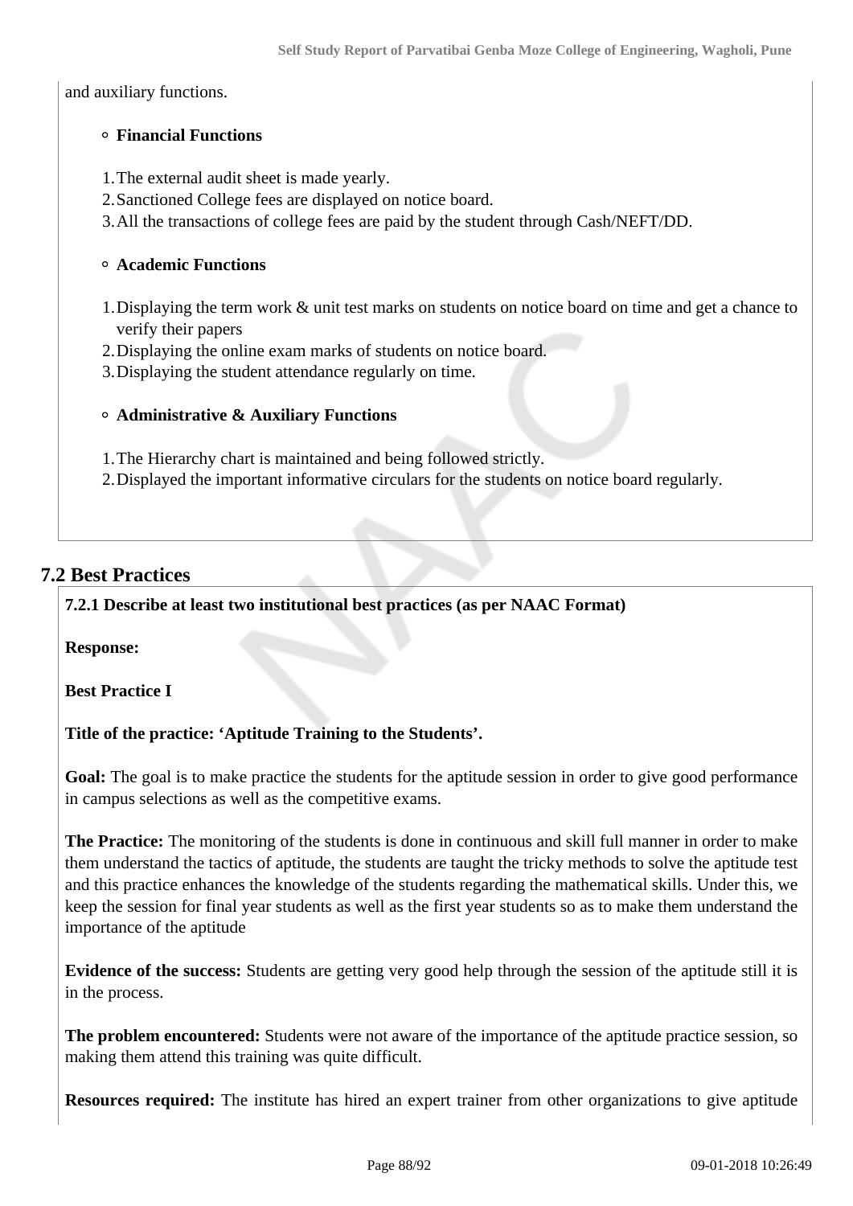and auxiliary functions.

- **Financial Functions**

1. The external audit sheet is made yearly.
2. Sanctioned College fees are displayed on notice board.
3. All the transactions of college fees are paid by the student through Cash/NEFT/DD.

- **Academic Functions**

1. Displaying the term work & unit test marks on students on notice board on time and get a chance to verify their papers
2. Displaying the online exam marks of students on notice board.
3. Displaying the student attendance regularly on time.

- **Administrative & Auxiliary Functions**

1. The Hierarchy chart is maintained and being followed strictly.
2. Displayed the important informative circulars for the students on notice board regularly.

## 7.2 Best Practices

**7.2.1 Describe at least two institutional best practices (as per NAAC Format)**

**Response:**

**Best Practice I**

**Title of the practice: 'Aptitude Training to the Students'.**

**Goal:** The goal is to make practice the students for the aptitude session in order to give good performance in campus selections as well as the competitive exams.

**The Practice:** The monitoring of the students is done in continuous and skill full manner in order to make them understand the tactics of aptitude, the students are taught the tricky methods to solve the aptitude test and this practice enhances the knowledge of the students regarding the mathematical skills. Under this, we keep the session for final year students as well as the first year students so as to make them understand the importance of the aptitude

**Evidence of the success:** Students are getting very good help through the session of the aptitude still it is in the process.

**The problem encountered:** Students were not aware of the importance of the aptitude practice session, so making them attend this training was quite difficult.

**Resources required:** The institute has hired an expert trainer from other organizations to give aptitude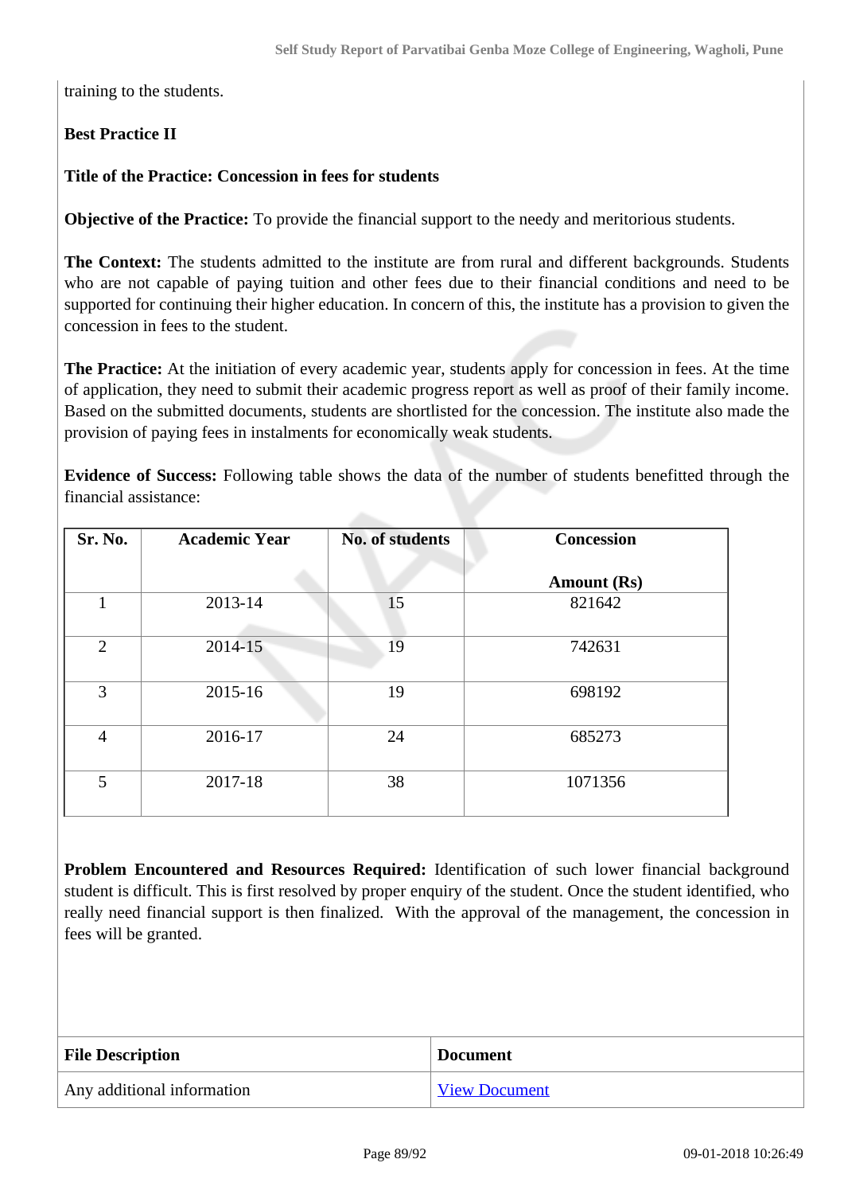training to the students.

**Best Practice II**

**Title of the Practice: Concession in fees for students**

**Objective of the Practice:** To provide the financial support to the needy and meritorious students.

**The Context:** The students admitted to the institute are from rural and different backgrounds. Students who are not capable of paying tuition and other fees due to their financial conditions and need to be supported for continuing their higher education. In concern of this, the institute has a provision to given the concession in fees to the student.

**The Practice:** At the initiation of every academic year, students apply for concession in fees. At the time of application, they need to submit their academic progress report as well as proof of their family income. Based on the submitted documents, students are shortlisted for the concession. The institute also made the provision of paying fees in instalments for economically weak students.

**Evidence of Success:** Following table shows the data of the number of students benefitted through the financial assistance:

| Sr. No. | Academic Year | No. of students | Concession Amount (Rs) |
|---|---|---|---|
| 1 | 2013-14 | 15 | 821642 |
| 2 | 2014-15 | 19 | 742631 |
| 3 | 2015-16 | 19 | 698192 |
| 4 | 2016-17 | 24 | 685273 |
| 5 | 2017-18 | 38 | 1071356 |

**Problem Encountered and Resources Required:** Identification of such lower financial background student is difficult. This is first resolved by proper enquiry of the student. Once the student identified, who really need financial support is then finalized. With the approval of the management, the concession in fees will be granted.

| File Description | Document |
|---|---|
| Any additional information | View Document |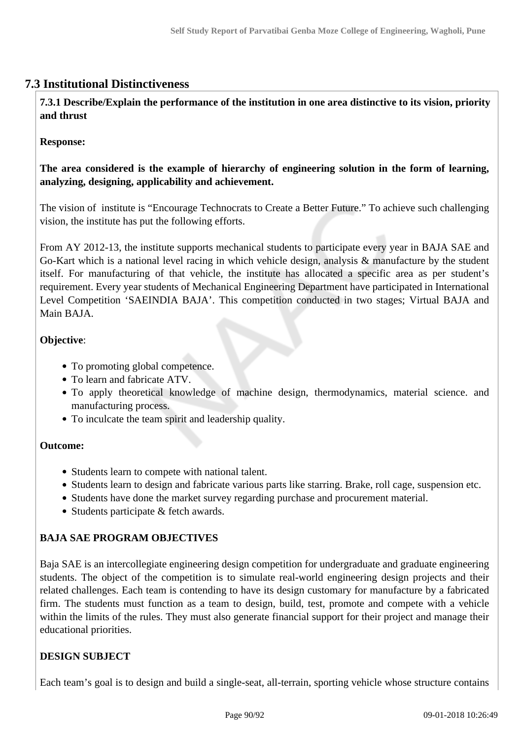## 7.3 Institutional Distinctiveness

**7.3.1 Describe/Explain the performance of the institution in one area distinctive to its vision, priority and thrust**

**Response:**

**The area considered is the example of hierarchy of engineering solution in the form of learning, analyzing, designing, applicability and achievement.**

The vision of institute is "Encourage Technocrats to Create a Better Future." To achieve such challenging vision, the institute has put the following efforts.

From AY 2012-13, the institute supports mechanical students to participate every year in BAJA SAE and Go-Kart which is a national level racing in which vehicle design, analysis & manufacture by the student itself. For manufacturing of that vehicle, the institute has allocated a specific area as per student's requirement. Every year students of Mechanical Engineering Department have participated in International Level Competition 'SAEINDIA BAJA'. This competition conducted in two stages; Virtual BAJA and Main BAJA.

**Objective**:

- To promoting global competence.
- To learn and fabricate ATV.
- To apply theoretical knowledge of machine design, thermodynamics, material science. and manufacturing process.
- To inculcate the team spirit and leadership quality.

**Outcome:**

- Students learn to compete with national talent.
- Students learn to design and fabricate various parts like starring. Brake, roll cage, suspension etc.
- Students have done the market survey regarding purchase and procurement material.
- Students participate & fetch awards.

**BAJA SAE PROGRAM OBJECTIVES**

Baja SAE is an intercollegiate engineering design competition for undergraduate and graduate engineering students. The object of the competition is to simulate real-world engineering design projects and their related challenges. Each team is contending to have its design customary for manufacture by a fabricated firm. The students must function as a team to design, build, test, promote and compete with a vehicle within the limits of the rules. They must also generate financial support for their project and manage their educational priorities.

**DESIGN SUBJECT**

Each team's goal is to design and build a single-seat, all-terrain, sporting vehicle whose structure contains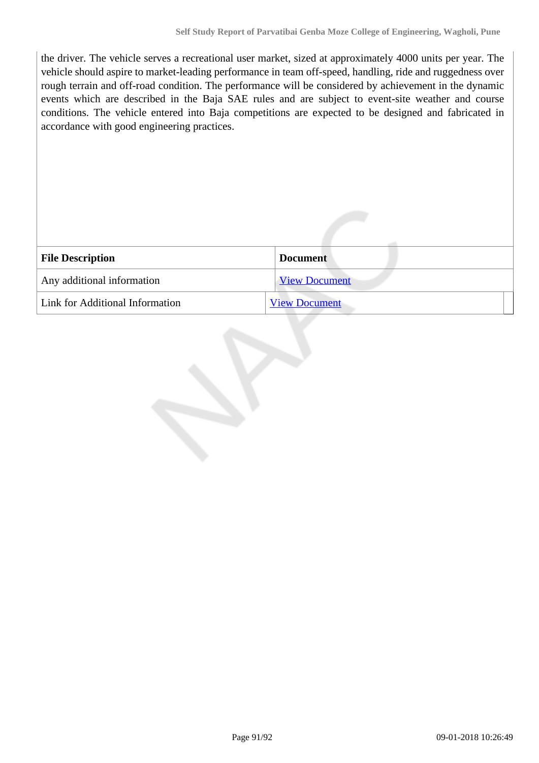the driver. The vehicle serves a recreational user market, sized at approximately 4000 units per year. The vehicle should aspire to market-leading performance in team off-speed, handling, ride and ruggedness over rough terrain and off-road condition. The performance will be considered by achievement in the dynamic events which are described in the Baja SAE rules and are subject to event-site weather and course conditions. The vehicle entered into Baja competitions are expected to be designed and fabricated in accordance with good engineering practices.

| File Description | Document |
|---|---|
| Any additional information | View Document |
| Link for Additional Information | View Document |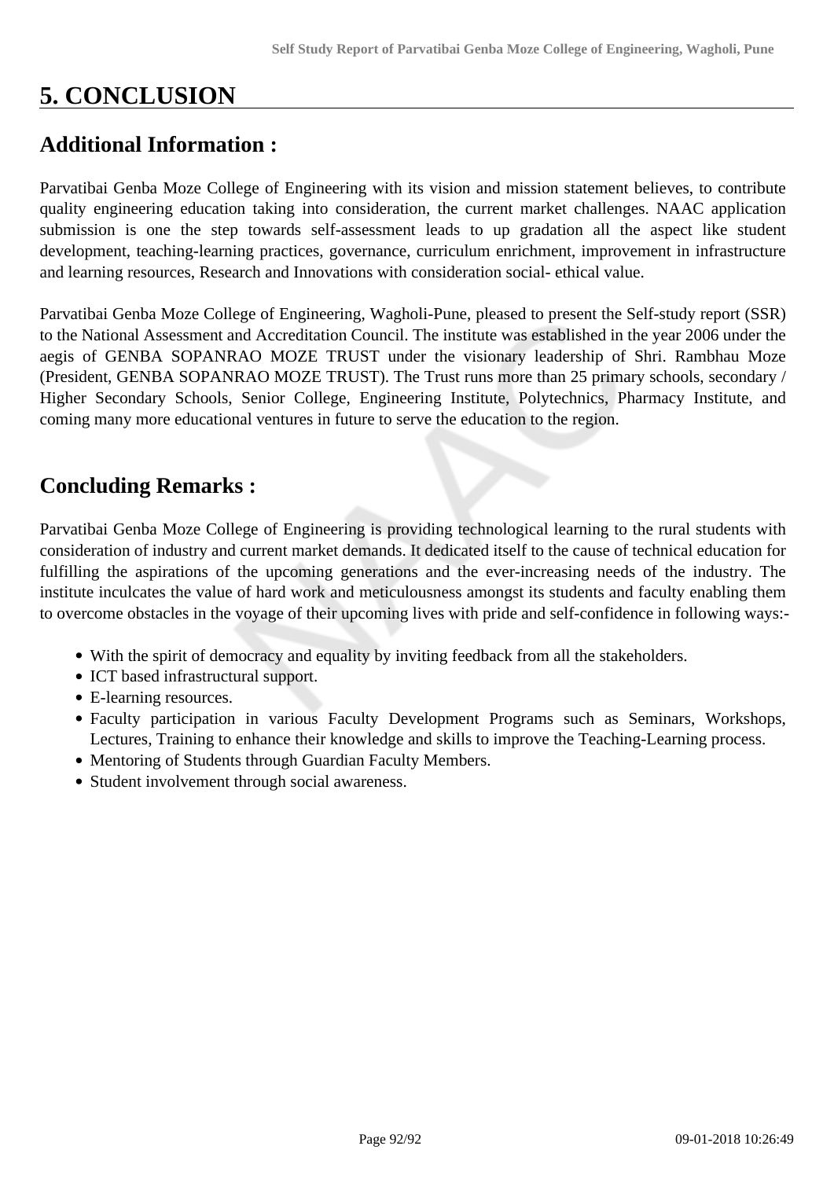# 5. CONCLUSION

## Additional Information :

Parvatibai Genba Moze College of Engineering with its vision and mission statement believes, to contribute quality engineering education taking into consideration, the current market challenges. NAAC application submission is one the step towards self-assessment leads to up gradation all the aspect like student development, teaching-learning practices, governance, curriculum enrichment, improvement in infrastructure and learning resources, Research and Innovations with consideration social- ethical value.

Parvatibai Genba Moze College of Engineering, Wagholi-Pune, pleased to present the Self-study report (SSR) to the National Assessment and Accreditation Council. The institute was established in the year 2006 under the aegis of GENBA SOPANRAO MOZE TRUST under the visionary leadership of Shri. Rambhau Moze (President, GENBA SOPANRAO MOZE TRUST). The Trust runs more than 25 primary schools, secondary / Higher Secondary Schools, Senior College, Engineering Institute, Polytechnics, Pharmacy Institute, and coming many more educational ventures in future to serve the education to the region.

## Concluding Remarks :

Parvatibai Genba Moze College of Engineering is providing technological learning to the rural students with consideration of industry and current market demands. It dedicated itself to the cause of technical education for fulfilling the aspirations of the upcoming generations and the ever-increasing needs of the industry. The institute inculcates the value of hard work and meticulousness amongst its students and faculty enabling them to overcome obstacles in the voyage of their upcoming lives with pride and self-confidence in following ways:-

- With the spirit of democracy and equality by inviting feedback from all the stakeholders.
- ICT based infrastructural support.
- E-learning resources.
- Faculty participation in various Faculty Development Programs such as Seminars, Workshops, Lectures, Training to enhance their knowledge and skills to improve the Teaching-Learning process.
- Mentoring of Students through Guardian Faculty Members.
- Student involvement through social awareness.